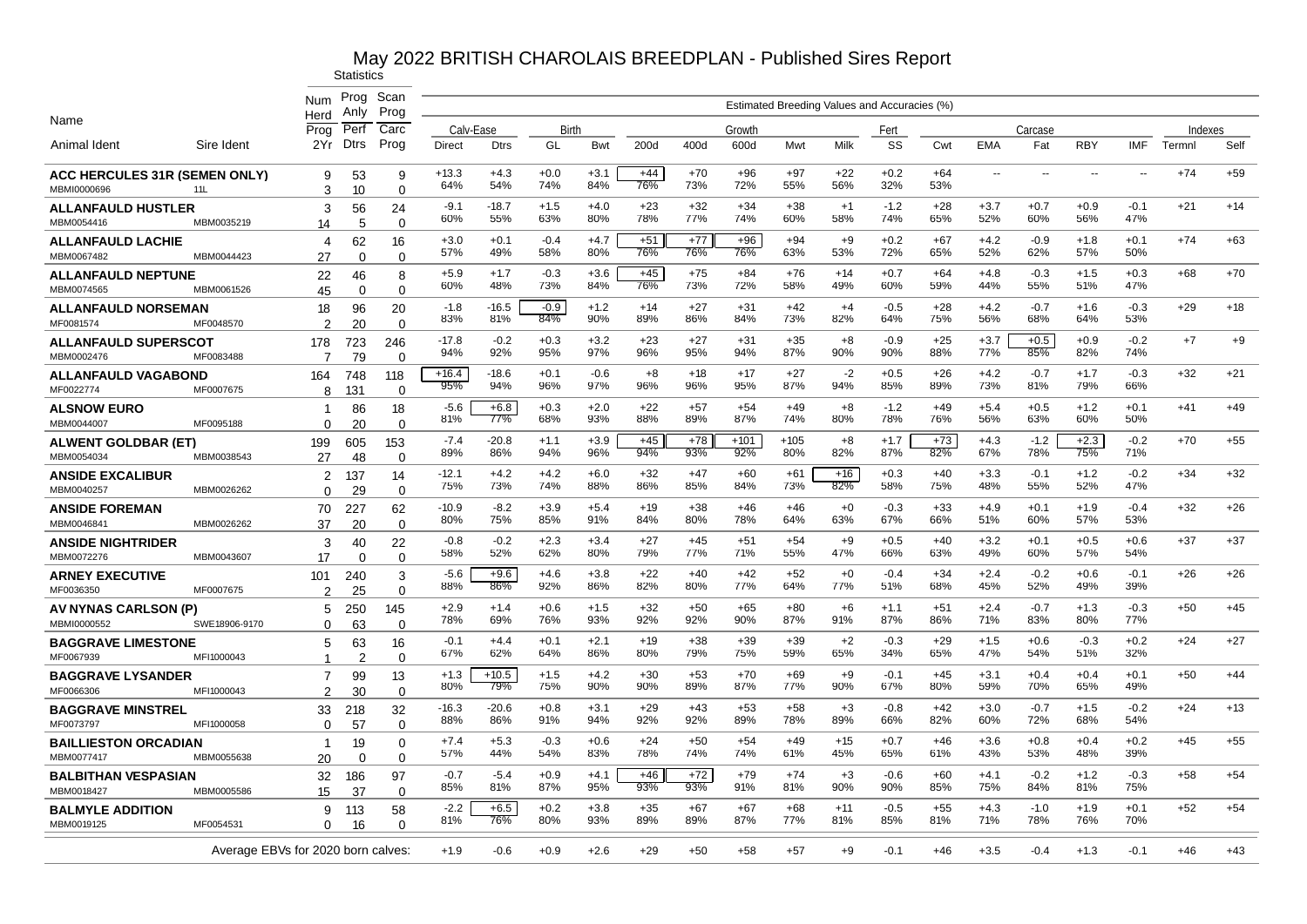# May 2022 BRITISH CHAROLAIS BREEDPLAN - Published Sires Report

| Name | | Statistics | | | Estimated Breeding Values and Accuracies (%) | | | | | | | | | | | | | | | | | | | |
|---|---|---|---|---|---|---|---|---|---|---|---|---|---|---|---|---|---|---|---|---|---|---|---|---|
| | | Num Herd | Prog Anly | Scan Prog | Calv-Ease | | Birth | | Growth | | | | | Fert | Carcase | | | | | | Indexes | |
| Animal Ident | Sire Ident | Prog 2Yr | Perf Dtrs | Carc Prog | Direct | Dtrs | GL | Bwt | 200d | 400d | 600d | Mwt | Milk | SS | Cwt | EMA | Fat | RBY | IMF | Termnl | Self |
| **ACC HERCULES 31R (SEMEN ONLY)** | | 9 | 53 | 9 | +13.3 | +4.3 | +0.0 | +3.1 | +44 | +70 | +96 | +97 | +22 | +0.2 | +64 | -- | -- | -- | -- | +74 | +59 |
| MBMI0000696 | 11L | 3 | 10 | 0 | 64% | 54% | 74% | 84% | 76% | 73% | 72% | 55% | 56% | 32% | 53% | | | | | | |
| **ALLANFAULD HUSTLER** | | 3 | 56 | 24 | -9.1 | -18.7 | +1.5 | +4.0 | +23 | +32 | +34 | +38 | +1 | -1.2 | +28 | +3.7 | +0.7 | +0.9 | -0.1 | +21 | +14 |
| MBM0054416 | MBM0035219 | 14 | 5 | 0 | 60% | 55% | 63% | 80% | 78% | 77% | 74% | 60% | 58% | 74% | 65% | 52% | 60% | 56% | 47% | | |
| **ALLANFAULD LACHIE** | | 4 | 62 | 16 | +3.0 | +0.1 | -0.4 | +4.7 | +51 | +77 | +96 | +94 | +9 | +0.2 | +67 | +4.2 | -0.9 | +1.8 | +0.1 | +74 | +63 |
| MBM0067482 | MBM0044423 | 27 | 0 | 0 | 57% | 49% | 58% | 80% | 76% | 76% | 76% | 63% | 53% | 72% | 65% | 52% | 62% | 57% | 50% | | |
| **ALLANFAULD NEPTUNE** | | 22 | 46 | 8 | +5.9 | +1.7 | -0.3 | +3.6 | +45 | +75 | +84 | +76 | +14 | +0.7 | +64 | +4.8 | -0.3 | +1.5 | +0.3 | +68 | +70 |
| MBM0074565 | MBM0061526 | 45 | 0 | 0 | 60% | 48% | 73% | 84% | 76% | 73% | 72% | 58% | 49% | 60% | 59% | 44% | 55% | 51% | 47% | | |
| **ALLANFAULD NORSEMAN** | | 18 | 96 | 20 | -1.8 | -16.5 | -0.9 | +1.2 | +14 | +27 | +31 | +42 | +4 | -0.5 | +28 | +4.2 | -0.7 | +1.6 | -0.3 | +29 | +18 |
| MF0081574 | MF0048570 | 2 | 20 | 0 | 83% | 81% | 84% | 90% | 89% | 86% | 84% | 73% | 82% | 64% | 75% | 56% | 68% | 64% | 53% | | |
| **ALLANFAULD SUPERSCOT** | | 178 | 723 | 246 | -17.8 | -0.2 | +0.3 | +3.2 | +23 | +27 | +31 | +35 | +8 | -0.9 | +25 | +3.7 | +0.5 | +0.9 | -0.2 | +7 | +9 |
| MBM0002476 | MF0083488 | 7 | 79 | 0 | 94% | 92% | 95% | 97% | 96% | 95% | 94% | 87% | 90% | 90% | 88% | 77% | 85% | 82% | 74% | | |
| **ALLANFAULD VAGABOND** | | 164 | 748 | 118 | +16.4 | -18.6 | +0.1 | -0.6 | +8 | +18 | +17 | +27 | -2 | +0.5 | +26 | +4.2 | -0.7 | +1.7 | -0.3 | +32 | +21 |
| MF0022774 | MF0007675 | 8 | 131 | 0 | 95% | 94% | 96% | 97% | 96% | 96% | 95% | 87% | 94% | 85% | 89% | 73% | 81% | 79% | 66% | | |
| **ALSNOW EURO** | | 1 | 86 | 18 | -5.6 | +6.8 | +0.3 | +2.0 | +22 | +57 | +54 | +49 | +8 | -1.2 | +49 | +5.4 | +0.5 | +1.2 | +0.1 | +41 | +49 |
| MBM0044007 | MF0095188 | 0 | 20 | 0 | 81% | 77% | 68% | 93% | 88% | 89% | 87% | 74% | 80% | 78% | 76% | 56% | 63% | 60% | 50% | | |
| **ALWENT GOLDBAR (ET)** | | 199 | 605 | 153 | -7.4 | -20.8 | +1.1 | +3.9 | +45 | +78 | +101 | +105 | +8 | +1.7 | +73 | +4.3 | -1.2 | +2.3 | -0.2 | +70 | +55 |
| MBM0054034 | MBM0038543 | 27 | 48 | 0 | 89% | 86% | 94% | 96% | 94% | 93% | 92% | 80% | 82% | 87% | 82% | 67% | 78% | 75% | 71% | | |
| **ANSIDE EXCALIBUR** | | 2 | 137 | 14 | -12.1 | +4.2 | +4.2 | +6.0 | +32 | +47 | +60 | +61 | +16 | +0.3 | +40 | +3.3 | -0.1 | +1.2 | -0.2 | +34 | +32 |
| MBM0040257 | MBM0026262 | 0 | 29 | 0 | 75% | 73% | 74% | 88% | 86% | 85% | 84% | 73% | 82% | 58% | 75% | 48% | 55% | 52% | 47% | | |
| **ANSIDE FOREMAN** | | 70 | 227 | 62 | -10.9 | -8.2 | +3.9 | +5.4 | +19 | +38 | +46 | +46 | +0 | -0.3 | +33 | +4.9 | +0.1 | +1.9 | -0.4 | +32 | +26 |
| MBM0046841 | MBM0026262 | 37 | 20 | 0 | 80% | 75% | 85% | 91% | 84% | 80% | 78% | 64% | 63% | 67% | 66% | 51% | 60% | 57% | 53% | | |
| **ANSIDE NIGHTRIDER** | | 3 | 40 | 22 | -0.8 | -0.2 | +2.3 | +3.4 | +27 | +45 | +51 | +54 | +9 | +0.5 | +40 | +3.2 | +0.1 | +0.5 | +0.6 | +37 | +37 |
| MBM0072276 | MBM0043607 | 17 | 0 | 0 | 58% | 52% | 62% | 80% | 79% | 77% | 71% | 55% | 47% | 66% | 63% | 49% | 60% | 57% | 54% | | |
| **ARNEY EXECUTIVE** | | 101 | 240 | 3 | -5.6 | +9.6 | +4.6 | +3.8 | +22 | +40 | +42 | +52 | +0 | -0.4 | +34 | +2.4 | -0.2 | +0.6 | -0.1 | +26 | +26 |
| MF0036350 | MF0007675 | 2 | 25 | 0 | 88% | 86% | 92% | 86% | 82% | 80% | 77% | 64% | 77% | 51% | 68% | 45% | 52% | 49% | 39% | | |
| **AV NYNAS CARLSON (P)** | | 5 | 250 | 145 | +2.9 | +1.4 | +0.6 | +1.5 | +32 | +50 | +65 | +80 | +6 | +1.1 | +51 | +2.4 | -0.7 | +1.3 | -0.3 | +50 | +45 |
| MBMI0000552 | SWE18906-9170 | 0 | 63 | 0 | 78% | 69% | 76% | 93% | 92% | 92% | 90% | 87% | 91% | 87% | 86% | 71% | 83% | 80% | 77% | | |
| **BAGGRAVE LIMESTONE** | | 5 | 63 | 16 | -0.1 | +4.4 | +0.1 | +2.1 | +19 | +38 | +39 | +39 | +2 | -0.3 | +29 | +1.5 | +0.6 | -0.3 | +0.2 | +24 | +27 |
| MF0067939 | MFI1000043 | 1 | 2 | 0 | 67% | 62% | 64% | 86% | 80% | 79% | 75% | 59% | 65% | 34% | 65% | 47% | 54% | 51% | 32% | | |
| **BAGGRAVE LYSANDER** | | 7 | 99 | 13 | +1.3 | +10.5 | +1.5 | +4.2 | +30 | +53 | +70 | +69 | +9 | -0.1 | +45 | +3.1 | +0.4 | +0.4 | +0.1 | +50 | +44 |
| MF0066306 | MFI1000043 | 2 | 30 | 0 | 80% | 79% | 75% | 90% | 90% | 89% | 87% | 77% | 90% | 67% | 80% | 59% | 70% | 65% | 49% | | |
| **BAGGRAVE MINSTREL** | | 33 | 218 | 32 | -16.3 | -20.6 | +0.8 | +3.1 | +29 | +43 | +53 | +58 | +3 | -0.8 | +42 | +3.0 | -0.7 | +1.5 | -0.2 | +24 | +13 |
| MF0073797 | MFI1000058 | 0 | 57 | 0 | 88% | 86% | 91% | 94% | 92% | 92% | 89% | 78% | 89% | 66% | 82% | 60% | 72% | 68% | 54% | | |
| **BAILLIESTON ORCADIAN** | | 1 | 19 | 0 | +7.4 | +5.3 | -0.3 | +0.6 | +24 | +50 | +54 | +49 | +15 | +0.7 | +46 | +3.6 | +0.8 | +0.4 | +0.2 | +45 | +55 |
| MBM0077417 | MBM0055638 | 20 | 0 | 0 | 57% | 44% | 54% | 83% | 78% | 74% | 74% | 61% | 45% | 65% | 61% | 43% | 53% | 48% | 39% | | |
| **BALBITHAN VESPASIAN** | | 32 | 186 | 97 | -0.7 | -5.4 | +0.9 | +4.1 | +46 | +72 | +79 | +74 | +3 | -0.6 | +60 | +4.1 | -0.2 | +1.2 | -0.3 | +58 | +54 |
| MBM0018427 | MBM0005586 | 15 | 37 | 0 | 85% | 81% | 87% | 95% | 93% | 93% | 91% | 81% | 90% | 90% | 85% | 75% | 84% | 81% | 75% | | |
| **BALMYLE ADDITION** | | 9 | 113 | 58 | -2.2 | +6.5 | +0.2 | +3.8 | +35 | +67 | +67 | +68 | +11 | -0.5 | +55 | +4.3 | -1.0 | +1.9 | +0.1 | +52 | +54 |
| MBM0019125 | MF0054531 | 0 | 16 | 0 | 81% | 76% | 80% | 93% | 89% | 89% | 87% | 77% | 81% | 85% | 81% | 71% | 78% | 76% | 70% | | |
| Average EBVs for 2020 born calves: | | | | | +1.9 | -0.6 | +0.9 | +2.6 | +29 | +50 | +58 | +57 | +9 | -0.1 | +46 | +3.5 | -0.4 | +1.3 | -0.1 | +46 | +43 |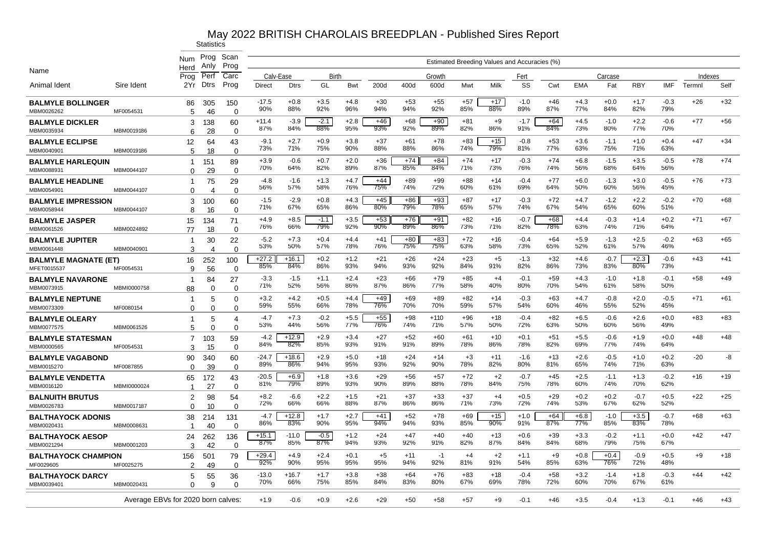# May 2022 BRITISH CHAROLAIS BREEDPLAN - Published Sires Report

| Name | | Statistics | | | Estimated Breeding Values and Accuracies (%) | | | | | | | | | | | | | | | | | | |
|---|---|---|---|---|---|---|---|---|---|---|---|---|---|---|---|---|---|---|---|---|---|---|---|
| | | Num Herd Prog | Prog Anly Perf | Scan Prog Carc | Calv-Ease | | Birth | | Growth | | | | | Fert | Carcase | | | | | | Indexes | |
| Animal Ident | Sire Ident | 2Yr | Dtrs | Prog | Direct | Dtrs | GL | Bwt | 200d | 400d | 600d | Mwt | Milk | SS | Cwt | EMA | Fat | RBY | IMF | Termnl | Self |
| **BALMYLE BOLLINGER** | | 86 | 305 | 150 | -17.5 | +0.8 | +3.5 | +4.8 | +30 | +53 | +55 | +57 | +17 | -1.0 | +46 | +4.3 | +0.0 | +1.7 | -0.3 | +26 | +32 |
| MBM0026262 | MF0054531 | 5 | 46 | 0 | 90% | 88% | 92% | 96% | 94% | 94% | 92% | 85% | 88% | 89% | 87% | 77% | 84% | 82% | 79% | | |
| **BALMYLE DICKLER** | | 3 | 138 | 60 | +11.4 | -3.9 | -2.1 | +2.8 | +46 | +68 | +90 | +81 | +9 | -1.7 | +64 | +4.5 | -1.0 | +2.2 | -0.6 | +77 | +56 |
| MBM0035934 | MBM0019186 | 6 | 28 | 0 | 87% | 84% | 88% | 95% | 93% | 92% | 89% | 82% | 86% | 91% | 84% | 73% | 80% | 77% | 70% | | |
| **BALMYLE ECLIPSE** | | 12 | 64 | 43 | -9.1 | +2.7 | +0.9 | +3.8 | +37 | +61 | +78 | +83 | +15 | -0.8 | +53 | +3.6 | -1.1 | +1.0 | +0.4 | +47 | +34 |
| MBM0040901 | MBM0019186 | 5 | 18 | 0 | 73% | 71% | 75% | 90% | 88% | 88% | 86% | 74% | 79% | 81% | 77% | 63% | 75% | 71% | 63% | | |
| **BALMYLE HARLEQUIN** | | 1 | 151 | 89 | +3.9 | -0.6 | +0.7 | +2.0 | +36 | +74 | +84 | +74 | +17 | -0.3 | +74 | +6.8 | -1.5 | +3.5 | -0.5 | +78 | +74 |
| MBM0088931 | MBM0044107 | 0 | 29 | 0 | 70% | 64% | 82% | 89% | 87% | 85% | 84% | 71% | 73% | 76% | 74% | 56% | 68% | 64% | 56% | | |
| **BALMYLE HEADLINE** | | 1 | 75 | 29 | -4.8 | -1.6 | +1.3 | +4.7 | +44 | +89 | +99 | +88 | +14 | -0.4 | +77 | +6.0 | -1.3 | +3.0 | -0.5 | +76 | +73 |
| MBM0054901 | MBM0044107 | 0 | 4 | 0 | 56% | 57% | 58% | 76% | 75% | 74% | 72% | 60% | 61% | 69% | 64% | 50% | 60% | 56% | 45% | | |
| **BALMYLE IMPRESSION** | | 3 | 100 | 60 | -1.5 | -2.9 | +0.8 | +4.3 | +45 | +86 | +93 | +87 | +17 | -0.3 | +72 | +4.7 | -1.2 | +2.2 | -0.2 | +70 | +68 |
| MBM0058944 | MBM0044107 | 8 | 16 | 0 | 71% | 67% | 65% | 86% | 80% | 79% | 78% | 65% | 57% | 74% | 67% | 54% | 65% | 60% | 51% | | |
| **BALMYLE JASPER** | | 15 | 134 | 71 | +4.9 | +8.5 | -1.1 | +3.5 | +53 | +76 | +91 | +82 | +16 | -0.7 | +68 | +4.4 | -0.3 | +1.4 | +0.2 | +71 | +67 |
| MBM0061526 | MBM0024892 | 77 | 18 | 0 | 76% | 66% | 79% | 92% | 90% | 89% | 86% | 73% | 71% | 82% | 78% | 63% | 74% | 71% | 64% | | |
| **BALMYLE JUPITER** | | 1 | 30 | 22 | -5.2 | +7.3 | +0.4 | +4.4 | +41 | +80 | +83 | +72 | +16 | -0.4 | +64 | +5.9 | -1.3 | +2.5 | -0.2 | +63 | +65 |
| MBM0061448 | MBM0040901 | 3 | 4 | 0 | 53% | 50% | 57% | 78% | 76% | 75% | 75% | 63% | 58% | 73% | 65% | 52% | 61% | 57% | 46% | | |
| **BALMYLE MAGNATE (ET)** | | 16 | 252 | 100 | +27.2 | +16.1 | +0.2 | +1.2 | +21 | +26 | +24 | +23 | +5 | -1.3 | +32 | +4.6 | -0.7 | +2.3 | -0.6 | +43 | +41 |
| MFET0015537 | MF0054531 | 9 | 56 | 0 | 85% | 84% | 86% | 93% | 94% | 93% | 92% | 84% | 91% | 82% | 86% | 73% | 83% | 80% | 73% | | |
| **BALMYLE NAVARONE** | | 1 | 84 | 27 | -3.3 | -1.5 | +1.1 | +2.4 | +23 | +66 | +79 | +85 | +4 | -0.1 | +59 | +4.3 | -1.0 | +1.8 | -0.1 | +58 | +49 |
| MBM0073915 | MBMI0000758 | 88 | 0 | 0 | 71% | 52% | 56% | 86% | 87% | 86% | 77% | 58% | 40% | 80% | 70% | 54% | 61% | 58% | 50% | | |
| **BALMYLE NEPTUNE** | | 1 | 5 | 0 | +3.2 | +4.2 | +0.5 | +4.4 | +49 | +69 | +89 | +82 | +14 | -0.3 | +63 | +4.7 | -0.8 | +2.0 | -0.5 | +71 | +61 |
| MBM0073309 | MF0080154 | 0 | 0 | 0 | 59% | 55% | 66% | 78% | 76% | 70% | 70% | 59% | 57% | 54% | 60% | 46% | 55% | 52% | 45% | | |
| **BALMYLE OLEARY** | | 1 | 5 | 4 | -4.7 | +7.3 | -0.2 | +5.5 | +55 | +98 | +110 | +96 | +18 | -0.4 | +82 | +6.5 | -0.6 | +2.6 | +0.0 | +83 | +83 |
| MBM0077575 | MBM0061526 | 5 | 0 | 0 | 53% | 44% | 56% | 77% | 76% | 74% | 71% | 57% | 50% | 72% | 63% | 50% | 60% | 56% | 49% | | |
| **BALMYLE STATESMAN** | | 7 | 103 | 59 | -4.2 | +12.9 | +2.9 | +3.4 | +27 | +52 | +60 | +61 | +10 | +0.1 | +51 | +5.5 | -0.6 | +1.9 | +0.0 | +48 | +48 |
| MBM0000565 | MF0054531 | 3 | 15 | 0 | 84% | 82% | 85% | 93% | 91% | 91% | 89% | 78% | 86% | 78% | 82% | 69% | 77% | 74% | 64% | | |
| **BALMYLE VAGABOND** | | 90 | 340 | 60 | -24.7 | +18.6 | +2.9 | +5.0 | +18 | +24 | +14 | +3 | +11 | -1.6 | +13 | +2.6 | -0.5 | +1.0 | +0.2 | -20 | -8 |
| MBM0015270 | MF0087855 | 0 | 39 | 0 | 89% | 86% | 94% | 95% | 93% | 92% | 90% | 78% | 82% | 80% | 81% | 65% | 74% | 71% | 63% | | |
| **BALMYLE VENDETTA** | | 65 | 172 | 43 | -20.5 | +6.9 | +1.8 | +3.6 | +29 | +56 | +57 | +72 | +2 | -0.7 | +45 | +2.5 | -1.1 | +1.3 | -0.2 | +16 | +19 |
| MBM0016120 | MBMI0000024 | 1 | 27 | 0 | 81% | 79% | 89% | 93% | 90% | 89% | 88% | 78% | 84% | 75% | 78% | 60% | 74% | 70% | 62% | | |
| **BALNUITH BRUTUS** | | 2 | 98 | 54 | +8.2 | -6.6 | +2.2 | +1.5 | +21 | +37 | +33 | +37 | +4 | +0.5 | +29 | +0.2 | +0.2 | -0.7 | +0.5 | +22 | +25 |
| MBM0026783 | MBM0017187 | 0 | 10 | 0 | 72% | 66% | 66% | 88% | 87% | 86% | 86% | 71% | 73% | 72% | 74% | 53% | 67% | 62% | 52% | | |
| **BALTHAYOCK ADONIS** | | 38 | 214 | 131 | -4.7 | +12.8 | +1.7 | +2.7 | +41 | +52 | +78 | +69 | +15 | +1.0 | +64 | +6.8 | -1.0 | +3.5 | -0.7 | +68 | +63 |
| MBM0020431 | MBM0008631 | 1 | 40 | 0 | 86% | 83% | 90% | 95% | 94% | 94% | 93% | 85% | 90% | 91% | 87% | 77% | 85% | 83% | 78% | | |
| **BALTHAYOCK AESOP** | | 24 | 262 | 136 | +15.1 | -11.0 | -0.5 | +1.2 | +24 | +47 | +40 | +40 | +13 | +0.6 | +39 | +3.3 | -0.2 | +1.1 | +0.0 | +42 | +47 |
| MBM0021294 | MBM0001203 | 3 | 42 | 0 | 87% | 85% | 87% | 94% | 93% | 92% | 91% | 82% | 87% | 84% | 84% | 68% | 79% | 75% | 67% | | |
| **BALTHAYOCK CHAMPION** | | 156 | 501 | 79 | +29.4 | +4.9 | +2.4 | +0.1 | +5 | +11 | -1 | +4 | +2 | +1.1 | +9 | +0.8 | +0.4 | -0.9 | +0.5 | +9 | +18 |
| MF0029605 | MF0025275 | 2 | 49 | 0 | 92% | 90% | 95% | 95% | 95% | 94% | 92% | 81% | 91% | 54% | 85% | 63% | 76% | 72% | 48% | | |
| **BALTHAYOCK DARCY** | | 5 | 55 | 36 | -13.0 | +16.7 | +1.7 | +3.8 | +38 | +64 | +76 | +83 | +18 | -0.4 | +58 | +3.2 | -1.4 | +1.8 | -0.3 | +44 | +42 |
| MBM0039401 | MBM0020431 | 0 | 9 | 0 | 70% | 66% | 75% | 85% | 84% | 83% | 80% | 67% | 69% | 78% | 72% | 60% | 70% | 67% | 61% | | |
| Average EBVs for 2020 born calves: | | | | | +1.9 | -0.6 | +0.9 | +2.6 | +29 | +50 | +58 | +57 | +9 | -0.1 | +46 | +3.5 | -0.4 | +1.3 | -0.1 | +46 | +43 |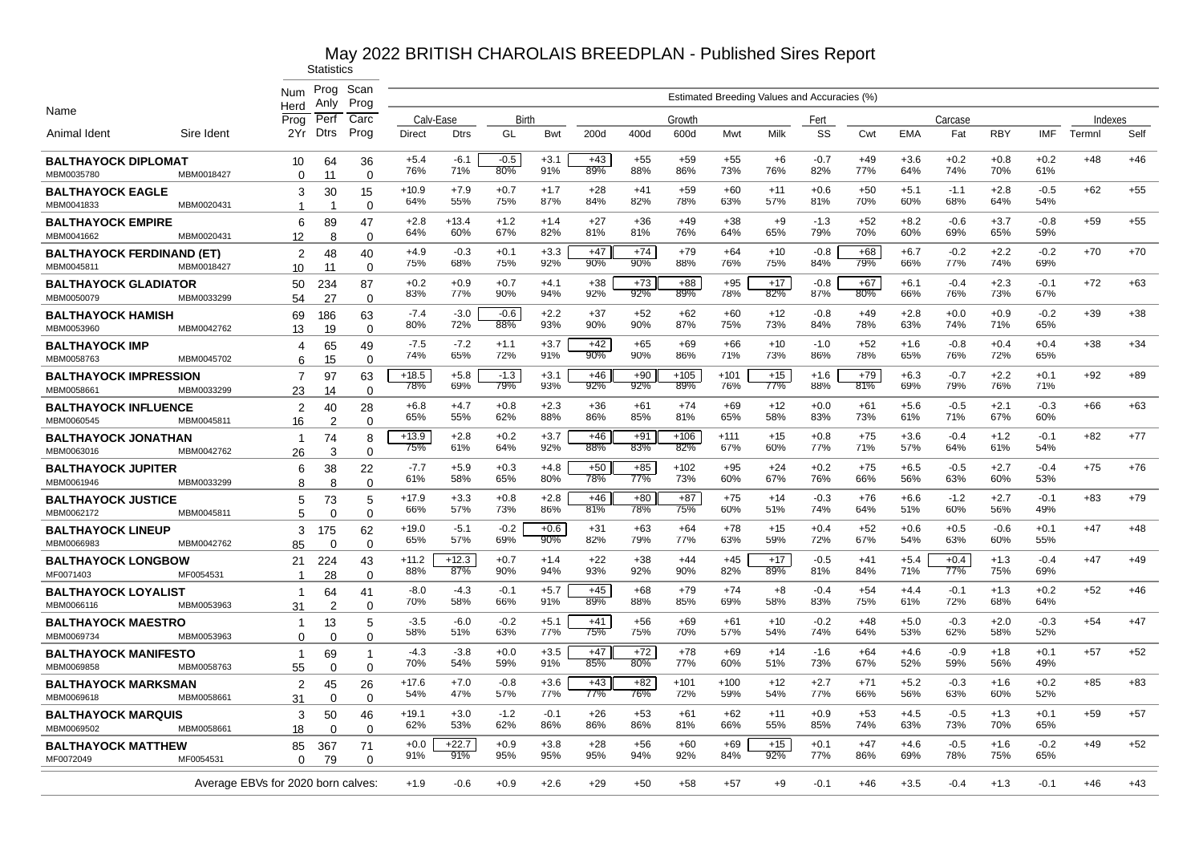# May 2022 BRITISH CHAROLAIS BREEDPLAN - Published Sires Report

| Name | | Statistics | | | Estimated Breeding Values and Accuracies (%) | | | | | | | | | | | | | | | | | | |
|---|---|---|---|---|---|---|---|---|---|---|---|---|---|---|---|---|---|---|---|---|---|---|---|
| | | Num Herd Prog | Prog Anly Perf | Scan Prog Carc | Calv-Ease | | Birth | | Growth | | | | | Fert | Carcase | | | | | | Indexes | |
| Animal Ident | Sire Ident | 2Yr | Dtrs | Prog | Direct | Dtrs | GL | Bwt | 200d | 400d | 600d | Mwt | Milk | SS | Cwt | EMA | Fat | RBY | IMF | Termnl | Self |
| **BALTHAYOCK DIPLOMAT** | | 10 | 64 | 36 | +5.4 | -6.1 | -0.5 | +3.1 | +43 | +55 | +59 | +55 | +6 | -0.7 | +49 | +3.6 | +0.2 | +0.8 | +0.2 | +48 | +46 |
| MBM0035780 | MBM0018427 | 0 | 11 | 0 | 76% | 71% | 80% | 91% | 89% | 88% | 86% | 73% | 76% | 82% | 77% | 64% | 74% | 70% | 61% | | |
| **BALTHAYOCK EAGLE** | | 3 | 30 | 15 | +10.9 | +7.9 | +0.7 | +1.7 | +28 | +41 | +59 | +60 | +11 | +0.6 | +50 | +5.1 | -1.1 | +2.8 | -0.5 | +62 | +55 |
| MBM0041833 | MBM0020431 | 1 | 1 | 0 | 64% | 55% | 75% | 87% | 84% | 82% | 78% | 63% | 57% | 81% | 70% | 60% | 68% | 64% | 54% | | |
| **BALTHAYOCK EMPIRE** | | 6 | 89 | 47 | +2.8 | +13.4 | +1.2 | +1.4 | +27 | +36 | +49 | +38 | +9 | -1.3 | +52 | +8.2 | -0.6 | +3.7 | -0.8 | +59 | +55 |
| MBM0041662 | MBM0020431 | 12 | 8 | 0 | 64% | 60% | 67% | 82% | 81% | 81% | 76% | 64% | 65% | 79% | 70% | 60% | 69% | 65% | 59% | | |
| **BALTHAYOCK FERDINAND (ET)** | | 2 | 48 | 40 | +4.9 | -0.3 | +0.1 | +3.3 | +47 | +74 | +79 | +64 | +10 | -0.8 | +68 | +6.7 | -0.2 | +2.2 | -0.2 | +70 | +70 |
| MBM0045811 | MBM0018427 | 10 | 11 | 0 | 75% | 68% | 75% | 92% | 90% | 90% | 88% | 76% | 75% | 84% | 79% | 66% | 77% | 74% | 69% | | |
| **BALTHAYOCK GLADIATOR** | | 50 | 234 | 87 | +0.2 | +0.9 | +0.7 | +4.1 | +38 | +73 | +88 | +95 | +17 | -0.8 | +67 | +6.1 | -0.4 | +2.3 | -0.1 | +72 | +63 |
| MBM0050079 | MBM0033299 | 54 | 27 | 0 | 83% | 77% | 90% | 94% | 92% | 92% | 89% | 78% | 82% | 87% | 80% | 66% | 76% | 73% | 67% | | |
| **BALTHAYOCK HAMISH** | | 69 | 186 | 63 | -7.4 | -3.0 | -0.6 | +2.2 | +37 | +52 | +62 | +60 | +12 | -0.8 | +49 | +2.8 | +0.0 | +0.9 | -0.2 | +39 | +38 |
| MBM0053960 | MBM0042762 | 13 | 19 | 0 | 80% | 72% | 88% | 93% | 90% | 90% | 87% | 75% | 73% | 84% | 78% | 63% | 74% | 71% | 65% | | |
| **BALTHAYOCK IMP** | | 4 | 65 | 49 | -7.5 | -7.2 | +1.1 | +3.7 | +42 | +65 | +69 | +66 | +10 | -1.0 | +52 | +1.6 | -0.8 | +0.4 | +0.4 | +38 | +34 |
| MBM0058763 | MBM0045702 | 6 | 15 | 0 | 74% | 65% | 72% | 91% | 90% | 90% | 86% | 71% | 73% | 86% | 78% | 65% | 76% | 72% | 65% | | |
| **BALTHAYOCK IMPRESSION** | | 7 | 97 | 63 | +18.5 | +5.8 | -1.3 | +3.1 | +46 | +90 | +105 | +101 | +15 | +1.6 | +79 | +6.3 | -0.7 | +2.2 | +0.1 | +92 | +89 |
| MBM0058661 | MBM0033299 | 23 | 14 | 0 | 78% | 69% | 79% | 93% | 92% | 92% | 89% | 76% | 77% | 88% | 81% | 69% | 79% | 76% | 71% | | |
| **BALTHAYOCK INFLUENCE** | | 2 | 40 | 28 | +6.8 | +4.7 | +0.8 | +2.3 | +36 | +61 | +74 | +69 | +12 | +0.0 | +61 | +5.6 | -0.5 | +2.1 | -0.3 | +66 | +63 |
| MBM0060545 | MBM0045811 | 16 | 2 | 0 | 65% | 55% | 62% | 88% | 86% | 85% | 81% | 65% | 58% | 83% | 73% | 61% | 71% | 67% | 60% | | |
| **BALTHAYOCK JONATHAN** | | 1 | 74 | 8 | +13.9 | +2.8 | +0.2 | +3.7 | +46 | +91 | +106 | +111 | +15 | +0.8 | +75 | +3.6 | -0.4 | +1.2 | -0.1 | +82 | +77 |
| MBM0063016 | MBM0042762 | 26 | 3 | 0 | 75% | 61% | 64% | 92% | 88% | 83% | 82% | 67% | 60% | 77% | 71% | 57% | 64% | 61% | 54% | | |
| **BALTHAYOCK JUPITER** | | 6 | 38 | 22 | -7.7 | +5.9 | +0.3 | +4.8 | +50 | +85 | +102 | +95 | +24 | +0.2 | +75 | +6.5 | -0.5 | +2.7 | -0.4 | +75 | +76 |
| MBM0061946 | MBM0033299 | 8 | 8 | 0 | 61% | 58% | 65% | 80% | 78% | 77% | 73% | 60% | 67% | 76% | 66% | 56% | 63% | 60% | 53% | | |
| **BALTHAYOCK JUSTICE** | | 5 | 73 | 5 | +17.9 | +3.3 | +0.8 | +2.8 | +46 | +80 | +87 | +75 | +14 | -0.3 | +76 | +6.6 | -1.2 | +2.7 | -0.1 | +83 | +79 |
| MBM0062172 | MBM0045811 | 5 | 0 | 0 | 66% | 57% | 73% | 86% | 81% | 78% | 75% | 60% | 51% | 74% | 64% | 51% | 60% | 56% | 49% | | |
| **BALTHAYOCK LINEUP** | | 3 | 175 | 62 | +19.0 | -5.1 | -0.2 | +0.6 | +31 | +63 | +64 | +78 | +15 | +0.4 | +52 | +0.6 | +0.5 | -0.6 | +0.1 | +47 | +48 |
| MBM0066983 | MBM0042762 | 85 | 0 | 0 | 65% | 57% | 69% | 90% | 82% | 79% | 77% | 63% | 59% | 72% | 67% | 54% | 63% | 60% | 55% | | |
| **BALTHAYOCK LONGBOW** | | 21 | 224 | 43 | +11.2 | +12.3 | +0.7 | +1.4 | +22 | +38 | +44 | +45 | +17 | -0.5 | +41 | +5.4 | +0.4 | +1.3 | -0.4 | +47 | +49 |
| MF0071403 | MF0054531 | 1 | 28 | 0 | 88% | 87% | 90% | 94% | 93% | 92% | 90% | 82% | 89% | 81% | 84% | 71% | 77% | 75% | 69% | | |
| **BALTHAYOCK LOYALIST** | | 1 | 64 | 41 | -8.0 | -4.3 | -0.1 | +5.7 | +45 | +68 | +79 | +74 | +8 | -0.4 | +54 | +4.4 | -0.1 | +1.3 | +0.2 | +52 | +46 |
| MBM0066116 | MBM0053963 | 31 | 2 | 0 | 70% | 58% | 66% | 91% | 89% | 88% | 85% | 69% | 58% | 83% | 75% | 61% | 72% | 68% | 64% | | |
| **BALTHAYOCK MAESTRO** | | 1 | 13 | 5 | -3.5 | -6.0 | -0.2 | +5.1 | +41 | +56 | +69 | +61 | +10 | -0.2 | +48 | +5.0 | -0.3 | +2.0 | -0.3 | +54 | +47 |
| MBM0069734 | MBM0053963 | 0 | 0 | 0 | 58% | 51% | 63% | 77% | 75% | 75% | 70% | 57% | 54% | 74% | 64% | 53% | 62% | 58% | 52% | | |
| **BALTHAYOCK MANIFESTO** | | 1 | 69 | 1 | -4.3 | -3.8 | +0.0 | +3.5 | +47 | +72 | +78 | +69 | +14 | -1.6 | +64 | +4.6 | -0.9 | +1.8 | +0.1 | +57 | +52 |
| MBM0069858 | MBM0058763 | 55 | 0 | 0 | 70% | 54% | 59% | 91% | 85% | 80% | 77% | 60% | 51% | 73% | 67% | 52% | 59% | 56% | 49% | | |
| **BALTHAYOCK MARKSMAN** | | 2 | 45 | 26 | +17.6 | +7.0 | -0.8 | +3.6 | +43 | +82 | +101 | +100 | +12 | +2.7 | +71 | +5.2 | -0.3 | +1.6 | +0.2 | +85 | +83 |
| MBM0069618 | MBM0058661 | 31 | 0 | 0 | 54% | 47% | 57% | 77% | 77% | 76% | 72% | 59% | 54% | 77% | 66% | 56% | 63% | 60% | 52% | | |
| **BALTHAYOCK MARQUIS** | | 3 | 50 | 46 | +19.1 | +3.0 | -1.2 | -0.1 | +26 | +53 | +61 | +62 | +11 | +0.9 | +53 | +4.5 | -0.5 | +1.3 | +0.1 | +59 | +57 |
| MBM0069502 | MBM0058661 | 18 | 0 | 0 | 62% | 53% | 62% | 86% | 86% | 86% | 81% | 66% | 55% | 85% | 74% | 63% | 73% | 70% | 65% | | |
| **BALTHAYOCK MATTHEW** | | 85 | 367 | 71 | +0.0 | +22.7 | +0.9 | +3.8 | +28 | +56 | +60 | +69 | +15 | +0.1 | +47 | +4.6 | -0.5 | +1.6 | -0.2 | +49 | +52 |
| MF0072049 | MF0054531 | 0 | 79 | 0 | 91% | 91% | 95% | 95% | 95% | 94% | 92% | 84% | 92% | 77% | 86% | 69% | 78% | 75% | 65% | | |
| Average EBVs for 2020 born calves: | | | | | +1.9 | -0.6 | +0.9 | +2.6 | +29 | +50 | +58 | +57 | +9 | -0.1 | +46 | +3.5 | -0.4 | +1.3 | -0.1 | +46 | +43 |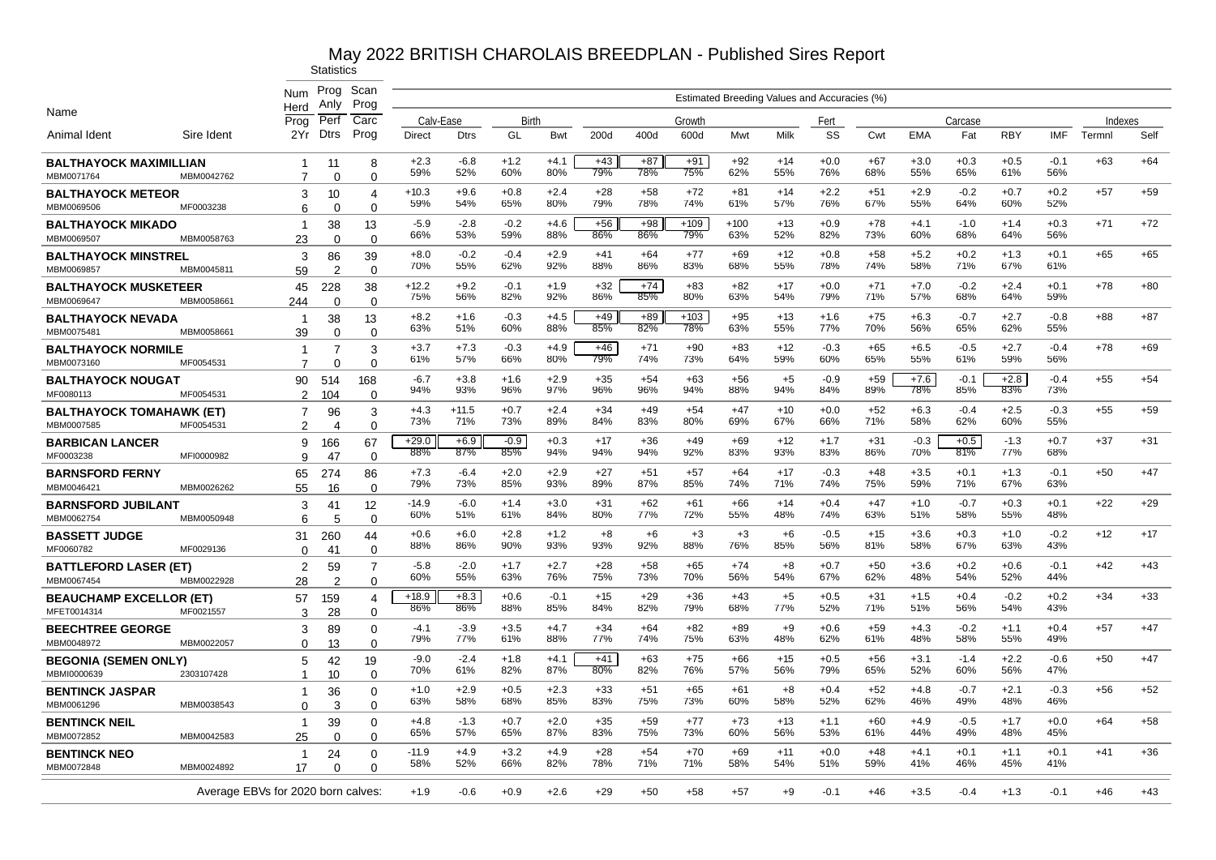# May 2022 BRITISH CHAROLAIS BREEDPLAN - Published Sires Report

| Name | | Statistics | | | Estimated Breeding Values and Accuracies (%) | | | | | | | | | | | | | | | | | | |
|---|---|---|---|---|---|---|---|---|---|---|---|---|---|---|---|---|---|---|---|---|---|---|---|
| | | Num Herd | Prog Anly | Scan Prog | Calv-Ease | | Birth | | Growth | | | | | Fert | Carcase | | | | | | Indexes | |
| Animal Ident | Sire Ident | Prog / 2Yr | Perf / Dtrs | Carc / Prog | Direct | Dtrs | GL | Bwt | 200d | 400d | 600d | Mwt | Milk | SS | Cwt | EMA | Fat | RBY | IMF | Termnl | Self |
| **BALTHAYOCK MAXIMILLIAN** | | 1 | 11 | 8 | +2.3 | -6.8 | +1.2 | +4.1 | +43 | +87 | +91 | +92 | +14 | +0.0 | +67 | +3.0 | +0.3 | +0.5 | -0.1 | +63 | +64 |
| MBM0071764 | MBM0042762 | 7 | 0 | 0 | 59% | 52% | 60% | 80% | 79% | 78% | 75% | 62% | 55% | 76% | 68% | 55% | 65% | 61% | 56% | | |
| **BALTHAYOCK METEOR** | | 3 | 10 | 4 | +10.3 | +9.6 | +0.8 | +2.4 | +28 | +58 | +72 | +81 | +14 | +2.2 | +51 | +2.9 | -0.2 | +0.7 | +0.2 | +57 | +59 |
| MBM0069506 | MF0003238 | 6 | 0 | 0 | 59% | 54% | 65% | 80% | 79% | 78% | 74% | 61% | 57% | 76% | 67% | 55% | 64% | 60% | 52% | | |
| **BALTHAYOCK MIKADO** | | 1 | 38 | 13 | -5.9 | -2.8 | -0.2 | +4.6 | +56 | +98 | +109 | +100 | +13 | +0.9 | +78 | +4.1 | -1.0 | +1.4 | +0.3 | +71 | +72 |
| MBM0069507 | MBM0058763 | 23 | 0 | 0 | 66% | 53% | 59% | 88% | 86% | 86% | 79% | 63% | 52% | 82% | 73% | 60% | 68% | 64% | 56% | | |
| **BALTHAYOCK MINSTREL** | | 3 | 86 | 39 | +8.0 | -0.2 | -0.4 | +2.9 | +41 | +64 | +77 | +69 | +12 | +0.8 | +58 | +5.2 | +0.2 | +1.3 | +0.1 | +65 | +65 |
| MBM0069857 | MBM0045811 | 59 | 2 | 0 | 70% | 55% | 62% | 92% | 88% | 86% | 83% | 68% | 55% | 78% | 74% | 58% | 71% | 67% | 61% | | |
| **BALTHAYOCK MUSKETEER** | | 45 | 228 | 38 | +12.2 | +9.2 | -0.1 | +1.9 | +32 | +74 | +83 | +82 | +17 | +0.0 | +71 | +7.0 | -0.2 | +2.4 | +0.1 | +78 | +80 |
| MBM0069647 | MBM0058661 | 244 | 0 | 0 | 75% | 56% | 82% | 92% | 86% | 85% | 80% | 63% | 54% | 79% | 71% | 57% | 68% | 64% | 59% | | |
| **BALTHAYOCK NEVADA** | | 1 | 38 | 13 | +8.2 | +1.6 | -0.3 | +4.5 | +49 | +89 | +103 | +95 | +13 | +1.6 | +75 | +6.3 | -0.7 | +2.7 | -0.8 | +88 | +87 |
| MBM0075481 | MBM0058661 | 39 | 0 | 0 | 63% | 51% | 60% | 88% | 85% | 82% | 78% | 63% | 55% | 77% | 70% | 56% | 65% | 62% | 55% | | |
| **BALTHAYOCK NORMILE** | | 1 | 7 | 3 | +3.7 | +7.3 | -0.3 | +4.9 | +46 | +71 | +90 | +83 | +12 | -0.3 | +65 | +6.5 | -0.5 | +2.7 | -0.4 | +78 | +69 |
| MBM0073160 | MF0054531 | 7 | 0 | 0 | 61% | 57% | 66% | 80% | 79% | 74% | 73% | 64% | 59% | 60% | 65% | 55% | 61% | 59% | 56% | | |
| **BALTHAYOCK NOUGAT** | | 90 | 514 | 168 | -6.7 | +3.8 | +1.6 | +2.9 | +35 | +54 | +63 | +56 | +5 | -0.9 | +59 | +7.6 | -0.1 | +2.8 | -0.4 | +55 | +54 |
| MF0080113 | MF0054531 | 2 | 104 | 0 | 94% | 93% | 96% | 97% | 96% | 96% | 94% | 88% | 94% | 84% | 89% | 78% | 85% | 83% | 73% | | |
| **BALTHAYOCK TOMAHAWK (ET)** | | 7 | 96 | 3 | +4.3 | +11.5 | +0.7 | +2.4 | +34 | +49 | +54 | +47 | +10 | +0.0 | +52 | +6.3 | -0.4 | +2.5 | -0.3 | +55 | +59 |
| MBM0007585 | MF0054531 | 2 | 4 | 0 | 73% | 71% | 73% | 89% | 84% | 83% | 80% | 69% | 67% | 66% | 71% | 58% | 62% | 60% | 55% | | |
| **BARBICAN LANCER** | | 9 | 166 | 67 | +29.0 | +6.9 | -0.9 | +0.3 | +17 | +36 | +49 | +69 | +12 | +1.7 | +31 | -0.3 | +0.5 | -1.3 | +0.7 | +37 | +31 |
| MF0003238 | MFI0000982 | 9 | 47 | 0 | 88% | 87% | 85% | 94% | 94% | 94% | 92% | 83% | 93% | 83% | 86% | 70% | 81% | 77% | 68% | | |
| **BARNSFORD FERNY** | | 65 | 274 | 86 | +7.3 | -6.4 | +2.0 | +2.9 | +27 | +51 | +57 | +64 | +17 | -0.3 | +48 | +3.5 | +0.1 | +1.3 | -0.1 | +50 | +47 |
| MBM0046421 | MBM0026262 | 55 | 16 | 0 | 79% | 73% | 85% | 93% | 89% | 87% | 85% | 74% | 71% | 74% | 75% | 59% | 71% | 67% | 63% | | |
| **BARNSFORD JUBILANT** | | 3 | 41 | 12 | -14.9 | -6.0 | +1.4 | +3.0 | +31 | +62 | +61 | +66 | +14 | +0.4 | +47 | +1.0 | -0.7 | +0.3 | +0.1 | +22 | +29 |
| MBM0062754 | MBM0050948 | 6 | 5 | 0 | 60% | 51% | 61% | 84% | 80% | 77% | 72% | 55% | 48% | 74% | 63% | 51% | 58% | 55% | 48% | | |
| **BASSETT JUDGE** | | 31 | 260 | 44 | +0.6 | +6.0 | +2.8 | +1.2 | +8 | +6 | +3 | +3 | +6 | -0.5 | +15 | +3.6 | +0.3 | +1.0 | -0.2 | +12 | +17 |
| MF0060782 | MF0029136 | 0 | 41 | 0 | 88% | 86% | 90% | 93% | 93% | 92% | 88% | 76% | 85% | 56% | 81% | 58% | 67% | 63% | 43% | | |
| **BATTLEFORD LASER (ET)** | | 2 | 59 | 7 | -5.8 | -2.0 | +1.7 | +2.7 | +28 | +58 | +65 | +74 | +8 | +0.7 | +50 | +3.6 | +0.2 | +0.6 | -0.1 | +42 | +43 |
| MBM0067454 | MBM0022928 | 28 | 2 | 0 | 60% | 55% | 63% | 76% | 75% | 73% | 70% | 56% | 54% | 67% | 62% | 48% | 54% | 52% | 44% | | |
| **BEAUCHAMP EXCELLOR (ET)** | | 57 | 159 | 4 | +18.9 | +8.3 | +0.6 | -0.1 | +15 | +29 | +36 | +43 | +5 | +0.5 | +31 | +1.5 | +0.4 | -0.2 | +0.2 | +34 | +33 |
| MFET0014314 | MF0021557 | 3 | 28 | 0 | 86% | 86% | 88% | 85% | 84% | 82% | 79% | 68% | 77% | 52% | 71% | 51% | 56% | 54% | 43% | | |
| **BEECHTREE GEORGE** | | 3 | 89 | 0 | -4.1 | -3.9 | +3.5 | +4.7 | +34 | +64 | +82 | +89 | +9 | +0.6 | +59 | +4.3 | -0.2 | +1.1 | +0.4 | +57 | +47 |
| MBM0048972 | MBM0022057 | 0 | 13 | 0 | 79% | 77% | 61% | 88% | 77% | 74% | 75% | 63% | 48% | 62% | 61% | 48% | 58% | 55% | 49% | | |
| **BEGONIA (SEMEN ONLY)** | | 5 | 42 | 19 | -9.0 | -2.4 | +1.8 | +4.1 | +41 | +63 | +75 | +66 | +15 | +0.5 | +56 | +3.1 | -1.4 | +2.2 | -0.6 | +50 | +47 |
| MBMI0000639 | 2303107428 | 1 | 10 | 0 | 70% | 61% | 82% | 87% | 80% | 82% | 76% | 57% | 56% | 79% | 65% | 52% | 60% | 56% | 47% | | |
| **BENTINCK JASPAR** | | 1 | 36 | 0 | +1.0 | +2.9 | +0.5 | +2.3 | +33 | +51 | +65 | +61 | +8 | +0.4 | +52 | +4.8 | -0.7 | +2.1 | -0.3 | +56 | +52 |
| MBM0061296 | MBM0038543 | 0 | 3 | 0 | 63% | 58% | 68% | 85% | 83% | 75% | 73% | 60% | 58% | 52% | 62% | 46% | 49% | 48% | 46% | | |
| **BENTINCK NEIL** | | 1 | 39 | 0 | +4.8 | -1.3 | +0.7 | +2.0 | +35 | +59 | +77 | +73 | +13 | +1.1 | +60 | +4.9 | -0.5 | +1.7 | +0.0 | +64 | +58 |
| MBM0072852 | MBM0042583 | 25 | 0 | 0 | 65% | 57% | 65% | 87% | 83% | 75% | 73% | 60% | 56% | 53% | 61% | 44% | 49% | 48% | 45% | | |
| **BENTINCK NEO** | | 1 | 24 | 0 | -11.9 | +4.9 | +3.2 | +4.9 | +28 | +54 | +70 | +69 | +11 | +0.0 | +48 | +4.1 | +0.1 | +1.1 | +0.1 | +41 | +36 |
| MBM0072848 | MBM0024892 | 17 | 0 | 0 | 58% | 52% | 66% | 82% | 78% | 71% | 71% | 58% | 54% | 51% | 59% | 41% | 46% | 45% | 41% | | |
| Average EBVs for 2020 born calves: | | | | | +1.9 | -0.6 | +0.9 | +2.6 | +29 | +50 | +58 | +57 | +9 | -0.1 | +46 | +3.5 | -0.4 | +1.3 | -0.1 | +46 | +43 |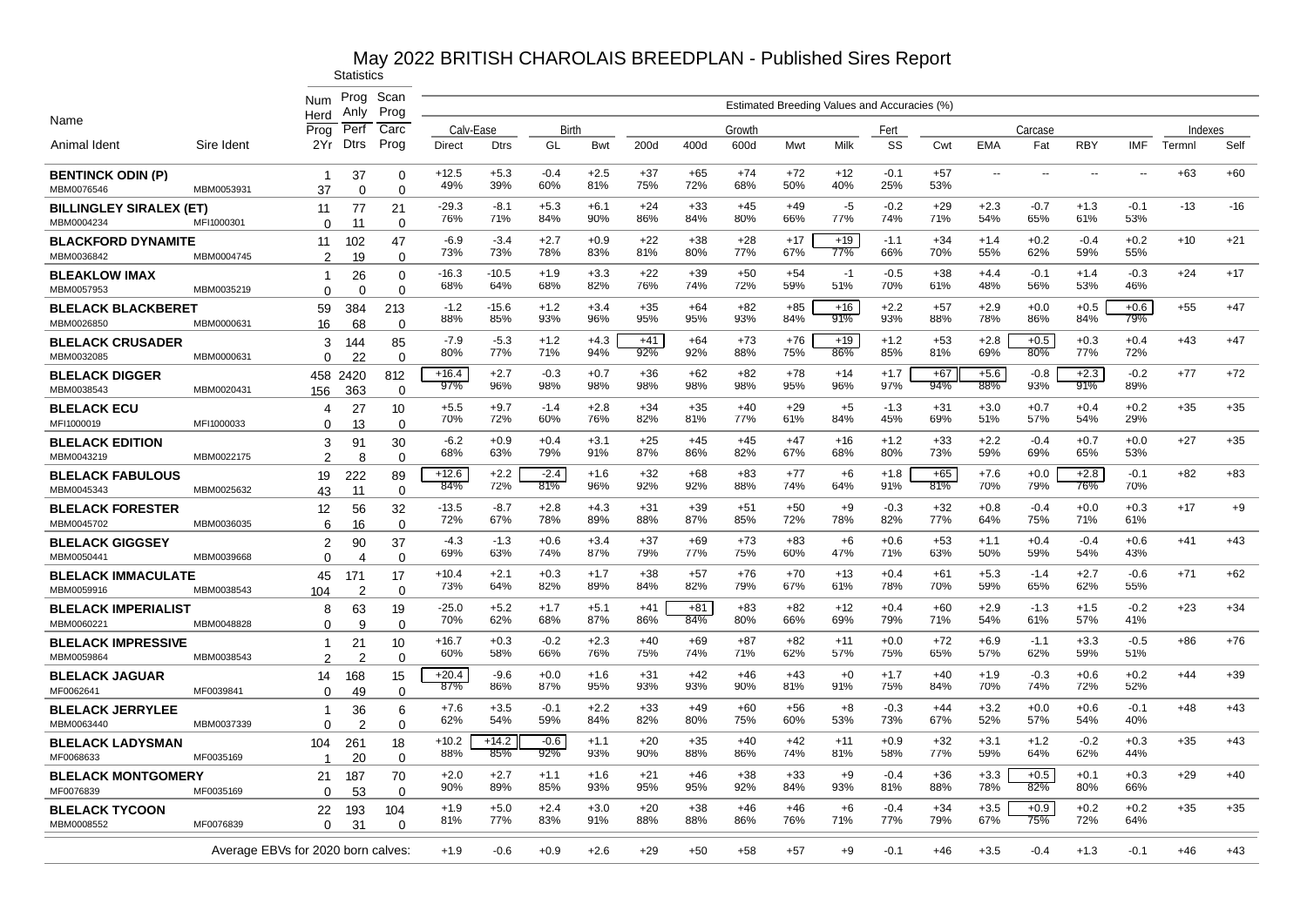# May 2022 BRITISH CHAROLAIS BREEDPLAN - Published Sires Report

| Name | | Statistics | | | Estimated Breeding Values and Accuracies (%) | | | | | | | | | | | | | | | | | | |
|---|---|---|---|---|---|---|---|---|---|---|---|---|---|---|---|---|---|---|---|---|---|---|---|
| | | Num Herd | Prog Anly | Scan Prog | Calv-Ease | | Birth | | Growth | | | | | Fert | Carcase | | | | | | Indexes | |
| Animal Ident | Sire Ident | Prog / 2Yr | Perf / Dtrs | Carc / Prog | Direct | Dtrs | GL | Bwt | 200d | 400d | 600d | Mwt | Milk | SS | Cwt | EMA | Fat | RBY | IMF | Termnl | Self |
| **BENTINCK ODIN (P)** | | 1 | 37 | 0 | +12.5 | +5.3 | -0.4 | +2.5 | +37 | +65 | +74 | +72 | +12 | -0.1 | +57 | -- | -- | -- | -- | +63 | +60 |
| MBM0076546 | MBM0053931 | 37 | 0 | 0 | 49% | 39% | 60% | 81% | 75% | 72% | 68% | 50% | 40% | 25% | 53% | | | | | | |
| **BILLINGLEY SIRALEX (ET)** | | 11 | 77 | 21 | -29.3 | -8.1 | +5.3 | +6.1 | +24 | +33 | +45 | +49 | -5 | -0.2 | +29 | +2.3 | -0.7 | +1.3 | -0.1 | -13 | -16 |
| MBM0004234 | MFI1000301 | 0 | 11 | 0 | 76% | 71% | 84% | 90% | 86% | 84% | 80% | 66% | 77% | 74% | 71% | 54% | 65% | 61% | 53% | | |
| **BLACKFORD DYNAMITE** | | 11 | 102 | 47 | -6.9 | -3.4 | +2.7 | +0.9 | +22 | +38 | +28 | +17 | +19 | -1.1 | +34 | +1.4 | +0.2 | -0.4 | +0.2 | +10 | +21 |
| MBM0036842 | MBM0004745 | 2 | 19 | 0 | 73% | 73% | 78% | 83% | 81% | 80% | 77% | 67% | 77% | 66% | 70% | 55% | 62% | 59% | 55% | | |
| **BLEAKLOW IMAX** | | 1 | 26 | 0 | -16.3 | -10.5 | +1.9 | +3.3 | +22 | +39 | +50 | +54 | -1 | -0.5 | +38 | +4.4 | -0.1 | +1.4 | -0.3 | +24 | +17 |
| MBM0057953 | MBM0035219 | 0 | 0 | 0 | 68% | 64% | 68% | 82% | 76% | 74% | 72% | 59% | 51% | 70% | 61% | 48% | 56% | 53% | 46% | | |
| **BLELACK BLACKBERET** | | 59 | 384 | 213 | -1.2 | -15.6 | +1.2 | +3.4 | +35 | +64 | +82 | +85 | +16 | +2.2 | +57 | +2.9 | +0.0 | +0.5 | +0.6 | +55 | +47 |
| MBM0026850 | MBM0000631 | 16 | 68 | 0 | 88% | 85% | 93% | 96% | 95% | 95% | 93% | 84% | 91% | 93% | 88% | 78% | 86% | 84% | 79% | | |
| **BLELACK CRUSADER** | | 3 | 144 | 85 | -7.9 | -5.3 | +1.2 | +4.3 | +41 | +64 | +73 | +76 | +19 | +1.2 | +53 | +2.8 | +0.5 | +0.3 | +0.4 | +43 | +47 |
| MBM0032085 | MBM0000631 | 0 | 22 | 0 | 80% | 77% | 71% | 94% | 92% | 92% | 88% | 75% | 86% | 85% | 81% | 69% | 80% | 77% | 72% | | |
| **BLELACK DIGGER** | | 458 | 2420 | 812 | +16.4 | +2.7 | -0.3 | +0.7 | +36 | +62 | +82 | +78 | +14 | +1.7 | +67 | +5.6 | -0.8 | +2.3 | -0.2 | +77 | +72 |
| MBM0038543 | MBM0020431 | 156 | 363 | 0 | 97% | 96% | 98% | 98% | 98% | 98% | 98% | 95% | 96% | 97% | 94% | 88% | 93% | 91% | 89% | | |
| **BLELACK ECU** | | 4 | 27 | 10 | +5.5 | +9.7 | -1.4 | +2.8 | +34 | +35 | +40 | +29 | +5 | -1.3 | +31 | +3.0 | +0.7 | +0.4 | +0.2 | +35 | +35 |
| MFI1000019 | MFI1000033 | 0 | 13 | 0 | 70% | 72% | 60% | 76% | 82% | 81% | 77% | 61% | 84% | 45% | 69% | 51% | 57% | 54% | 29% | | |
| **BLELACK EDITION** | | 3 | 91 | 30 | -6.2 | +0.9 | +0.4 | +3.1 | +25 | +45 | +45 | +47 | +16 | +1.2 | +33 | +2.2 | -0.4 | +0.7 | +0.0 | +27 | +35 |
| MBM0043219 | MBM0022175 | 2 | 8 | 0 | 68% | 63% | 79% | 91% | 87% | 86% | 82% | 67% | 68% | 80% | 73% | 59% | 69% | 65% | 53% | | |
| **BLELACK FABULOUS** | | 19 | 222 | 89 | +12.6 | +2.2 | -2.4 | +1.6 | +32 | +68 | +83 | +77 | +6 | +1.8 | +65 | +7.6 | +0.0 | +2.8 | -0.1 | +82 | +83 |
| MBM0045343 | MBM0025632 | 43 | 11 | 0 | 84% | 72% | 81% | 96% | 92% | 92% | 88% | 74% | 64% | 91% | 81% | 70% | 79% | 76% | 70% | | |
| **BLELACK FORESTER** | | 12 | 56 | 32 | -13.5 | -8.7 | +2.8 | +4.3 | +31 | +39 | +51 | +50 | +9 | -0.3 | +32 | +0.8 | -0.4 | +0.0 | +0.3 | +17 | +9 |
| MBM0045702 | MBM0036035 | 6 | 16 | 0 | 72% | 67% | 78% | 89% | 88% | 87% | 85% | 72% | 78% | 82% | 77% | 64% | 75% | 71% | 61% | | |
| **BLELACK GIGGSEY** | | 2 | 90 | 37 | -4.3 | -1.3 | +0.6 | +3.4 | +37 | +69 | +73 | +83 | +6 | +0.6 | +53 | +1.1 | +0.4 | -0.4 | +0.6 | +41 | +43 |
| MBM0050441 | MBM0039668 | 0 | 4 | 0 | 69% | 63% | 74% | 87% | 79% | 77% | 75% | 60% | 47% | 71% | 63% | 50% | 59% | 54% | 43% | | |
| **BLELACK IMMACULATE** | | 45 | 171 | 17 | +10.4 | +2.1 | +0.3 | +1.7 | +38 | +57 | +76 | +70 | +13 | +0.4 | +61 | +5.3 | -1.4 | +2.7 | -0.6 | +71 | +62 |
| MBM0059916 | MBM0038543 | 104 | 2 | 0 | 73% | 64% | 82% | 89% | 84% | 82% | 79% | 67% | 61% | 78% | 70% | 59% | 65% | 62% | 55% | | |
| **BLELACK IMPERIALIST** | | 8 | 63 | 19 | -25.0 | +5.2 | +1.7 | +5.1 | +41 | +81 | +83 | +82 | +12 | +0.4 | +60 | +2.9 | -1.3 | +1.5 | -0.2 | +23 | +34 |
| MBM0060221 | MBM0048828 | 0 | 9 | 0 | 70% | 62% | 68% | 87% | 86% | 84% | 80% | 66% | 69% | 79% | 71% | 54% | 61% | 57% | 41% | | |
| **BLELACK IMPRESSIVE** | | 1 | 21 | 10 | +16.7 | +0.3 | -0.2 | +2.3 | +40 | +69 | +87 | +82 | +11 | +0.0 | +72 | +6.9 | -1.1 | +3.3 | -0.5 | +86 | +76 |
| MBM0059864 | MBM0038543 | 2 | 2 | 0 | 60% | 58% | 66% | 76% | 75% | 74% | 71% | 62% | 57% | 75% | 65% | 57% | 62% | 59% | 51% | | |
| **BLELACK JAGUAR** | | 14 | 168 | 15 | +20.4 | -9.6 | +0.0 | +1.6 | +31 | +42 | +46 | +43 | +0 | +1.7 | +40 | +1.9 | -0.3 | +0.6 | +0.2 | +44 | +39 |
| MF0062641 | MF0039841 | 0 | 49 | 0 | 87% | 86% | 87% | 95% | 93% | 93% | 90% | 81% | 91% | 75% | 84% | 70% | 74% | 72% | 52% | | |
| **BLELACK JERRYLEE** | | 1 | 36 | 6 | +7.6 | +3.5 | -0.1 | +2.2 | +33 | +49 | +60 | +56 | +8 | -0.3 | +44 | +3.2 | +0.0 | +0.6 | -0.1 | +48 | +43 |
| MBM0063440 | MBM0037339 | 0 | 2 | 0 | 62% | 54% | 59% | 84% | 82% | 80% | 75% | 60% | 53% | 73% | 67% | 52% | 57% | 54% | 40% | | |
| **BLELACK LADYSMAN** | | 104 | 261 | 18 | +10.2 | +14.2 | -0.6 | +1.1 | +20 | +35 | +40 | +42 | +11 | +0.9 | +32 | +3.1 | +1.2 | -0.2 | +0.3 | +35 | +43 |
| MF0068633 | MF0035169 | 1 | 20 | 0 | 88% | 85% | 92% | 93% | 90% | 88% | 86% | 74% | 81% | 58% | 77% | 59% | 64% | 62% | 44% | | |
| **BLELACK MONTGOMERY** | | 21 | 187 | 70 | +2.0 | +2.7 | +1.1 | +1.6 | +21 | +46 | +38 | +33 | +9 | -0.4 | +36 | +3.3 | +0.5 | +0.1 | +0.3 | +29 | +40 |
| MF0076839 | MF0035169 | 0 | 53 | 0 | 90% | 89% | 85% | 93% | 95% | 95% | 92% | 84% | 93% | 81% | 88% | 78% | 82% | 80% | 66% | | |
| **BLELACK TYCOON** | | 22 | 193 | 104 | +1.9 | +5.0 | +2.4 | +3.0 | +20 | +38 | +46 | +46 | +6 | -0.4 | +34 | +3.5 | +0.9 | +0.2 | +0.2 | +35 | +35 |
| MBM0008552 | MF0076839 | 0 | 31 | 0 | 81% | 77% | 83% | 91% | 88% | 88% | 86% | 76% | 71% | 77% | 79% | 67% | 75% | 72% | 64% | | |
| Average EBVs for 2020 born calves: | | | | | +1.9 | -0.6 | +0.9 | +2.6 | +29 | +50 | +58 | +57 | +9 | -0.1 | +46 | +3.5 | -0.4 | +1.3 | -0.1 | +46 | +43 |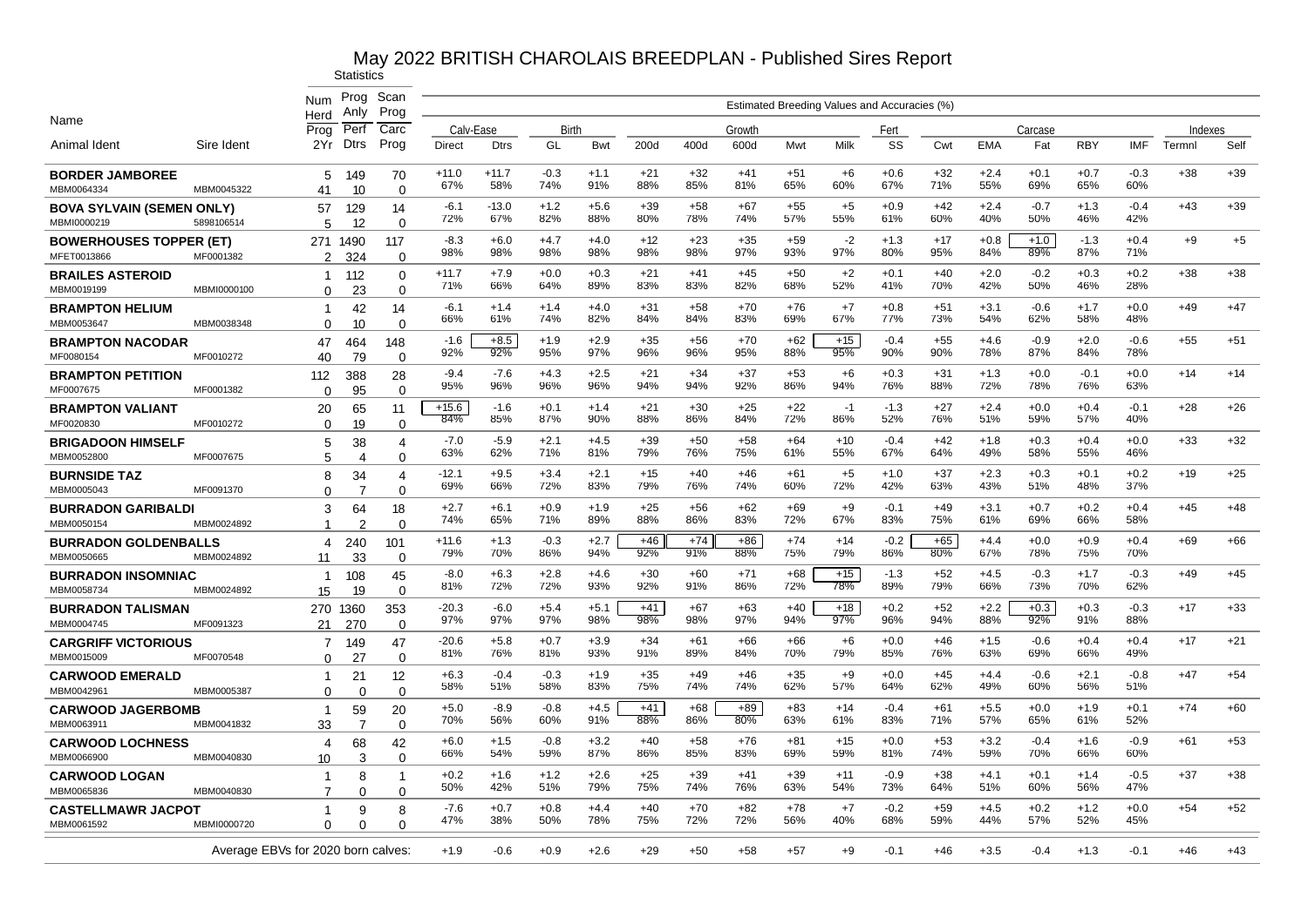# May 2022 BRITISH CHAROLAIS BREEDPLAN - Published Sires Report

| Name | | Statistics | | | Estimated Breeding Values and Accuracies (%) | | | | | | | | | | | | | | | | | | |
|---|---|---|---|---|---|---|---|---|---|---|---|---|---|---|---|---|---|---|---|---|---|---|---|
| | | Num Herd | Prog Anly | Scan Prog | Calv-Ease | | Birth | | Growth | | | | | Fert | Carcase | | | | | | Indexes | |
| | | Prog | Perf | Carc | | | | | | | | | | | | | | | | | | |
| Animal Ident | Sire Ident | 2Yr | Dtrs | Prog | Direct | Dtrs | GL | Bwt | 200d | 400d | 600d | Mwt | Milk | SS | Cwt | EMA | Fat | RBY | IMF | Termnl | Self |
| **BORDER JAMBOREE** | | 5 | 149 | 70 | +11.0 | +11.7 | -0.3 | +1.1 | +21 | +32 | +41 | +51 | +6 | +0.6 | +32 | +2.4 | +0.1 | +0.7 | -0.3 | +38 | +39 |
| MBM0064334 | MBM0045322 | 41 | 10 | 0 | 67% | 58% | 74% | 91% | 88% | 85% | 81% | 65% | 60% | 67% | 71% | 55% | 69% | 65% | 60% | | |
| **BOVA SYLVAIN (SEMEN ONLY)** | | 57 | 129 | 14 | -6.1 | -13.0 | +1.2 | +5.6 | +39 | +58 | +67 | +55 | +5 | +0.9 | +42 | +2.4 | -0.7 | +1.3 | -0.4 | +43 | +39 |
| MBMI0000219 | 5898106514 | 5 | 12 | 0 | 72% | 67% | 82% | 88% | 80% | 78% | 74% | 57% | 55% | 61% | 60% | 40% | 50% | 46% | 42% | | |
| **BOWERHOUSES TOPPER (ET)** | | 271 | 1490 | 117 | -8.3 | +6.0 | +4.7 | +4.0 | +12 | +23 | +35 | +59 | -2 | +1.3 | +17 | +0.8 | +1.0 | -1.3 | +0.4 | +9 | +5 |
| MFET0013866 | MF0001382 | 2 | 324 | 0 | 98% | 98% | 98% | 98% | 98% | 98% | 97% | 93% | 97% | 80% | 95% | 84% | 89% | 87% | 71% | | |
| **BRAILES ASTEROID** | | 1 | 112 | 0 | +11.7 | +7.9 | +0.0 | +0.3 | +21 | +41 | +45 | +50 | +2 | +0.1 | +40 | +2.0 | -0.2 | +0.3 | +0.2 | +38 | +38 |
| MBM0019199 | MBMI0000100 | 0 | 23 | 0 | 71% | 66% | 64% | 89% | 83% | 83% | 82% | 68% | 52% | 41% | 70% | 42% | 50% | 46% | 28% | | |
| **BRAMPTON HELIUM** | | 1 | 42 | 14 | -6.1 | +1.4 | +1.4 | +4.0 | +31 | +58 | +70 | +76 | +7 | +0.8 | +51 | +3.1 | -0.6 | +1.7 | +0.0 | +49 | +47 |
| MBM0053647 | MBM0038348 | 0 | 10 | 0 | 66% | 61% | 74% | 82% | 84% | 84% | 83% | 69% | 67% | 77% | 73% | 54% | 62% | 58% | 48% | | |
| **BRAMPTON NACODAR** | | 47 | 464 | 148 | -1.6 | +8.5 | +1.9 | +2.9 | +35 | +56 | +70 | +62 | +15 | -0.4 | +55 | +4.6 | -0.9 | +2.0 | -0.6 | +55 | +51 |
| MF0080154 | MF0010272 | 40 | 79 | 0 | 92% | 92% | 95% | 97% | 96% | 96% | 95% | 88% | 95% | 90% | 90% | 78% | 87% | 84% | 78% | | |
| **BRAMPTON PETITION** | | 112 | 388 | 28 | -9.4 | -7.6 | +4.3 | +2.5 | +21 | +34 | +37 | +53 | +6 | +0.3 | +31 | +1.3 | +0.0 | -0.1 | +0.0 | +14 | +14 |
| MF0007675 | MF0001382 | 0 | 95 | 0 | 95% | 96% | 96% | 96% | 94% | 94% | 92% | 86% | 94% | 76% | 88% | 72% | 78% | 76% | 63% | | |
| **BRAMPTON VALIANT** | | 20 | 65 | 11 | +15.6 | -1.6 | +0.1 | +1.4 | +21 | +30 | +25 | +22 | -1 | -1.3 | +27 | +2.4 | +0.0 | +0.4 | -0.1 | +28 | +26 |
| MF0020830 | MF0010272 | 0 | 19 | 0 | 84% | 85% | 87% | 90% | 88% | 86% | 84% | 72% | 86% | 52% | 76% | 51% | 59% | 57% | 40% | | |
| **BRIGADOON HIMSELF** | | 5 | 38 | 4 | -7.0 | -5.9 | +2.1 | +4.5 | +39 | +50 | +58 | +64 | +10 | -0.4 | +42 | +1.8 | +0.3 | +0.4 | +0.0 | +33 | +32 |
| MBM0052800 | MF0007675 | 5 | 4 | 0 | 63% | 62% | 71% | 81% | 79% | 76% | 75% | 61% | 55% | 67% | 64% | 49% | 58% | 55% | 46% | | |
| **BURNSIDE TAZ** | | 8 | 34 | 4 | -12.1 | +9.5 | +3.4 | +2.1 | +15 | +40 | +46 | +61 | +5 | +1.0 | +37 | +2.3 | +0.3 | +0.1 | +0.2 | +19 | +25 |
| MBM0005043 | MF0091370 | 0 | 7 | 0 | 69% | 66% | 72% | 83% | 79% | 76% | 74% | 60% | 72% | 42% | 63% | 43% | 51% | 48% | 37% | | |
| **BURRADON GARIBALDI** | | 3 | 64 | 18 | +2.7 | +6.1 | +0.9 | +1.9 | +25 | +56 | +62 | +69 | +9 | -0.1 | +49 | +3.1 | +0.7 | +0.2 | +0.4 | +45 | +48 |
| MBM0050154 | MBM0024892 | 1 | 2 | 0 | 74% | 65% | 71% | 89% | 88% | 86% | 83% | 72% | 67% | 83% | 75% | 61% | 69% | 66% | 58% | | |
| **BURRADON GOLDENBALLS** | | 4 | 240 | 101 | +11.6 | +1.3 | -0.3 | +2.7 | +46 | +74 | +86 | +74 | +14 | -0.2 | +65 | +4.4 | +0.0 | +0.9 | +0.4 | +69 | +66 |
| MBM0050665 | MBM0024892 | 11 | 33 | 0 | 79% | 70% | 86% | 94% | 92% | 91% | 88% | 75% | 79% | 86% | 80% | 67% | 78% | 75% | 70% | | |
| **BURRADON INSOMNIAC** | | 1 | 108 | 45 | -8.0 | +6.3 | +2.8 | +4.6 | +30 | +60 | +71 | +68 | +15 | -1.3 | +52 | +4.5 | -0.3 | +1.7 | -0.3 | +49 | +45 |
| MBM0058734 | MBM0024892 | 15 | 19 | 0 | 81% | 72% | 72% | 93% | 92% | 91% | 86% | 72% | 78% | 89% | 79% | 66% | 73% | 70% | 62% | | |
| **BURRADON TALISMAN** | | 270 | 1360 | 353 | -20.3 | -6.0 | +5.4 | +5.1 | +41 | +67 | +63 | +40 | +18 | +0.2 | +52 | +2.2 | +0.3 | +0.3 | -0.3 | +17 | +33 |
| MBM0004745 | MF0091323 | 21 | 270 | 0 | 97% | 97% | 97% | 98% | 98% | 98% | 97% | 94% | 97% | 96% | 94% | 88% | 92% | 91% | 88% | | |
| **CARGRIFF VICTORIOUS** | | 7 | 149 | 47 | -20.6 | +5.8 | +0.7 | +3.9 | +34 | +61 | +66 | +66 | +6 | +0.0 | +46 | +1.5 | -0.6 | +0.4 | +0.4 | +17 | +21 |
| MBM0015009 | MF0070548 | 0 | 27 | 0 | 81% | 76% | 81% | 93% | 91% | 89% | 84% | 70% | 79% | 85% | 76% | 63% | 69% | 66% | 49% | | |
| **CARWOOD EMERALD** | | 1 | 21 | 12 | +6.3 | -0.4 | -0.3 | +1.9 | +35 | +49 | +46 | +35 | +9 | +0.0 | +45 | +4.4 | -0.6 | +2.1 | -0.8 | +47 | +54 |
| MBM0042961 | MBM0005387 | 0 | 0 | 0 | 58% | 51% | 58% | 83% | 75% | 74% | 74% | 62% | 57% | 64% | 62% | 49% | 60% | 56% | 51% | | |
| **CARWOOD JAGERBOMB** | | 1 | 59 | 20 | +5.0 | -8.9 | -0.8 | +4.5 | +41 | +68 | +89 | +83 | +14 | -0.4 | +61 | +5.5 | +0.0 | +1.9 | +0.1 | +74 | +60 |
| MBM0063911 | MBM0041832 | 33 | 7 | 0 | 70% | 56% | 60% | 91% | 88% | 86% | 80% | 63% | 61% | 83% | 71% | 57% | 65% | 61% | 52% | | |
| **CARWOOD LOCHNESS** | | 4 | 68 | 42 | +6.0 | +1.5 | -0.8 | +3.2 | +40 | +58 | +76 | +81 | +15 | +0.0 | +53 | +3.2 | -0.4 | +1.6 | -0.9 | +61 | +53 |
| MBM0066900 | MBM0040830 | 10 | 3 | 0 | 66% | 54% | 59% | 87% | 86% | 85% | 83% | 69% | 59% | 81% | 74% | 59% | 70% | 66% | 60% | | |
| **CARWOOD LOGAN** | | 1 | 8 | 1 | +0.2 | +1.6 | +1.2 | +2.6 | +25 | +39 | +41 | +39 | +11 | -0.9 | +38 | +4.1 | +0.1 | +1.4 | -0.5 | +37 | +38 |
| MBM0065836 | MBM0040830 | 7 | 0 | 0 | 50% | 42% | 51% | 79% | 75% | 74% | 76% | 63% | 54% | 73% | 64% | 51% | 60% | 56% | 47% | | |
| **CASTELLMAWR JACPOT** | | 1 | 9 | 8 | -7.6 | +0.7 | +0.8 | +4.4 | +40 | +70 | +82 | +78 | +7 | -0.2 | +59 | +4.5 | +0.2 | +1.2 | +0.0 | +54 | +52 |
| MBM0061592 | MBMI0000720 | 0 | 0 | 0 | 47% | 38% | 50% | 78% | 75% | 72% | 72% | 56% | 40% | 68% | 59% | 44% | 57% | 52% | 45% | | |
| Average EBVs for 2020 born calves: | | | | | +1.9 | -0.6 | +0.9 | +2.6 | +29 | +50 | +58 | +57 | +9 | -0.1 | +46 | +3.5 | -0.4 | +1.3 | -0.1 | +46 | +43 |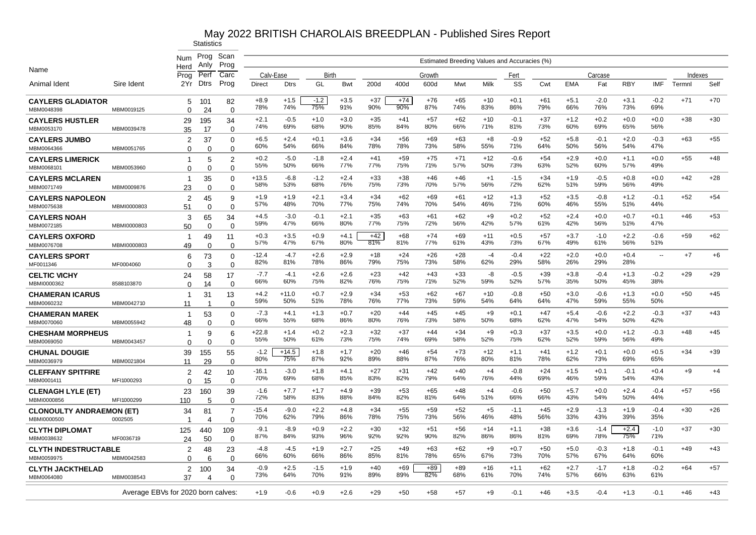# May 2022 BRITISH CHAROLAIS BREEDPLAN - Published Sires Report

| Name | | Statistics | | | Estimated Breeding Values and Accuracies (%) | | | | | | | | | | | | | | | | | | | |
|---|---|---|---|---|---|---|---|---|---|---|---|---|---|---|---|---|---|---|---|---|---|---|---|---|
| | | Num Herd Prog | Prog Anly Perf | Scan Prog Carc | Calv-Ease | | Birth | | Growth | | | | | Fert | Carcase | | | | | | Indexes | |
| Animal Ident | Sire Ident | 2Yr | Dtrs | Prog | Direct | Dtrs | GL | Bwt | 200d | 400d | 600d | Mwt | Milk | SS | Cwt | EMA | Fat | RBY | IMF | Termnl | Self |
| **CAYLERS GLADIATOR** | | 5 | 101 | 82 | +8.9 | +1.5 | -1.2 | +3.5 | +37 | +74 | +76 | +65 | +10 | +0.1 | +61 | +5.1 | -2.0 | +3.1 | -0.2 | +71 | +70 |
| MBM0048398 | MBM0019125 | 0 | 24 | 0 | 78% | 74% | 75% | 91% | 90% | 90% | 87% | 74% | 83% | 86% | 79% | 66% | 76% | 73% | 69% | | |
| **CAYLERS HUSTLER** | | 29 | 195 | 34 | +2.1 | -0.5 | +1.0 | +3.0 | +35 | +41 | +57 | +62 | +10 | -0.1 | +37 | +1.2 | +0.2 | +0.0 | +0.0 | +38 | +30 |
| MBM0053170 | MBM0039478 | 35 | 17 | 0 | 74% | 69% | 68% | 90% | 85% | 84% | 80% | 66% | 71% | 81% | 73% | 60% | 69% | 65% | 56% | | |
| **CAYLERS JUMBO** | | 2 | 37 | 0 | +6.5 | +2.4 | +0.1 | +3.6 | +34 | +56 | +69 | +63 | +8 | -0.9 | +52 | +5.8 | -0.1 | +2.0 | -0.3 | +63 | +55 |
| MBM0064366 | MBM0051765 | 0 | 0 | 0 | 60% | 54% | 66% | 84% | 78% | 78% | 73% | 58% | 55% | 71% | 64% | 50% | 56% | 54% | 47% | | |
| **CAYLERS LIMERICK** | | 1 | 5 | 2 | +0.2 | -5.0 | -1.8 | +2.4 | +41 | +59 | +75 | +71 | +12 | -0.6 | +54 | +2.9 | +0.0 | +1.1 | +0.0 | +55 | +48 |
| MBM0068101 | MBM0053960 | 0 | 0 | 0 | 55% | 50% | 66% | 77% | 77% | 75% | 71% | 57% | 50% | 73% | 63% | 52% | 60% | 57% | 49% | | |
| **CAYLERS MCLAREN** | | 1 | 35 | 0 | +13.5 | -6.8 | -1.2 | +2.4 | +33 | +38 | +46 | +46 | +1 | -1.5 | +34 | +1.9 | -0.5 | +0.8 | +0.0 | +42 | +28 |
| MBM0071749 | MBM0009876 | 23 | 0 | 0 | 58% | 53% | 68% | 76% | 75% | 73% | 70% | 57% | 56% | 72% | 62% | 51% | 59% | 56% | 49% | | |
| **CAYLERS NAPOLEON** | | 2 | 45 | 9 | +1.9 | +1.9 | +2.1 | +3.4 | +34 | +62 | +69 | +61 | +12 | +1.3 | +52 | +3.5 | -0.8 | +1.2 | -0.1 | +52 | +54 |
| MBM0075638 | MBMI0000803 | 51 | 0 | 0 | 57% | 48% | 70% | 77% | 75% | 74% | 70% | 54% | 46% | 71% | 60% | 46% | 55% | 51% | 44% | | |
| **CAYLERS NOAH** | | 3 | 65 | 34 | +4.5 | -3.0 | -0.1 | +2.1 | +35 | +63 | +61 | +62 | +9 | +0.2 | +52 | +2.4 | +0.0 | +0.7 | +0.1 | +46 | +53 |
| MBM0072185 | MBMI0000803 | 50 | 0 | 0 | 59% | 47% | 66% | 80% | 77% | 75% | 72% | 56% | 42% | 57% | 61% | 42% | 56% | 51% | 47% | | |
| **CAYLERS OXFORD** | | 1 | 49 | 11 | +0.3 | +3.5 | +0.9 | +4.1 | +42 | +68 | +74 | +69 | +11 | +0.5 | +57 | +3.7 | -1.0 | +2.2 | -0.6 | +59 | +62 |
| MBM0076708 | MBMI0000803 | 49 | 0 | 0 | 57% | 47% | 67% | 80% | 81% | 81% | 77% | 61% | 43% | 73% | 67% | 49% | 61% | 56% | 51% | | |
| **CAYLERS SPORT** | | 6 | 73 | 0 | -12.4 | -4.7 | +2.6 | +2.9 | +18 | +24 | +26 | +28 | -4 | -0.4 | +22 | +2.0 | +0.0 | +0.4 | -- | +7 | +6 |
| MF0011346 | MF0004060 | 0 | 3 | 0 | 82% | 81% | 78% | 86% | 79% | 75% | 73% | 58% | 62% | 29% | 58% | 26% | 29% | 28% | | | |
| **CELTIC VICHY** | | 24 | 58 | 17 | -7.7 | -4.1 | +2.6 | +2.6 | +23 | +42 | +43 | +33 | -8 | -0.5 | +39 | +3.8 | -0.4 | +1.3 | -0.2 | +29 | +29 |
| MBMI0000362 | 8588103870 | 0 | 14 | 0 | 66% | 60% | 75% | 82% | 76% | 75% | 71% | 52% | 59% | 52% | 57% | 35% | 50% | 45% | 38% | | |
| **CHAMERAN ICARUS** | | 1 | 31 | 13 | +4.2 | +11.0 | +0.7 | +2.9 | +34 | +53 | +62 | +67 | +10 | -0.8 | +50 | +3.0 | -0.6 | +1.3 | +0.0 | +50 | +45 |
| MBM0060232 | MBM0042710 | 11 | 1 | 0 | 59% | 50% | 51% | 78% | 76% | 77% | 73% | 59% | 54% | 64% | 64% | 47% | 59% | 55% | 50% | | |
| **CHAMERAN MAREK** | | 1 | 53 | 0 | -7.3 | +4.1 | +1.3 | +0.7 | +20 | +44 | +45 | +45 | +9 | +0.1 | +47 | +5.4 | -0.6 | +2.2 | -0.3 | +37 | +43 |
| MBM0070060 | MBM0055942 | 48 | 0 | 0 | 66% | 55% | 68% | 86% | 80% | 76% | 73% | 58% | 50% | 68% | 62% | 47% | 54% | 50% | 42% | | |
| **CHESHAM MORPHEUS** | | 1 | 9 | 6 | +22.8 | +1.4 | +0.2 | +2.3 | +32 | +37 | +44 | +34 | +9 | +0.3 | +37 | +3.5 | +0.0 | +1.2 | -0.3 | +48 | +45 |
| MBM0069050 | MBM0043457 | 0 | 0 | 0 | 55% | 50% | 61% | 73% | 75% | 74% | 69% | 58% | 52% | 75% | 62% | 52% | 59% | 56% | 49% | | |
| **CHUNAL DOUGIE** | | 39 | 155 | 55 | -1.2 | +14.5 | +1.8 | +1.7 | +20 | +46 | +54 | +73 | +12 | +1.1 | +41 | +1.2 | +0.1 | +0.0 | +0.5 | +34 | +39 |
| MBM0036979 | MBM0021804 | 11 | 29 | 0 | 80% | 75% | 87% | 92% | 89% | 88% | 87% | 76% | 80% | 81% | 78% | 62% | 73% | 69% | 65% | | |
| **CLEFFANY SPITFIRE** | | 2 | 42 | 10 | -16.1 | -3.0 | +1.8 | +4.1 | +27 | +31 | +42 | +40 | +4 | -0.8 | +24 | +1.5 | +0.1 | -0.1 | +0.4 | +9 | +4 |
| MBM0001411 | MFI1000293 | 0 | 15 | 0 | 70% | 69% | 68% | 85% | 83% | 82% | 79% | 64% | 76% | 44% | 69% | 46% | 59% | 54% | 43% | | |
| **CLENAGH LYLE (ET)** | | 23 | 160 | 39 | -1.6 | +7.7 | +1.7 | +4.9 | +39 | +53 | +65 | +48 | +4 | -0.6 | +50 | +5.7 | +0.0 | +2.4 | -0.4 | +57 | +56 |
| MBMI0000856 | MFI1000299 | 110 | 5 | 0 | 72% | 58% | 83% | 88% | 84% | 82% | 81% | 64% | 51% | 66% | 66% | 43% | 54% | 50% | 44% | | |
| **CLONOULTY ANDRAEMON (ET)** | | 34 | 81 | 7 | -15.4 | -9.0 | +2.2 | +4.8 | +34 | +55 | +59 | +52 | +5 | -1.1 | +45 | +2.9 | -1.3 | +1.9 | -0.4 | +30 | +26 |
| MBMI0000500 | 0002505 | 1 | 4 | 0 | 70% | 62% | 79% | 86% | 78% | 75% | 73% | 56% | 46% | 48% | 56% | 33% | 43% | 39% | 35% | | |
| **CLYTH DIPLOMAT** | | 125 | 440 | 109 | -9.1 | -8.9 | +0.9 | +2.2 | +30 | +32 | +51 | +56 | +14 | +1.1 | +38 | +3.6 | -1.4 | +2.4 | -1.0 | +37 | +30 |
| MBM0038632 | MF0036719 | 24 | 50 | 0 | 87% | 84% | 93% | 96% | 92% | 92% | 90% | 82% | 86% | 86% | 81% | 69% | 78% | 75% | 71% | | |
| **CLYTH INDESTRUCTABLE** | | 2 | 48 | 23 | -4.8 | -4.5 | +1.9 | +2.7 | +25 | +49 | +63 | +62 | +9 | +0.7 | +50 | +5.0 | -0.3 | +1.8 | -0.1 | +49 | +43 |
| MBM0059975 | MBM0042583 | 0 | 6 | 0 | 66% | 60% | 66% | 86% | 85% | 81% | 78% | 65% | 67% | 73% | 70% | 57% | 67% | 64% | 60% | | |
| **CLYTH JACKTHELAD** | | 2 | 100 | 34 | -0.9 | +2.5 | -1.5 | +1.9 | +40 | +69 | +89 | +89 | +16 | +1.1 | +62 | +2.7 | -1.7 | +1.8 | -0.2 | +64 | +57 |
| MBM0064080 | MBM0038543 | 37 | 4 | 0 | 73% | 64% | 70% | 91% | 89% | 89% | 82% | 68% | 61% | 70% | 74% | 57% | 66% | 63% | 61% | | |
| Average EBVs for 2020 born calves: | | | | | +1.9 | -0.6 | +0.9 | +2.6 | +29 | +50 | +58 | +57 | +9 | -0.1 | +46 | +3.5 | -0.4 | +1.3 | -0.1 | +46 | +43 |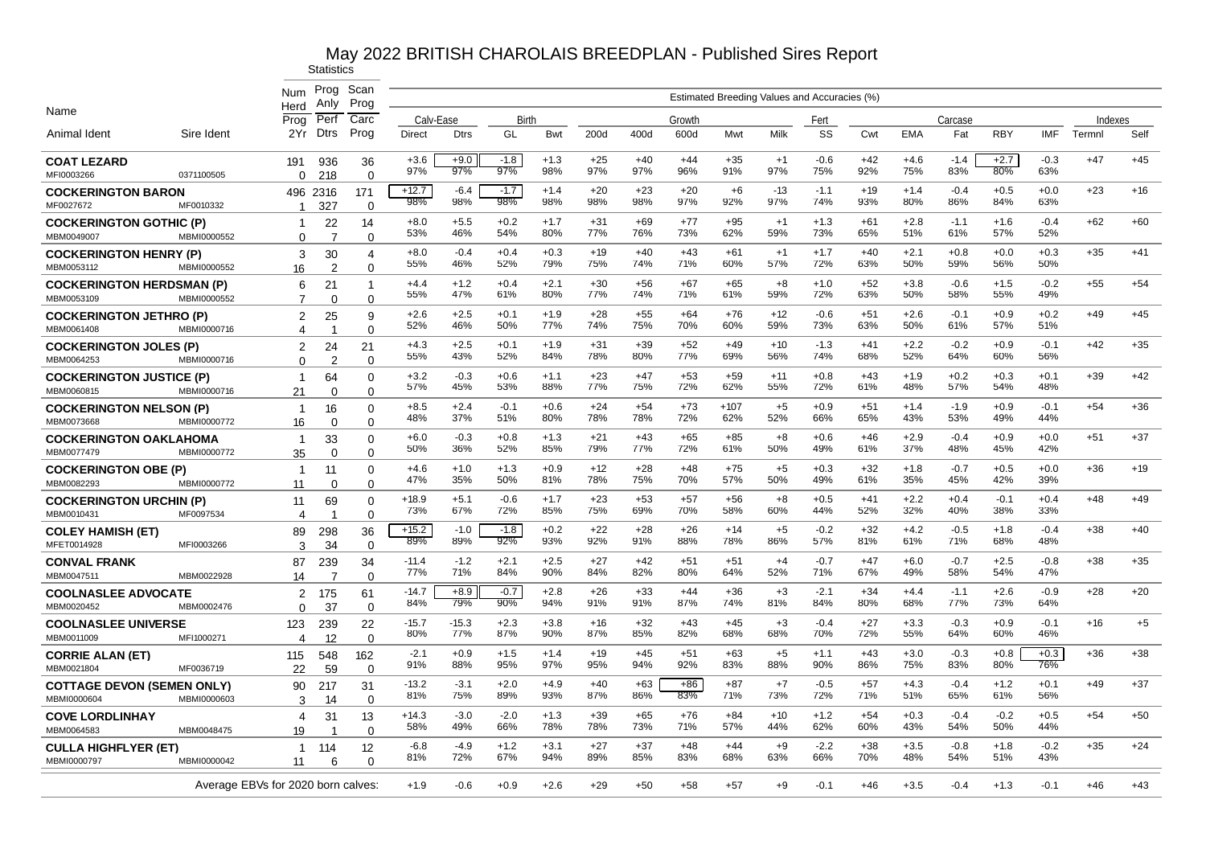# May 2022 BRITISH CHAROLAIS BREEDPLAN - Published Sires Report

| Name | | Statistics | | | Estimated Breeding Values and Accuracies (%) | | | | | | | | | | | | | | | | | | |
|---|---|---|---|---|---|---|---|---|---|---|---|---|---|---|---|---|---|---|---|---|---|---|---|
| | | Num Herd / Prog 2Yr | Prog Anly / Perf Dtrs | Scan Prog / Carc Prog | Calv-Ease | | Birth | | Growth | | | | | Fert | Carcase | | | | | | Indexes | |
| Animal Ident | Sire Ident | | | | Direct | Dtrs | GL | Bwt | 200d | 400d | 600d | Mwt | Milk | SS | Cwt | EMA | Fat | RBY | IMF | Termnl | Self |
| **COAT LEZARD** | | 191 | 936 | 36 | +3.6 | +9.0 | -1.8 | +1.3 | +25 | +40 | +44 | +35 | +1 | -0.6 | +42 | +4.6 | -1.4 | +2.7 | -0.3 | +47 | +45 |
| MFI0003266 | 0371100505 | 0 | 218 | 0 | 97% | 97% | 97% | 98% | 97% | 97% | 96% | 91% | 97% | 75% | 92% | 75% | 83% | 80% | 63% | | |
| **COCKERINGTON BARON** | | 496 | 2316 | 171 | +12.7 | -6.4 | -1.7 | +1.4 | +20 | +23 | +20 | +6 | -13 | -1.1 | +19 | +1.4 | -0.4 | +0.5 | +0.0 | +23 | +16 |
| MF0027672 | MF0010332 | 1 | 327 | 0 | 98% | 98% | 98% | 98% | 98% | 98% | 97% | 92% | 97% | 74% | 93% | 80% | 86% | 84% | 63% | | |
| **COCKERINGTON GOTHIC (P)** | | 1 | 22 | 14 | +8.0 | +5.5 | +0.2 | +1.7 | +31 | +69 | +77 | +95 | +1 | +1.3 | +61 | +2.8 | -1.1 | +1.6 | -0.4 | +62 | +60 |
| MBM0049007 | MBMI0000552 | 0 | 7 | 0 | 53% | 46% | 54% | 80% | 77% | 76% | 73% | 62% | 59% | 73% | 65% | 51% | 61% | 57% | 52% | | |
| **COCKERINGTON HENRY (P)** | | 3 | 30 | 4 | +8.0 | -0.4 | +0.4 | +0.3 | +19 | +40 | +43 | +61 | +1 | +1.7 | +40 | +2.1 | +0.8 | +0.0 | +0.3 | +35 | +41 |
| MBM0053112 | MBMI0000552 | 16 | 2 | 0 | 55% | 46% | 52% | 79% | 75% | 74% | 71% | 60% | 57% | 72% | 63% | 50% | 59% | 56% | 50% | | |
| **COCKERINGTON HERDSMAN (P)** | | 6 | 21 | 1 | +4.4 | +1.2 | +0.4 | +2.1 | +30 | +56 | +67 | +65 | +8 | +1.0 | +52 | +3.8 | -0.6 | +1.5 | -0.2 | +55 | +54 |
| MBM0053109 | MBMI0000552 | 7 | 0 | 0 | 55% | 47% | 61% | 80% | 77% | 74% | 71% | 61% | 59% | 72% | 63% | 50% | 58% | 55% | 49% | | |
| **COCKERINGTON JETHRO (P)** | | 2 | 25 | 9 | +2.6 | +2.5 | +0.1 | +1.9 | +28 | +55 | +64 | +76 | +12 | -0.6 | +51 | +2.6 | -0.1 | +0.9 | +0.2 | +49 | +45 |
| MBM0061408 | MBMI0000716 | 4 | 1 | 0 | 52% | 46% | 50% | 77% | 74% | 75% | 70% | 60% | 59% | 73% | 63% | 50% | 61% | 57% | 51% | | |
| **COCKERINGTON JOLES (P)** | | 2 | 24 | 21 | +4.3 | +2.5 | +0.1 | +1.9 | +31 | +39 | +52 | +49 | +10 | -1.3 | +41 | +2.2 | -0.2 | +0.9 | -0.1 | +42 | +35 |
| MBM0064253 | MBMI0000716 | 0 | 2 | 0 | 55% | 43% | 52% | 84% | 78% | 80% | 77% | 69% | 56% | 74% | 68% | 52% | 64% | 60% | 56% | | |
| **COCKERINGTON JUSTICE (P)** | | 1 | 64 | 0 | +3.2 | -0.3 | +0.6 | +1.1 | +23 | +47 | +53 | +59 | +11 | +0.8 | +43 | +1.9 | +0.2 | +0.3 | +0.1 | +39 | +42 |
| MBM0060815 | MBMI0000716 | 21 | 0 | 0 | 57% | 45% | 53% | 88% | 77% | 75% | 72% | 62% | 55% | 72% | 61% | 48% | 57% | 54% | 48% | | |
| **COCKERINGTON NELSON (P)** | | 1 | 16 | 0 | +8.5 | +2.4 | -0.1 | +0.6 | +24 | +54 | +73 | +107 | +5 | +0.9 | +51 | +1.4 | -1.9 | +0.9 | -0.1 | +54 | +36 |
| MBM0073668 | MBMI0000772 | 16 | 0 | 0 | 48% | 37% | 51% | 80% | 78% | 78% | 72% | 62% | 52% | 66% | 65% | 43% | 53% | 49% | 44% | | |
| **COCKERINGTON OAKLAHOMA** | | 1 | 33 | 0 | +6.0 | -0.3 | +0.8 | +1.3 | +21 | +43 | +65 | +85 | +8 | +0.6 | +46 | +2.9 | -0.4 | +0.9 | +0.0 | +51 | +37 |
| MBM0077479 | MBMI0000772 | 35 | 0 | 0 | 50% | 36% | 52% | 85% | 79% | 77% | 72% | 61% | 50% | 49% | 61% | 37% | 48% | 45% | 42% | | |
| **COCKERINGTON OBE (P)** | | 1 | 11 | 0 | +4.6 | +1.0 | +1.3 | +0.9 | +12 | +28 | +48 | +75 | +5 | +0.3 | +32 | +1.8 | -0.7 | +0.5 | +0.0 | +36 | +19 |
| MBM0082293 | MBMI0000772 | 11 | 0 | 0 | 47% | 35% | 50% | 81% | 78% | 75% | 70% | 57% | 50% | 49% | 61% | 35% | 45% | 42% | 39% | | |
| **COCKERINGTON URCHIN (P)** | | 11 | 69 | 0 | +18.9 | +5.1 | -0.6 | +1.7 | +23 | +53 | +57 | +56 | +8 | +0.5 | +41 | +2.2 | +0.4 | -0.1 | +0.4 | +48 | +49 |
| MBM0010431 | MF0097534 | 4 | 1 | 0 | 73% | 67% | 72% | 85% | 75% | 69% | 70% | 58% | 60% | 44% | 52% | 32% | 40% | 38% | 33% | | |
| **COLEY HAMISH (ET)** | | 89 | 298 | 36 | +15.2 | -1.0 | -1.8 | +0.2 | +22 | +28 | +26 | +14 | +5 | -0.2 | +32 | +4.2 | -0.5 | +1.8 | -0.4 | +38 | +40 |
| MFET0014928 | MFI0003266 | 3 | 34 | 0 | 89% | 89% | 92% | 93% | 92% | 91% | 88% | 78% | 86% | 57% | 81% | 61% | 71% | 68% | 48% | | |
| **CONVAL FRANK** | | 87 | 239 | 34 | -11.4 | -1.2 | +2.1 | +2.5 | +27 | +42 | +51 | +51 | +4 | -0.7 | +47 | +6.0 | -0.7 | +2.5 | -0.8 | +38 | +35 |
| MBM0047511 | MBM0022928 | 14 | 7 | 0 | 77% | 71% | 84% | 90% | 84% | 82% | 80% | 64% | 52% | 71% | 67% | 49% | 58% | 54% | 47% | | |
| **COOLNASLEE ADVOCATE** | | 2 | 175 | 61 | -14.7 | +8.9 | -0.7 | +2.8 | +26 | +33 | +44 | +36 | +3 | -2.1 | +34 | +4.4 | -1.1 | +2.6 | -0.9 | +28 | +20 |
| MBM0020452 | MBM0002476 | 0 | 37 | 0 | 84% | 79% | 90% | 94% | 91% | 91% | 87% | 74% | 81% | 84% | 80% | 68% | 77% | 73% | 64% | | |
| **COOLNASLEE UNIVERSE** | | 123 | 239 | 22 | -15.7 | -15.3 | +2.3 | +3.8 | +16 | +32 | +43 | +45 | +3 | -0.4 | +27 | +3.3 | -0.3 | +0.9 | -0.1 | +16 | +5 |
| MBM0011009 | MFI1000271 | 4 | 12 | 0 | 80% | 77% | 87% | 90% | 87% | 85% | 82% | 68% | 68% | 70% | 72% | 55% | 64% | 60% | 46% | | |
| **CORRIE ALAN (ET)** | | 115 | 548 | 162 | -2.1 | +0.9 | +1.5 | +1.4 | +19 | +45 | +51 | +63 | +5 | +1.1 | +43 | +3.0 | -0.3 | +0.8 | +0.3 | +36 | +38 |
| MBM0021804 | MF0036719 | 22 | 59 | 0 | 91% | 88% | 95% | 97% | 95% | 94% | 92% | 83% | 88% | 90% | 86% | 75% | 83% | 80% | 76% | | |
| **COTTAGE DEVON (SEMEN ONLY)** | | 90 | 217 | 31 | -13.2 | -3.1 | +2.0 | +4.9 | +40 | +63 | +86 | +87 | +7 | -0.5 | +57 | +4.3 | -0.4 | +1.2 | +0.1 | +49 | +37 |
| MBMI0000604 | MBMI0000603 | 3 | 14 | 0 | 81% | 75% | 89% | 93% | 87% | 86% | 83% | 71% | 73% | 72% | 71% | 51% | 65% | 61% | 56% | | |
| **COVE LORDLINHAY** | | 4 | 31 | 13 | +14.3 | -3.0 | -2.0 | +1.3 | +39 | +65 | +76 | +84 | +10 | +1.2 | +54 | +0.3 | -0.4 | -0.2 | +0.5 | +54 | +50 |
| MBM0064583 | MBM0048475 | 19 | 1 | 0 | 58% | 49% | 66% | 78% | 78% | 73% | 71% | 57% | 44% | 62% | 60% | 43% | 54% | 50% | 44% | | |
| **CULLA HIGHFLYER (ET)** | | 1 | 114 | 12 | -6.8 | -4.9 | +1.2 | +3.1 | +27 | +37 | +48 | +44 | +9 | -2.2 | +38 | +3.5 | -0.8 | +1.8 | -0.2 | +35 | +24 |
| MBMI0000797 | MBMI0000042 | 11 | 6 | 0 | 81% | 72% | 67% | 94% | 89% | 85% | 83% | 68% | 63% | 66% | 70% | 48% | 54% | 51% | 43% | | |
| Average EBVs for 2020 born calves: | | | | | +1.9 | -0.6 | +0.9 | +2.6 | +29 | +50 | +58 | +57 | +9 | -0.1 | +46 | +3.5 | -0.4 | +1.3 | -0.1 | +46 | +43 |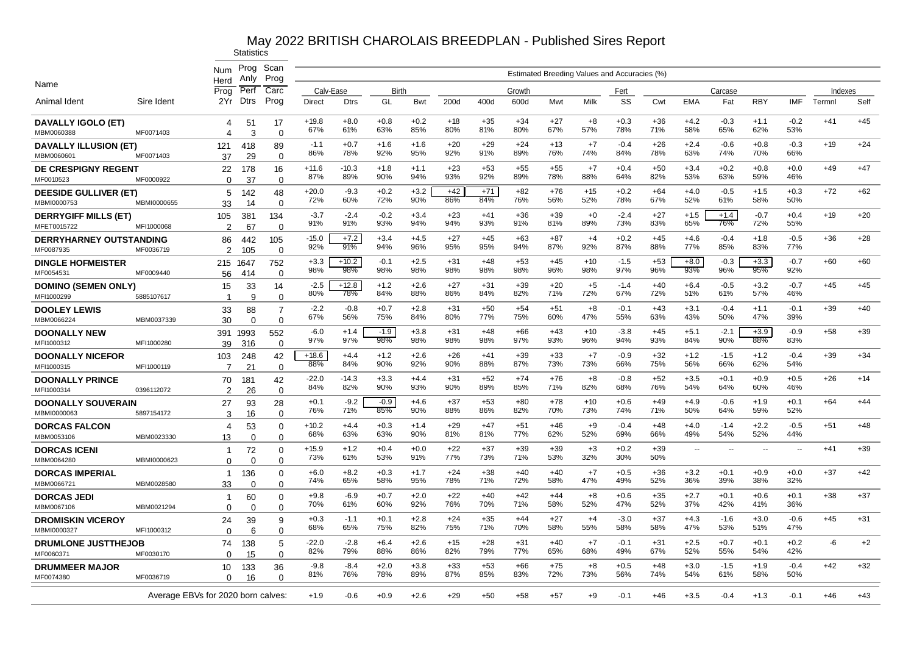# May 2022 BRITISH CHAROLAIS BREEDPLAN - Published Sires Report

| Name | | Statistics | | | Estimated Breeding Values and Accuracies (%) | | | | | | | | | | | | | | | | | | |
|---|---|---|---|---|---|---|---|---|---|---|---|---|---|---|---|---|---|---|---|---|---|---|---|
| | | Num Herd | Prog Anly | Scan Prog | Calv-Ease | | Birth | | Growth | | | | | Fert | Carcase | | | | | | Indexes | |
| | | Prog | Perf | Carc | | | | | | | | | | | | | | | | | | |
| Animal Ident | Sire Ident | 2Yr | Dtrs | Prog | Direct | Dtrs | GL | Bwt | 200d | 400d | 600d | Mwt | Milk | SS | Cwt | EMA | Fat | RBY | IMF | Termnl | Self |
| **DAVALLY IGOLO (ET)** | | 4 | 51 | 17 | +19.8 | +8.0 | +0.8 | +0.2 | +18 | +35 | +34 | +27 | +8 | +0.3 | +36 | +4.2 | -0.3 | +1.1 | -0.2 | +41 | +45 |
| MBM0060388 | MF0071403 | 4 | 3 | 0 | 67% | 61% | 63% | 85% | 80% | 81% | 80% | 67% | 57% | 78% | 71% | 58% | 65% | 62% | 53% | | |
| **DAVALLY ILLUSION (ET)** | | 121 | 418 | 89 | -1.1 | +0.7 | +1.6 | +1.6 | +20 | +29 | +24 | +13 | +7 | -0.4 | +26 | +2.4 | -0.6 | +0.8 | -0.3 | +19 | +24 |
| MBM0060601 | MF0071403 | 37 | 29 | 0 | 86% | 78% | 92% | 95% | 92% | 91% | 89% | 76% | 74% | 84% | 78% | 63% | 74% | 70% | 66% | | |
| **DE CRESPIGNY REGENT** | | 22 | 178 | 16 | +11.6 | -10.3 | +1.8 | +1.1 | +23 | +53 | +55 | +55 | +7 | +0.4 | +50 | +3.4 | +0.2 | +0.8 | +0.0 | +49 | +47 |
| MF0010523 | MF0000922 | 0 | 37 | 0 | 87% | 89% | 90% | 94% | 93% | 92% | 89% | 78% | 88% | 64% | 82% | 53% | 63% | 59% | 46% | | |
| **DEESIDE GULLIVER (ET)** | | 5 | 142 | 48 | +20.0 | -9.3 | +0.2 | +3.2 | +42 | +71 | +82 | +76 | +15 | +0.2 | +64 | +4.0 | -0.5 | +1.5 | +0.3 | +72 | +62 |
| MBMI0000753 | MBMI0000655 | 33 | 14 | 0 | 72% | 60% | 72% | 90% | 86% | 84% | 76% | 56% | 52% | 78% | 67% | 52% | 61% | 58% | 50% | | |
| **DERRYGIFF MILLS (ET)** | | 105 | 381 | 134 | -3.7 | -2.4 | -0.2 | +3.4 | +23 | +41 | +36 | +39 | +0 | -2.4 | +27 | +1.5 | +1.4 | -0.7 | +0.4 | +19 | +20 |
| MFET0015722 | MFI1000068 | 2 | 67 | 0 | 91% | 91% | 93% | 94% | 94% | 93% | 91% | 81% | 89% | 73% | 83% | 65% | 76% | 72% | 55% | | |
| **DERRYHARNEY OUTSTANDING** | | 86 | 442 | 105 | -15.0 | +7.2 | +3.4 | +4.5 | +27 | +45 | +63 | +87 | +4 | +0.2 | +45 | +4.6 | -0.4 | +1.8 | -0.5 | +36 | +28 |
| MF0087935 | MF0036719 | 2 | 105 | 0 | 92% | 91% | 94% | 96% | 95% | 95% | 94% | 87% | 92% | 87% | 88% | 77% | 85% | 83% | 77% | | |
| **DINGLE HOFMEISTER** | | 215 | 1647 | 752 | +3.3 | +10.2 | -0.1 | +2.5 | +31 | +48 | +53 | +45 | +10 | -1.5 | +53 | +8.0 | -0.3 | +3.3 | -0.7 | +60 | +60 |
| MF0054531 | MF0009440 | 56 | 414 | 0 | 98% | 98% | 98% | 98% | 98% | 98% | 98% | 96% | 98% | 97% | 96% | 93% | 96% | 95% | 92% | | |
| **DOMINO (SEMEN ONLY)** | | 15 | 33 | 14 | -2.5 | +12.8 | +1.2 | +2.6 | +27 | +31 | +39 | +20 | +5 | -1.4 | +40 | +6.4 | -0.5 | +3.2 | -0.7 | +45 | +45 |
| MFI1000299 | 5885107617 | 1 | 9 | 0 | 80% | 78% | 84% | 88% | 86% | 84% | 82% | 71% | 72% | 67% | 72% | 51% | 61% | 57% | 46% | | |
| **DOOLEY LEWIS** | | 33 | 88 | 7 | -2.2 | -0.8 | +0.7 | +2.8 | +31 | +50 | +54 | +51 | +8 | -0.1 | +43 | +3.1 | -0.4 | +1.1 | -0.1 | +39 | +40 |
| MBM0066224 | MBM0037339 | 30 | 0 | 0 | 67% | 56% | 75% | 84% | 80% | 77% | 75% | 60% | 47% | 55% | 63% | 43% | 50% | 47% | 39% | | |
| **DOONALLY NEW** | | 391 | 1993 | 552 | -6.0 | +1.4 | -1.9 | +3.8 | +31 | +48 | +66 | +43 | +10 | -3.8 | +45 | +5.1 | -2.1 | +3.9 | -0.9 | +58 | +39 |
| MFI1000312 | MFI1000280 | 39 | 316 | 0 | 97% | 97% | 98% | 98% | 98% | 98% | 97% | 93% | 96% | 94% | 93% | 84% | 90% | 88% | 83% | | |
| **DOONALLY NICEFOR** | | 103 | 248 | 42 | +18.6 | +4.4 | +1.2 | +2.6 | +26 | +41 | +39 | +33 | +7 | -0.9 | +32 | +1.2 | -1.5 | +1.2 | -0.4 | +39 | +34 |
| MFI1000315 | MFI1000119 | 7 | 21 | 0 | 88% | 84% | 90% | 92% | 90% | 88% | 87% | 73% | 73% | 66% | 75% | 56% | 66% | 62% | 54% | | |
| **DOONALLY PRINCE** | | 70 | 181 | 42 | -22.0 | -14.3 | +3.3 | +4.4 | +31 | +52 | +74 | +76 | +8 | -0.8 | +52 | +3.5 | +0.1 | +0.9 | +0.5 | +26 | +14 |
| MFI1000314 | 0396112072 | 2 | 26 | 0 | 84% | 82% | 90% | 93% | 90% | 89% | 85% | 71% | 82% | 68% | 76% | 54% | 64% | 60% | 46% | | |
| **DOONALLY SOUVERAIN** | | 27 | 93 | 28 | +0.1 | -9.2 | -0.9 | +4.6 | +37 | +53 | +80 | +78 | +10 | +0.6 | +49 | +4.9 | -0.6 | +1.9 | +0.1 | +64 | +44 |
| MBMI0000063 | 5897154172 | 3 | 16 | 0 | 76% | 71% | 85% | 90% | 88% | 86% | 82% | 70% | 73% | 74% | 71% | 50% | 64% | 59% | 52% | | |
| **DORCAS FALCON** | | 4 | 53 | 0 | +10.2 | +4.4 | +0.3 | +1.4 | +29 | +47 | +51 | +46 | +9 | -0.4 | +48 | +4.0 | -1.4 | +2.2 | -0.5 | +51 | +48 |
| MBM0053106 | MBM0023330 | 13 | 0 | 0 | 68% | 63% | 63% | 90% | 81% | 81% | 77% | 62% | 52% | 69% | 66% | 49% | 54% | 52% | 44% | | |
| **DORCAS ICENI** | | 1 | 72 | 0 | +15.9 | +1.2 | +0.4 | +0.0 | +22 | +37 | +39 | +39 | +3 | +0.2 | +39 | -- | -- | -- | -- | +41 | +39 |
| MBM0064280 | MBMI0000623 | 0 | 0 | 0 | 73% | 61% | 53% | 91% | 77% | 73% | 71% | 53% | 32% | 30% | 50% | | | | | | |
| **DORCAS IMPERIAL** | | 1 | 136 | 0 | +6.0 | +8.2 | +0.3 | +1.7 | +24 | +38 | +40 | +40 | +7 | +0.5 | +36 | +3.2 | +0.1 | +0.9 | +0.0 | +37 | +42 |
| MBM0066721 | MBM0028580 | 33 | 0 | 0 | 74% | 65% | 58% | 95% | 78% | 71% | 72% | 58% | 47% | 49% | 52% | 36% | 39% | 38% | 32% | | |
| **DORCAS JEDI** | | 1 | 60 | 0 | +9.8 | -6.9 | +0.7 | +2.0 | +22 | +40 | +42 | +44 | +8 | +0.6 | +35 | +2.7 | +0.1 | +0.6 | +0.1 | +38 | +37 |
| MBM0067106 | MBM0021294 | 0 | 0 | 0 | 70% | 61% | 60% | 92% | 76% | 70% | 71% | 58% | 52% | 47% | 52% | 37% | 42% | 41% | 36% | | |
| **DROMISKIN VICEROY** | | 24 | 39 | 9 | +0.3 | -1.1 | +0.1 | +2.8 | +24 | +35 | +44 | +27 | +4 | -3.0 | +37 | +4.3 | -1.6 | +3.0 | -0.6 | +45 | +31 |
| MBMI0000327 | MFI1000312 | 0 | 6 | 0 | 68% | 65% | 75% | 82% | 75% | 71% | 70% | 58% | 55% | 58% | 58% | 47% | 53% | 51% | 47% | | |
| **DRUMLONE JUSTTHEJOB** | | 74 | 138 | 5 | -22.0 | -2.8 | +6.4 | +2.6 | +15 | +28 | +31 | +40 | +7 | -0.1 | +31 | +2.5 | +0.7 | +0.1 | +0.2 | -6 | +2 |
| MF0060371 | MF0030170 | 0 | 15 | 0 | 82% | 79% | 88% | 86% | 82% | 79% | 77% | 65% | 68% | 49% | 67% | 52% | 55% | 54% | 42% | | |
| **DRUMMEER MAJOR** | | 10 | 133 | 36 | -9.8 | -8.4 | +2.0 | +3.8 | +33 | +53 | +66 | +75 | +8 | +0.5 | +48 | +3.0 | -1.5 | +1.9 | -0.4 | +42 | +32 |
| MF0074380 | MF0036719 | 0 | 16 | 0 | 81% | 76% | 78% | 89% | 87% | 85% | 83% | 72% | 73% | 56% | 74% | 54% | 61% | 58% | 50% | | |
| Average EBVs for 2020 born calves: | | | | | +1.9 | -0.6 | +0.9 | +2.6 | +29 | +50 | +58 | +57 | +9 | -0.1 | +46 | +3.5 | -0.4 | +1.3 | -0.1 | +46 | +43 |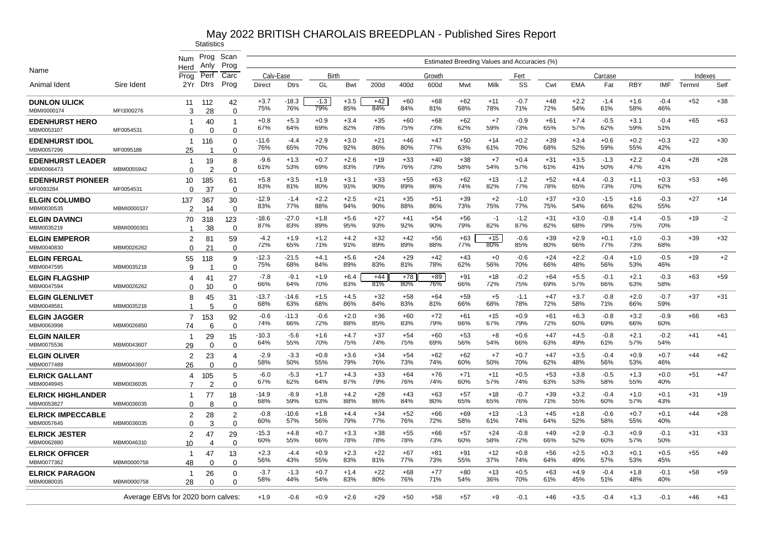# May 2022 BRITISH CHAROLAIS BREEDPLAN - Published Sires Report

| Name | | Statistics | | | Estimated Breeding Values and Accuracies (%) | | | | | | | | | | | | | | | | | | |
|---|---|---|---|---|---|---|---|---|---|---|---|---|---|---|---|---|---|---|---|---|---|---|---|
| | | Num Herd | Prog Anly | Scan Prog | Calv-Ease | | Birth | | Growth | | | | | Fert | Carcase | | | | | | Indexes | |
| Animal Ident | Sire Ident | Prog 2Yr | Perf Dtrs | Carc Prog | Direct | Dtrs | GL | Bwt | 200d | 400d | 600d | Mwt | Milk | SS | Cwt | EMA | Fat | RBY | IMF | Termnl | Self |
| **DUNLON ULICK** MBMI0000174 | MFI1000276 | 11 / 3 | 112 / 28 | 42 / 0 | +3.7 75% | -18.3 76% | -1.3 79% | +3.5 85% | +42 84% | +60 84% | +68 81% | +62 68% | +11 78% | -0.7 71% | +48 72% | +2.2 54% | -1.4 61% | +1.6 58% | -0.4 46% | +52 | +38 |
| **EDENHURST HERO** MBM0053107 | MF0054531 | 1 / 0 | 40 / 0 | 1 / 0 | +0.8 67% | +5.3 64% | +0.9 69% | +3.4 82% | +35 78% | +60 75% | +68 73% | +62 62% | +7 59% | -0.9 73% | +61 65% | +7.4 57% | -0.5 62% | +3.1 59% | -0.4 51% | +65 | +63 |
| **EDENHURST IDOL** MBM0057296 | MF0095188 | 1 / 25 | 116 / 1 | 0 / 0 | -11.6 76% | -4.4 65% | +2.9 70% | +3.0 92% | +21 86% | +46 80% | +47 77% | +50 63% | +14 61% | +0.2 70% | +39 68% | +3.4 52% | +0.6 59% | +0.2 55% | +0.3 42% | +22 | +30 |
| **EDENHURST LEADER** MBM0066473 | MBM0055942 | 1 / 0 | 19 / 2 | 8 / 0 | -9.6 61% | +1.3 53% | +0.7 69% | +2.6 83% | +19 79% | +33 76% | +40 73% | +38 58% | +7 54% | +0.4 57% | +31 61% | +3.5 41% | -1.3 50% | +2.2 47% | -0.4 41% | +28 | +28 |
| **EDENHURST PIONEER** MF0093284 | MF0054531 | 10 / 0 | 185 / 37 | 61 / 0 | +5.8 83% | +3.5 81% | +1.9 80% | +3.1 91% | +33 90% | +55 89% | +63 86% | +62 74% | +13 82% | -1.2 77% | +52 78% | +4.4 65% | -0.3 73% | +1.1 70% | +0.3 62% | +53 | +46 |
| **ELGIN COLUMBO** MBM0030535 | MBMI0000137 | 137 / 2 | 367 / 14 | 30 / 0 | -12.9 83% | -1.4 77% | +2.2 88% | +2.5 94% | +21 90% | +35 88% | +51 86% | +39 73% | +2 75% | -1.0 77% | +37 75% | +3.0 54% | -1.5 66% | +1.6 62% | -0.3 55% | +27 | +14 |
| **ELGIN DAVINCI** MBM0035219 | MBMI0000301 | 70 / 1 | 318 / 38 | 123 / 0 | -18.6 87% | -27.0 83% | +1.8 89% | +5.6 95% | +27 93% | +41 92% | +54 90% | +56 79% | -1 82% | -1.2 87% | +31 82% | +3.0 68% | -0.8 79% | +1.4 75% | -0.5 70% | +19 | -2 |
| **ELGIN EMPEROR** MBM0040830 | MBM0026262 | 2 / 0 | 81 / 21 | 59 / 0 | -4.2 72% | +1.9 65% | +1.2 71% | +4.2 91% | +32 89% | +42 89% | +56 88% | +63 77% | +15 80% | -0.6 85% | +39 80% | +2.9 66% | +0.1 77% | +1.0 73% | -0.3 68% | +39 | +32 |
| **ELGIN FERGAL** MBM0047595 | MBM0035219 | 55 / 9 | 118 / 1 | 9 / 0 | -12.3 75% | -21.5 68% | +4.1 84% | +5.6 89% | +24 83% | +29 81% | +42 78% | +43 62% | +0 56% | -0.6 70% | +24 66% | +2.2 48% | -0.4 56% | +1.0 53% | -0.5 46% | +19 | +2 |
| **ELGIN FLAGSHIP** MBM0047594 | MBM0026262 | 4 / 0 | 41 / 10 | 27 / 0 | -7.8 66% | -9.1 64% | +1.9 70% | +6.4 83% | +44 81% | +78 80% | +89 76% | +91 66% | +18 72% | -0.2 75% | +64 69% | +5.5 57% | -0.1 66% | +2.1 63% | -0.3 58% | +63 | +59 |
| **ELGIN GLENLIVET** MBM0049581 | MBM0035219 | 8 / 1 | 45 / 5 | 31 / 0 | -13.7 68% | -14.6 63% | +1.5 68% | +4.5 86% | +32 84% | +58 83% | +64 81% | +59 66% | +5 68% | -1.1 78% | +47 72% | +3.7 58% | -0.8 71% | +2.0 66% | -0.7 59% | +37 | +31 |
| **ELGIN JAGGER** MBM0063998 | MBM0026850 | 7 / 74 | 153 / 6 | 92 / 0 | -0.6 74% | -11.3 66% | -0.6 72% | +2.0 88% | +36 85% | +60 83% | +72 79% | +61 66% | +15 67% | +0.9 79% | +61 72% | +6.3 60% | -0.8 69% | +3.2 66% | -0.9 60% | +66 | +63 |
| **ELGIN NAILER** MBM0075536 | MBM0043607 | 1 / 29 | 29 / 0 | 15 / 0 | -10.3 64% | -5.6 55% | +1.6 70% | +4.7 75% | +37 74% | +54 75% | +60 69% | +53 56% | +8 54% | +0.6 66% | +47 63% | +4.5 49% | -0.8 61% | +2.1 57% | -0.2 54% | +41 | +41 |
| **ELGIN OLIVER** MBM0077489 | MBM0043607 | 2 / 26 | 23 / 0 | 4 / 0 | -2.9 58% | -3.3 50% | +0.8 55% | +3.6 79% | +34 76% | +54 73% | +62 74% | +62 60% | +7 50% | +0.7 70% | +47 62% | +3.5 48% | -0.4 56% | +0.9 53% | +0.7 46% | +44 | +42 |
| **ELRICK GALLANT** MBM0049945 | MBM0036035 | 4 / 7 | 105 / 2 | 5 / 0 | -6.0 67% | -5.3 62% | +1.7 64% | +4.3 87% | +33 79% | +64 76% | +76 74% | +71 60% | +11 57% | +0.5 74% | +53 63% | +3.8 53% | -0.5 58% | +1.3 55% | +0.0 40% | +51 | +47 |
| **ELRICK HIGHLANDER** MBM0053827 | MBM0036035 | 1 / 0 | 77 / 8 | 18 / 0 | -14.9 68% | -8.9 59% | +1.8 63% | +4.2 88% | +28 86% | +43 84% | +63 80% | +57 65% | +18 65% | -0.7 76% | +39 71% | +3.2 55% | -0.4 60% | +1.0 57% | +0.1 43% | +31 | +19 |
| **ELRICK IMPECCABLE** MBM0057645 | MBM0036035 | 2 / 0 | 28 / 3 | 2 / 0 | -0.8 60% | -10.6 57% | +1.8 56% | +4.4 79% | +34 77% | +52 76% | +66 72% | +69 58% | +13 61% | -1.3 74% | +45 64% | +1.8 52% | -0.6 58% | +0.7 55% | +0.1 40% | +44 | +28 |
| **ELRICK JESTER** MBM0062880 | MBM0046310 | 2 / 10 | 47 / 4 | 29 / 0 | -15.3 60% | +4.8 55% | +0.7 66% | +3.3 78% | +38 78% | +55 78% | +66 73% | +57 60% | +24 58% | -0.8 72% | +49 66% | +2.9 52% | -0.3 60% | +0.9 57% | -0.1 50% | +31 | +33 |
| **ELRICK OFFICER** MBM0077362 | MBMI0000758 | 1 / 48 | 47 / 0 | 13 / 0 | +2.3 56% | -4.4 43% | +0.9 55% | +2.3 83% | +22 81% | +67 77% | +81 73% | +91 55% | +12 37% | +0.8 74% | +56 64% | +2.5 49% | +0.3 57% | +0.1 53% | +0.5 45% | +55 | +49 |
| **ELRICK PARAGON** MBM0080035 | MBMI0000758 | 1 / 28 | 26 / 0 | 0 / 0 | -3.7 58% | -1.3 44% | -0.7 54% | +1.4 83% | +22 80% | +68 76% | +77 71% | +80 54% | +13 36% | +0.5 70% | +63 61% | +4.9 45% | -0.4 51% | +1.8 48% | -0.1 40% | +58 | +59 |
| Average EBVs for 2020 born calves: | | | | | +1.9 | -0.6 | +0.9 | +2.6 | +29 | +50 | +58 | +57 | +9 | -0.1 | +46 | +3.5 | -0.4 | +1.3 | -0.1 | +46 | +43 |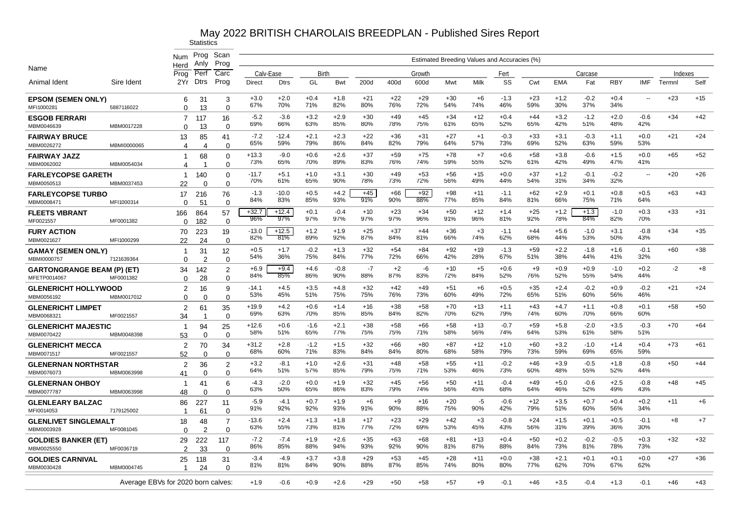# May 2022 BRITISH CHAROLAIS BREEDPLAN - Published Sires Report

| Name | | Statistics | | | Estimated Breeding Values and Accuracies (%) | | | | | | | | | | | | | | | | | |
|---|---|---|---|---|---|---|---|---|---|---|---|---|---|---|---|---|---|---|---|---|---|---|
| | | Num Herd Prog | Prog Anly Perf | Scan Prog Carc | Calv-Ease | | Birth | | Growth | | | | | Fert | Carcase | | | | | | Indexes | |
| Animal Ident | Sire Ident | 2Yr | Dtrs | Prog | Direct | Dtrs | GL | Bwt | 200d | 400d | 600d | Mwt | Milk | SS | Cwt | EMA | Fat | RBY | IMF | Termnl | Self |
| **EPSOM (SEMEN ONLY)** | | 6 | 31 | 3 | +3.0 | +2.0 | +0.4 | +1.8 | +21 | +22 | +29 | +30 | +6 | -1.3 | +23 | +1.2 | -0.2 | +0.4 | -- | +23 | +15 |
| MFI1000281 | 5887116022 | 0 | 13 | 0 | 67% | 70% | 71% | 82% | 80% | 76% | 72% | 54% | 74% | 46% | 59% | 30% | 37% | 34% | | | |
| **ESGOB FERRARI** | | 7 | 117 | 16 | -5.2 | -3.6 | +3.2 | +2.9 | +30 | +49 | +45 | +34 | +12 | +0.4 | +44 | +3.2 | -1.2 | +2.0 | -0.6 | +34 | +42 |
| MBM0046639 | MBM0017228 | 0 | 13 | 0 | 69% | 66% | 63% | 85% | 80% | 78% | 75% | 61% | 65% | 52% | 65% | 42% | 51% | 48% | 42% | | |
| **FAIRWAY BRUCE** | | 13 | 85 | 41 | -7.2 | -12.4 | +2.1 | +2.3 | +22 | +36 | +31 | +27 | +1 | -0.3 | +33 | +3.1 | -0.3 | +1.1 | +0.0 | +21 | +24 |
| MBM0026272 | MBMI0000065 | 4 | 4 | 0 | 65% | 59% | 79% | 86% | 84% | 82% | 79% | 64% | 57% | 73% | 69% | 52% | 63% | 59% | 53% | | |
| **FAIRWAY JAZZ** | | 1 | 68 | 0 | +13.3 | -9.0 | +0.6 | +2.6 | +37 | +59 | +75 | +78 | +7 | +0.6 | +58 | +3.8 | -0.6 | +1.5 | +0.0 | +65 | +52 |
| MBM0062002 | MBM0054034 | 4 | 1 | 0 | 73% | 65% | 70% | 89% | 83% | 76% | 74% | 59% | 55% | 52% | 61% | 42% | 49% | 47% | 41% | | |
| **FARLEYCOPSE GARETH** | | 1 | 140 | 0 | -11.7 | +5.1 | +1.0 | +3.1 | +30 | +49 | +53 | +56 | +15 | +0.0 | +37 | +1.2 | -0.1 | -0.2 | -- | +20 | +26 |
| MBM0050513 | MBM0037453 | 22 | 0 | 0 | 70% | 61% | 65% | 90% | 78% | 73% | 72% | 56% | 49% | 44% | 54% | 31% | 34% | 32% | | | |
| **FARLEYCOPSE TURBO** | | 17 | 216 | 76 | -1.3 | -10.0 | +0.5 | +4.2 | +45 | +66 | +92 | +98 | +11 | -1.1 | +62 | +2.9 | +0.1 | +0.8 | +0.5 | +63 | +43 |
| MBM0008471 | MFI1000314 | 0 | 51 | 0 | 84% | 83% | 85% | 93% | 91% | 90% | 88% | 77% | 85% | 84% | 81% | 66% | 75% | 71% | 64% | | |
| **FLEETS VIBRANT** | | 166 | 864 | 57 | +32.7 | +12.4 | +0.1 | -0.4 | +10 | +23 | +34 | +50 | +12 | +1.4 | +25 | +1.2 | +1.3 | -1.0 | +0.3 | +33 | +31 |
| MF0021557 | MF0001382 | 0 | 182 | 0 | 96% | 97% | 97% | 97% | 97% | 97% | 96% | 91% | 96% | 81% | 92% | 78% | 84% | 82% | 70% | | |
| **FURY ACTION** | | 70 | 223 | 19 | -13.0 | +12.5 | +1.2 | +1.9 | +25 | +37 | +44 | +36 | +3 | -1.1 | +44 | +5.6 | -1.0 | +3.1 | -0.8 | +34 | +35 |
| MBM0021627 | MFI1000299 | 22 | 24 | 0 | 82% | 81% | 89% | 92% | 87% | 84% | 81% | 66% | 74% | 62% | 68% | 44% | 53% | 50% | 43% | | |
| **GAMAY (SEMEN ONLY)** | | 1 | 31 | 12 | +0.5 | +1.7 | -0.2 | +1.3 | +32 | +54 | +84 | +92 | +19 | -1.3 | +59 | +2.2 | -1.8 | +1.6 | -0.1 | +60 | +38 |
| MBMI0000757 | 7121639364 | 0 | 2 | 0 | 54% | 36% | 75% | 84% | 77% | 72% | 66% | 42% | 28% | 67% | 51% | 38% | 44% | 41% | 32% | | |
| **GARTONGRANGE BEAM (P) (ET)** | | 34 | 142 | 2 | +6.9 | +9.4 | +4.6 | -0.8 | -7 | +2 | -6 | +10 | +5 | +0.6 | +9 | +0.9 | +0.9 | -1.0 | +0.2 | -2 | +8 |
| MFETP0014067 | MF0001382 | 0 | 28 | 0 | 84% | 85% | 86% | 90% | 88% | 87% | 83% | 72% | 84% | 52% | 76% | 52% | 55% | 54% | 44% | | |
| **GLENERICHT HOLLYWOOD** | | 2 | 16 | 9 | -14.1 | +4.5 | +3.5 | +4.8 | +32 | +42 | +49 | +51 | +6 | +0.5 | +35 | +2.4 | -0.2 | +0.9 | -0.2 | +21 | +24 |
| MBM0056192 | MBM0017012 | 0 | 0 | 0 | 53% | 45% | 51% | 75% | 75% | 76% | 73% | 60% | 49% | 72% | 65% | 51% | 60% | 56% | 46% | | |
| **GLENERICHT LIMPET** | | 2 | 61 | 35 | +19.9 | +4.2 | +0.6 | +1.4 | +16 | +38 | +58 | +70 | +13 | +1.1 | +43 | +4.7 | +1.1 | +0.8 | +0.1 | +58 | +50 |
| MBM0068321 | MF0021557 | 34 | 1 | 0 | 69% | 63% | 70% | 85% | 85% | 84% | 82% | 70% | 62% | 79% | 74% | 60% | 70% | 66% | 60% | | |
| **GLENERICHT MAJESTIC** | | 1 | 94 | 25 | +12.6 | +0.6 | -1.6 | +2.1 | +38 | +58 | +66 | +58 | +13 | -0.7 | +59 | +5.8 | -2.0 | +3.5 | -0.3 | +70 | +64 |
| MBM0070422 | MBM0048398 | 53 | 0 | 0 | 58% | 51% | 65% | 77% | 75% | 75% | 71% | 58% | 56% | 74% | 64% | 53% | 61% | 58% | 51% | | |
| **GLENERICHT MECCA** | | 2 | 70 | 34 | +31.2 | +2.8 | -1.2 | +1.5 | +32 | +66 | +80 | +87 | +12 | +1.0 | +60 | +3.2 | -1.0 | +1.4 | +0.4 | +73 | +61 |
| MBM0071517 | MF0021557 | 52 | 0 | 0 | 68% | 60% | 71% | 83% | 84% | 84% | 80% | 68% | 58% | 79% | 73% | 59% | 69% | 65% | 59% | | |
| **GLENERNAN NORTHSTAR** | | 2 | 36 | 2 | +3.2 | -8.1 | +1.0 | +2.6 | +31 | +48 | +58 | +55 | +11 | -0.2 | +46 | +3.9 | -0.5 | +1.8 | -0.8 | +50 | +44 |
| MBM0076073 | MBM0063998 | 41 | 0 | 0 | 64% | 51% | 57% | 85% | 79% | 75% | 71% | 53% | 46% | 73% | 60% | 48% | 55% | 52% | 44% | | |
| **GLENERNAN OHBOY** | | 1 | 41 | 6 | -4.3 | -2.0 | +0.0 | +1.9 | +32 | +45 | +56 | +50 | +11 | -0.4 | +49 | +5.0 | -0.6 | +2.5 | -0.8 | +48 | +45 |
| MBM0077787 | MBM0063998 | 48 | 0 | 0 | 63% | 50% | 65% | 86% | 83% | 79% | 74% | 56% | 45% | 68% | 64% | 46% | 52% | 49% | 43% | | |
| **GLENLEARY BALZAC** | | 86 | 227 | 11 | -5.9 | -4.1 | +0.7 | +1.9 | +6 | +9 | +16 | +20 | -5 | -0.6 | +12 | +3.5 | +0.7 | +0.4 | +0.2 | +11 | +6 |
| MFI0014053 | 7179125002 | 1 | 61 | 0 | 91% | 92% | 92% | 93% | 91% | 90% | 88% | 75% | 90% | 42% | 79% | 51% | 60% | 56% | 34% | | |
| **GLENLIVET SINGLEMALT** | | 18 | 48 | 7 | -13.6 | +2.4 | +1.3 | +1.8 | +17 | +23 | +29 | +42 | +3 | -0.8 | +24 | +1.5 | +0.1 | +0.5 | -0.1 | +8 | +7 |
| MBM0003928 | MF0081045 | 0 | 2 | 0 | 63% | 55% | 73% | 81% | 77% | 72% | 69% | 53% | 45% | 43% | 56% | 31% | 39% | 36% | 30% | | |
| **GOLDIES BANKER (ET)** | | 29 | 222 | 117 | -7.2 | -7.4 | +1.9 | +2.6 | +35 | +63 | +68 | +81 | +13 | +0.4 | +50 | +0.2 | -0.2 | -0.5 | +0.3 | +32 | +32 |
| MBM0025550 | MF0036719 | 2 | 33 | 0 | 86% | 85% | 88% | 94% | 93% | 92% | 90% | 81% | 87% | 88% | 84% | 73% | 81% | 78% | 73% | | |
| **GOLDIES CARNIVAL** | | 25 | 118 | 31 | -3.4 | -4.9 | +3.7 | +3.8 | +29 | +53 | +45 | +28 | +11 | +0.0 | +38 | +2.1 | +0.1 | +0.1 | +0.0 | +27 | +36 |
| MBM0030428 | MBM0004745 | 1 | 24 | 0 | 81% | 81% | 84% | 90% | 88% | 87% | 85% | 74% | 80% | 80% | 77% | 62% | 70% | 67% | 62% | | |
| Average EBVs for 2020 born calves: | | | | | +1.9 | -0.6 | +0.9 | +2.6 | +29 | +50 | +58 | +57 | +9 | -0.1 | +46 | +3.5 | -0.4 | +1.3 | -0.1 | +46 | +43 |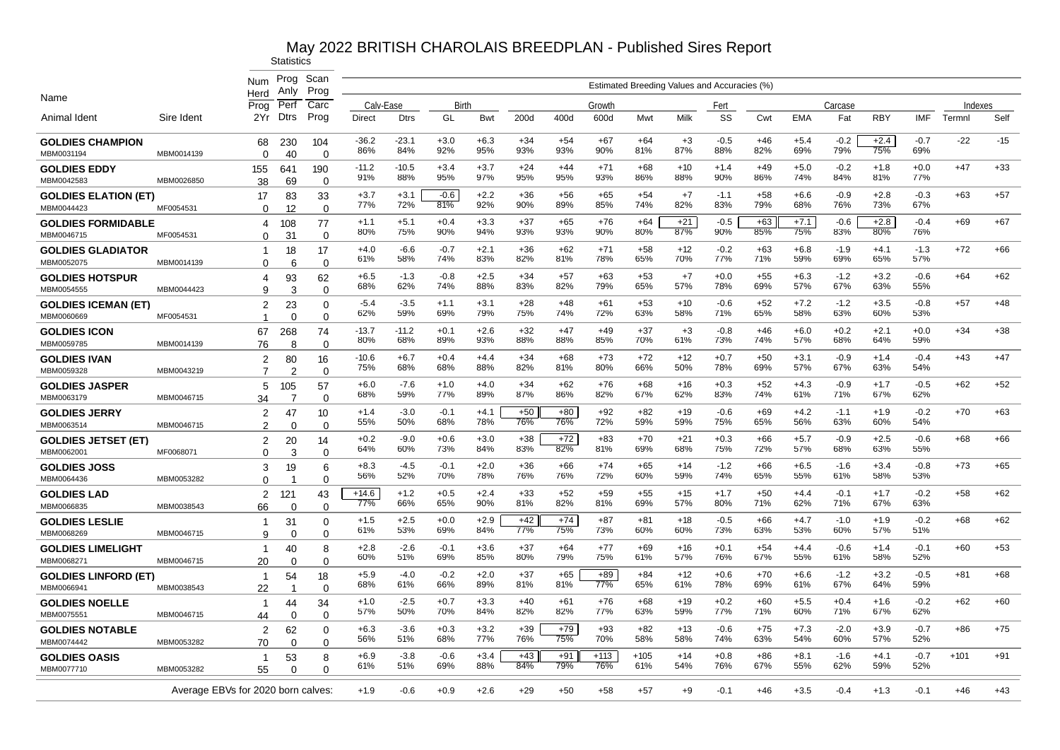# May 2022 BRITISH CHAROLAIS BREEDPLAN - Published Sires Report

| Name | | Statistics | | | Estimated Breeding Values and Accuracies (%) | | | | | | | | | | | | | | | | | | |
|---|---|---|---|---|---|---|---|---|---|---|---|---|---|---|---|---|---|---|---|---|---|---|---|
| | | Num Herd Prog 2Yr | Prog Anly Perf Dtrs | Scan Prog Carc Prog | Calv-Ease | | Birth | | Growth | | | | | Fert | Carcase | | | | | Indexes | |
| Animal Ident | Sire Ident | | | | Direct | Dtrs | GL | Bwt | 200d | 400d | 600d | Mwt | Milk | SS | Cwt | EMA | Fat | RBY | IMF | Termnl | Self |
| **GOLDIES CHAMPION** | | 68 | 230 | 104 | -36.2 | -23.1 | +3.0 | +6.3 | +34 | +54 | +67 | +64 | +3 | -0.5 | +46 | +5.4 | -0.2 | +2.4 | -0.7 | -22 | -15 |
| MBM0031194 | MBM0014139 | 0 | 40 | 0 | 86% | 84% | 92% | 95% | 93% | 93% | 90% | 81% | 87% | 88% | 82% | 69% | 79% | 75% | 69% | | |
| **GOLDIES EDDY** | | 155 | 641 | 190 | -11.2 | -10.5 | +3.4 | +3.7 | +24 | +44 | +71 | +68 | +10 | +1.4 | +49 | +5.0 | -0.2 | +1.8 | +0.0 | +47 | +33 |
| MBM0042583 | MBM0026850 | 38 | 69 | 0 | 91% | 88% | 95% | 97% | 95% | 95% | 93% | 86% | 88% | 90% | 86% | 74% | 84% | 81% | 77% | | |
| **GOLDIES ELATION (ET)** | | 17 | 83 | 33 | +3.7 | +3.1 | -0.6 | +2.2 | +36 | +56 | +65 | +54 | +7 | -1.1 | +58 | +6.6 | -0.9 | +2.8 | -0.3 | +63 | +57 |
| MBM0044423 | MF0054531 | 0 | 12 | 0 | 77% | 72% | 81% | 92% | 90% | 89% | 85% | 74% | 82% | 83% | 79% | 68% | 76% | 73% | 67% | | |
| **GOLDIES FORMIDABLE** | | 4 | 108 | 77 | +1.1 | +5.1 | +0.4 | +3.3 | +37 | +65 | +76 | +64 | +21 | -0.5 | +63 | +7.1 | -0.6 | +2.8 | -0.4 | +69 | +67 |
| MBM0046715 | MF0054531 | 0 | 31 | 0 | 80% | 75% | 90% | 94% | 93% | 93% | 90% | 80% | 87% | 90% | 85% | 75% | 83% | 80% | 76% | | |
| **GOLDIES GLADIATOR** | | 1 | 18 | 17 | +4.0 | -6.6 | -0.7 | +2.1 | +36 | +62 | +71 | +58 | +12 | -0.2 | +63 | +6.8 | -1.9 | +4.1 | -1.3 | +72 | +66 |
| MBM0052075 | MBM0014139 | 0 | 6 | 0 | 61% | 58% | 74% | 83% | 82% | 81% | 78% | 65% | 70% | 77% | 71% | 59% | 69% | 65% | 57% | | |
| **GOLDIES HOTSPUR** | | 4 | 93 | 62 | +6.5 | -1.3 | -0.8 | +2.5 | +34 | +57 | +63 | +53 | +7 | +0.0 | +55 | +6.3 | -1.2 | +3.2 | -0.6 | +64 | +62 |
| MBM0054555 | MBM0044423 | 9 | 3 | 0 | 68% | 62% | 74% | 88% | 83% | 82% | 79% | 65% | 57% | 78% | 69% | 57% | 67% | 63% | 55% | | |
| **GOLDIES ICEMAN (ET)** | | 2 | 23 | 0 | -5.4 | -3.5 | +1.1 | +3.1 | +28 | +48 | +61 | +53 | +10 | -0.6 | +52 | +7.2 | -1.2 | +3.5 | -0.8 | +57 | +48 |
| MBM0060669 | MF0054531 | 1 | 0 | 0 | 62% | 59% | 69% | 79% | 75% | 74% | 72% | 63% | 58% | 71% | 65% | 58% | 63% | 60% | 53% | | |
| **GOLDIES ICON** | | 67 | 268 | 74 | -13.7 | -11.2 | +0.1 | +2.6 | +32 | +47 | +49 | +37 | +3 | -0.8 | +46 | +6.0 | +0.2 | +2.1 | +0.0 | +34 | +38 |
| MBM0059785 | MBM0014139 | 76 | 8 | 0 | 80% | 68% | 89% | 93% | 88% | 88% | 85% | 70% | 61% | 73% | 74% | 57% | 68% | 64% | 59% | | |
| **GOLDIES IVAN** | | 2 | 80 | 16 | -10.6 | +6.7 | +0.4 | +4.4 | +34 | +68 | +73 | +72 | +12 | +0.7 | +50 | +3.1 | -0.9 | +1.4 | -0.4 | +43 | +47 |
| MBM0059328 | MBM0043219 | 7 | 2 | 0 | 75% | 68% | 68% | 88% | 82% | 81% | 80% | 66% | 50% | 78% | 69% | 57% | 67% | 63% | 54% | | |
| **GOLDIES JASPER** | | 5 | 105 | 57 | +6.0 | -7.6 | +1.0 | +4.0 | +34 | +62 | +76 | +68 | +16 | +0.3 | +52 | +4.3 | -0.9 | +1.7 | -0.5 | +62 | +52 |
| MBM0063179 | MBM0046715 | 34 | 7 | 0 | 68% | 59% | 77% | 89% | 87% | 86% | 82% | 67% | 62% | 83% | 74% | 61% | 71% | 67% | 62% | | |
| **GOLDIES JERRY** | | 2 | 47 | 10 | +1.4 | -3.0 | -0.1 | +4.1 | +50 | +80 | +92 | +82 | +19 | -0.6 | +69 | +4.2 | -1.1 | +1.9 | -0.2 | +70 | +63 |
| MBM0063514 | MBM0046715 | 2 | 0 | 0 | 55% | 50% | 68% | 78% | 76% | 76% | 72% | 59% | 59% | 75% | 65% | 56% | 63% | 60% | 54% | | |
| **GOLDIES JETSET (ET)** | | 2 | 20 | 14 | +0.2 | -9.0 | +0.6 | +3.0 | +38 | +72 | +83 | +70 | +21 | +0.3 | +66 | +5.7 | -0.9 | +2.5 | -0.6 | +68 | +66 |
| MBM0062001 | MF0068071 | 0 | 3 | 0 | 64% | 60% | 73% | 84% | 83% | 82% | 81% | 69% | 68% | 75% | 72% | 57% | 68% | 63% | 55% | | |
| **GOLDIES JOSS** | | 3 | 19 | 6 | +8.3 | -4.5 | -0.1 | +2.0 | +36 | +66 | +74 | +65 | +14 | -1.2 | +66 | +6.5 | -1.6 | +3.4 | -0.8 | +73 | +65 |
| MBM0064436 | MBM0053282 | 0 | 1 | 0 | 56% | 52% | 70% | 78% | 76% | 76% | 72% | 60% | 59% | 74% | 65% | 55% | 61% | 58% | 53% | | |
| **GOLDIES LAD** | | 2 | 121 | 43 | +14.6 | +1.2 | +0.5 | +2.4 | +33 | +52 | +59 | +55 | +15 | +1.7 | +50 | +4.4 | -0.1 | +1.7 | -0.2 | +58 | +62 |
| MBM0066835 | MBM0038543 | 66 | 0 | 0 | 77% | 66% | 65% | 90% | 81% | 82% | 81% | 69% | 57% | 80% | 71% | 62% | 71% | 67% | 63% | | |
| **GOLDIES LESLIE** | | 1 | 31 | 0 | +1.5 | +2.5 | +0.0 | +2.9 | +42 | +74 | +87 | +81 | +18 | -0.5 | +66 | +4.7 | -1.0 | +1.9 | -0.2 | +68 | +62 |
| MBM0068269 | MBM0046715 | 9 | 0 | 0 | 61% | 53% | 69% | 84% | 77% | 75% | 73% | 60% | 60% | 73% | 63% | 53% | 60% | 57% | 51% | | |
| **GOLDIES LIMELIGHT** | | 1 | 40 | 8 | +2.8 | -2.6 | -0.1 | +3.6 | +37 | +64 | +77 | +69 | +16 | +0.1 | +54 | +4.4 | -0.6 | +1.4 | -0.1 | +60 | +53 |
| MBM0068271 | MBM0046715 | 20 | 0 | 0 | 60% | 51% | 69% | 85% | 80% | 79% | 75% | 61% | 57% | 76% | 67% | 55% | 61% | 58% | 52% | | |
| **GOLDIES LINFORD (ET)** | | 1 | 54 | 18 | +5.9 | -4.0 | -0.2 | +2.0 | +37 | +65 | +89 | +84 | +12 | +0.6 | +70 | +6.6 | -1.2 | +3.2 | -0.5 | +81 | +68 |
| MBM0066941 | MBM0038543 | 22 | 1 | 0 | 68% | 61% | 66% | 89% | 81% | 81% | 77% | 65% | 61% | 78% | 69% | 61% | 67% | 64% | 59% | | |
| **GOLDIES NOELLE** | | 1 | 44 | 34 | +1.0 | -2.5 | +0.7 | +3.3 | +40 | +61 | +76 | +68 | +19 | +0.2 | +60 | +5.5 | +0.4 | +1.6 | -0.2 | +62 | +60 |
| MBM0075551 | MBM0046715 | 44 | 0 | 0 | 57% | 50% | 70% | 84% | 82% | 82% | 77% | 63% | 59% | 77% | 71% | 60% | 71% | 67% | 62% | | |
| **GOLDIES NOTABLE** | | 2 | 62 | 0 | +6.3 | -3.6 | +0.3 | +3.2 | +39 | +79 | +93 | +82 | +13 | -0.6 | +75 | +7.3 | -2.0 | +3.9 | -0.7 | +86 | +75 |
| MBM0074442 | MBM0053282 | 70 | 0 | 0 | 56% | 51% | 68% | 77% | 76% | 75% | 70% | 58% | 58% | 74% | 63% | 54% | 60% | 57% | 52% | | |
| **GOLDIES OASIS** | | 1 | 53 | 8 | +6.9 | -3.8 | -0.6 | +3.4 | +43 | +91 | +113 | +105 | +14 | +0.8 | +86 | +8.1 | -1.6 | +4.1 | -0.7 | +101 | +91 |
| MBM0077710 | MBM0053282 | 55 | 0 | 0 | 61% | 51% | 69% | 88% | 84% | 79% | 76% | 61% | 54% | 76% | 67% | 55% | 62% | 59% | 52% | | |
| Average EBVs for 2020 born calves: | | | | | +1.9 | -0.6 | +0.9 | +2.6 | +29 | +50 | +58 | +57 | +9 | -0.1 | +46 | +3.5 | -0.4 | +1.3 | -0.1 | +46 | +43 |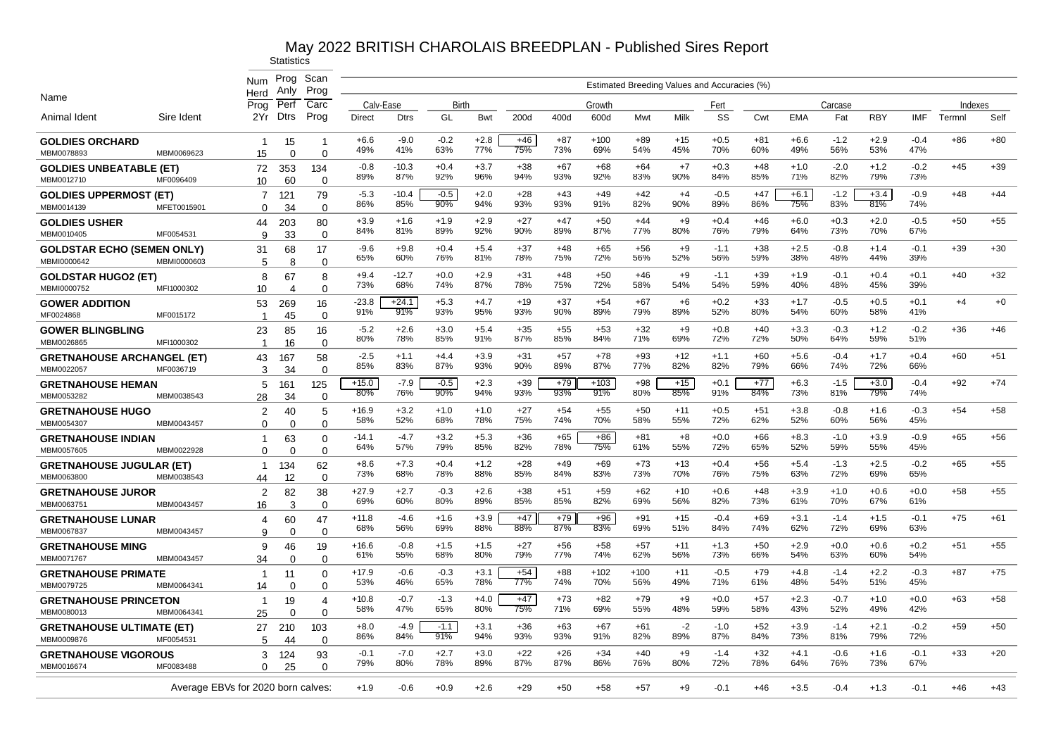# May 2022 BRITISH CHAROLAIS BREEDPLAN - Published Sires Report

| Name | | Statistics | | | Estimated Breeding Values and Accuracies (%) | | | | | | | | | | | | | | | | | | |
|---|---|---|---|---|---|---|---|---|---|---|---|---|---|---|---|---|---|---|---|---|---|---|---|
| | | Num Herd | Prog Anly | Scan Prog | Calv-Ease | | Birth | | Growth | | | | | Fert | Carcase | | | | | | Indexes | |
| Animal Ident | Sire Ident | Prog 2Yr | Perf Dtrs | Carc Prog | Direct | Dtrs | GL | Bwt | 200d | 400d | 600d | Mwt | Milk | SS | Cwt | EMA | Fat | RBY | IMF | Termnl | Self |
| **GOLDIES ORCHARD** | | 1 | 15 | 1 | +6.6 | -9.0 | -0.2 | +2.8 | +46 | +87 | +100 | +89 | +15 | +0.5 | +81 | +6.6 | -1.2 | +2.9 | -0.4 | +86 | +80 |
| MBM0078893 | MBM0069623 | 15 | 0 | 0 | 49% | 41% | 63% | 77% | 75% | 73% | 69% | 54% | 45% | 70% | 60% | 49% | 56% | 53% | 47% | | |
| **GOLDIES UNBEATABLE (ET)** | | 72 | 353 | 134 | -0.8 | -10.3 | +0.4 | +3.7 | +38 | +67 | +68 | +64 | +7 | +0.3 | +48 | +1.0 | -2.0 | +1.2 | -0.2 | +45 | +39 |
| MBM0012710 | MF0096409 | 10 | 60 | 0 | 89% | 87% | 92% | 96% | 94% | 93% | 92% | 83% | 90% | 84% | 85% | 71% | 82% | 79% | 73% | | |
| **GOLDIES UPPERMOST (ET)** | | 7 | 121 | 79 | -5.3 | -10.4 | -0.5 | +2.0 | +28 | +43 | +49 | +42 | +4 | -0.5 | +47 | +6.1 | -1.2 | +3.4 | -0.9 | +48 | +44 |
| MBM0014139 | MFET0015901 | 0 | 34 | 0 | 86% | 85% | 90% | 94% | 93% | 93% | 91% | 82% | 90% | 89% | 86% | 75% | 83% | 81% | 74% | | |
| **GOLDIES USHER** | | 44 | 203 | 80 | +3.9 | +1.6 | +1.9 | +2.9 | +27 | +47 | +50 | +44 | +9 | +0.4 | +46 | +6.0 | +0.3 | +2.0 | -0.5 | +50 | +55 |
| MBM0010405 | MF0054531 | 9 | 33 | 0 | 84% | 81% | 89% | 92% | 90% | 89% | 87% | 77% | 80% | 76% | 79% | 64% | 73% | 70% | 67% | | |
| **GOLDSTAR ECHO (SEMEN ONLY)** | | 31 | 68 | 17 | -9.6 | +9.8 | +0.4 | +5.4 | +37 | +48 | +65 | +56 | +9 | -1.1 | +38 | +2.5 | -0.8 | +1.4 | -0.1 | +39 | +30 |
| MBMI0000642 | MBMI0000603 | 5 | 8 | 0 | 65% | 60% | 76% | 81% | 78% | 75% | 72% | 56% | 52% | 56% | 59% | 38% | 48% | 44% | 39% | | |
| **GOLDSTAR HUGO2 (ET)** | | 8 | 67 | 8 | +9.4 | -12.7 | +0.0 | +2.9 | +31 | +48 | +50 | +46 | +9 | -1.1 | +39 | +1.9 | -0.1 | +0.4 | +0.1 | +40 | +32 |
| MBMI0000752 | MFI1000302 | 10 | 4 | 0 | 73% | 68% | 74% | 87% | 78% | 75% | 72% | 58% | 54% | 54% | 59% | 40% | 48% | 45% | 39% | | |
| **GOWER ADDITION** | | 53 | 269 | 16 | -23.8 | +24.1 | +5.3 | +4.7 | +19 | +37 | +54 | +67 | +6 | +0.2 | +33 | +1.7 | -0.5 | +0.5 | +0.1 | +4 | +0 |
| MF0024868 | MF0015172 | 1 | 45 | 0 | 91% | 91% | 93% | 95% | 93% | 90% | 89% | 79% | 89% | 52% | 80% | 54% | 60% | 58% | 41% | | |
| **GOWER BLINGBLING** | | 23 | 85 | 16 | -5.2 | +2.6 | +3.0 | +5.4 | +35 | +55 | +53 | +32 | +9 | +0.8 | +40 | +3.3 | -0.3 | +1.2 | -0.2 | +36 | +46 |
| MBM0026865 | MFI1000302 | 1 | 16 | 0 | 80% | 78% | 85% | 91% | 87% | 85% | 84% | 71% | 69% | 72% | 72% | 50% | 64% | 59% | 51% | | |
| **GRETNAHOUSE ARCHANGEL (ET)** | | 43 | 167 | 58 | -2.5 | +1.1 | +4.4 | +3.9 | +31 | +57 | +78 | +93 | +12 | +1.1 | +60 | +5.6 | -0.4 | +1.7 | +0.4 | +60 | +51 |
| MBM0022057 | MF0036719 | 3 | 34 | 0 | 85% | 83% | 87% | 93% | 90% | 89% | 87% | 77% | 82% | 82% | 79% | 66% | 74% | 72% | 66% | | |
| **GRETNAHOUSE HEMAN** | | 5 | 161 | 125 | +15.0 | -7.9 | -0.5 | +2.3 | +39 | +79 | +103 | +98 | +15 | +0.1 | +77 | +6.3 | -1.5 | +3.0 | -0.4 | +92 | +74 |
| MBM0053282 | MBM0038543 | 28 | 34 | 0 | 80% | 76% | 90% | 94% | 93% | 93% | 91% | 80% | 85% | 91% | 84% | 73% | 81% | 79% | 74% | | |
| **GRETNAHOUSE HUGO** | | 2 | 40 | 5 | +16.9 | +3.2 | +1.0 | +1.0 | +27 | +54 | +55 | +50 | +11 | +0.5 | +51 | +3.8 | -0.8 | +1.6 | -0.3 | +54 | +58 |
| MBM0054307 | MBM0043457 | 0 | 0 | 0 | 58% | 52% | 68% | 78% | 75% | 74% | 70% | 58% | 55% | 72% | 62% | 52% | 60% | 56% | 45% | | |
| **GRETNAHOUSE INDIAN** | | 1 | 63 | 0 | -14.1 | -4.7 | +3.2 | +5.3 | +36 | +65 | +86 | +81 | +8 | +0.0 | +66 | +8.3 | -1.0 | +3.9 | -0.9 | +65 | +56 |
| MBM0057605 | MBM0022928 | 0 | 0 | 0 | 64% | 57% | 79% | 85% | 82% | 78% | 75% | 61% | 55% | 72% | 65% | 52% | 59% | 55% | 45% | | |
| **GRETNAHOUSE JUGULAR (ET)** | | 1 | 134 | 62 | +8.6 | +7.3 | +0.4 | +1.2 | +28 | +49 | +69 | +73 | +13 | +0.4 | +56 | +5.4 | -1.3 | +2.5 | -0.2 | +65 | +55 |
| MBM0063800 | MBM0038543 | 44 | 12 | 0 | 73% | 68% | 78% | 88% | 85% | 84% | 83% | 73% | 70% | 76% | 75% | 63% | 72% | 69% | 65% | | |
| **GRETNAHOUSE JUROR** | | 2 | 82 | 38 | +27.9 | +2.7 | -0.3 | +2.6 | +38 | +51 | +59 | +62 | +10 | +0.6 | +48 | +3.9 | +1.0 | +0.6 | +0.0 | +58 | +55 |
| MBM0063751 | MBM0043457 | 16 | 3 | 0 | 69% | 60% | 80% | 89% | 85% | 85% | 82% | 69% | 56% | 82% | 73% | 61% | 70% | 67% | 61% | | |
| **GRETNAHOUSE LUNAR** | | 4 | 60 | 47 | +11.8 | -4.6 | +1.6 | +3.9 | +47 | +79 | +96 | +91 | +15 | -0.4 | +69 | +3.1 | -1.4 | +1.5 | -0.1 | +75 | +61 |
| MBM0067837 | MBM0043457 | 9 | 0 | 0 | 68% | 56% | 69% | 88% | 88% | 87% | 83% | 69% | 51% | 84% | 74% | 62% | 72% | 69% | 63% | | |
| **GRETNAHOUSE MING** | | 9 | 46 | 19 | +16.6 | -0.8 | +1.5 | +1.5 | +27 | +56 | +58 | +57 | +11 | +1.3 | +50 | +2.9 | +0.0 | +0.6 | +0.2 | +51 | +55 |
| MBM0071767 | MBM0043457 | 34 | 0 | 0 | 61% | 55% | 68% | 80% | 79% | 77% | 74% | 62% | 56% | 73% | 66% | 54% | 63% | 60% | 54% | | |
| **GRETNAHOUSE PRIMATE** | | 1 | 11 | 0 | +17.9 | -0.6 | -0.3 | +3.1 | +54 | +88 | +102 | +100 | +11 | -0.5 | +79 | +4.8 | -1.4 | +2.2 | -0.3 | +87 | +75 |
| MBM0079725 | MBM0064341 | 14 | 0 | 0 | 53% | 46% | 65% | 78% | 77% | 74% | 70% | 56% | 49% | 71% | 61% | 48% | 54% | 51% | 45% | | |
| **GRETNAHOUSE PRINCETON** | | 1 | 19 | 4 | +10.8 | -0.7 | -1.3 | +4.0 | +47 | +73 | +82 | +79 | +9 | +0.0 | +57 | +2.3 | -0.7 | +1.0 | +0.0 | +63 | +58 |
| MBM0080013 | MBM0064341 | 25 | 0 | 0 | 58% | 47% | 65% | 80% | 75% | 71% | 69% | 55% | 48% | 59% | 58% | 43% | 52% | 49% | 42% | | |
| **GRETNAHOUSE ULTIMATE (ET)** | | 27 | 210 | 103 | +8.0 | -4.9 | -1.1 | +3.1 | +36 | +63 | +67 | +61 | -2 | -1.0 | +52 | +3.9 | -1.4 | +2.1 | -0.2 | +59 | +50 |
| MBM0009876 | MF0054531 | 5 | 44 | 0 | 86% | 84% | 91% | 94% | 93% | 93% | 91% | 82% | 89% | 87% | 84% | 73% | 81% | 79% | 72% | | |
| **GRETNAHOUSE VIGOROUS** | | 3 | 124 | 93 | -0.1 | -7.0 | +2.7 | +3.0 | +22 | +26 | +34 | +40 | +9 | -1.4 | +32 | +4.1 | -0.6 | +1.6 | -0.1 | +33 | +20 |
| MBM0016674 | MF0083488 | 0 | 25 | 0 | 79% | 80% | 78% | 89% | 87% | 87% | 86% | 76% | 80% | 72% | 78% | 64% | 76% | 73% | 67% | | |
| Average EBVs for 2020 born calves: | | | | | +1.9 | -0.6 | +0.9 | +2.6 | +29 | +50 | +58 | +57 | +9 | -0.1 | +46 | +3.5 | -0.4 | +1.3 | -0.1 | +46 | +43 |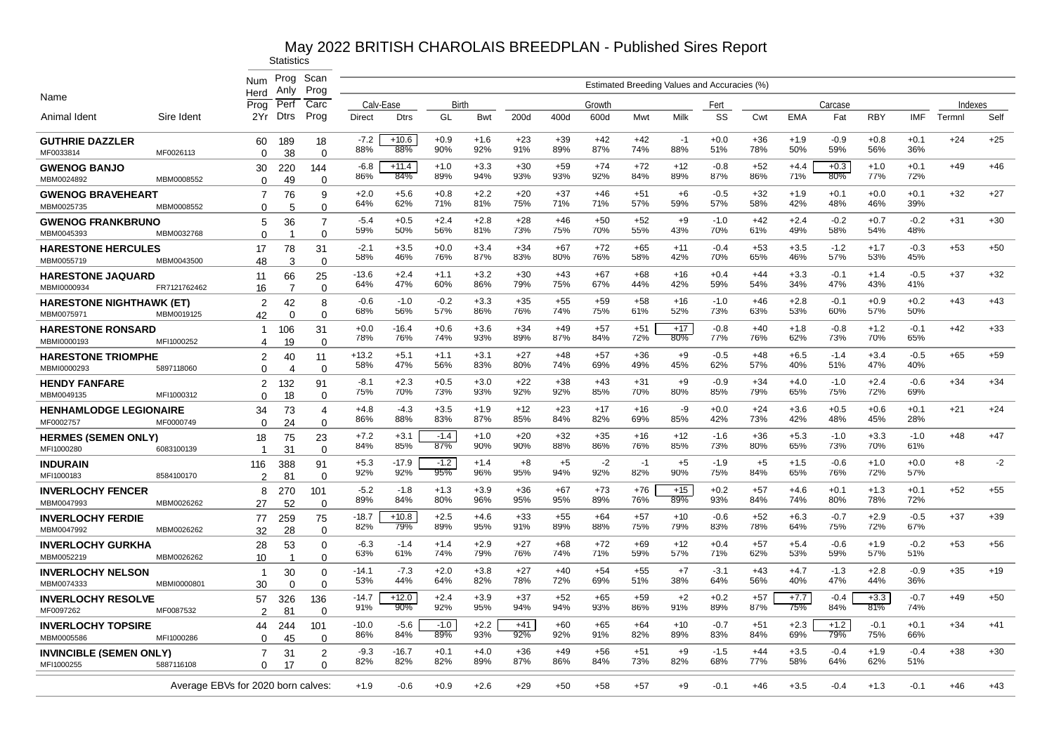# May 2022 BRITISH CHAROLAIS BREEDPLAN - Published Sires Report

| Name | | Statistics | | | Estimated Breeding Values and Accuracies (%) | | | | | | | | | | | | | | | | | | |
|---|---|---|---|---|---|---|---|---|---|---|---|---|---|---|---|---|---|---|---|---|---|---|---|
| | | Num Herd | Prog Anly | Scan Prog | Calv-Ease | | Birth | | Growth | | | | | Fert | Carcase | | | | | | Indexes | |
| | | Prog | Perf | Carc | | | | | | | | | | | | | | | | | | |
| Animal Ident | Sire Ident | 2Yr | Dtrs | Prog | Direct | Dtrs | GL | Bwt | 200d | 400d | 600d | Mwt | Milk | SS | Cwt | EMA | Fat | RBY | IMF | Termnl | Self |
| **GUTHRIE DAZZLER** | | 60 | 189 | 18 | -7.2 | +10.6 | +0.9 | +1.6 | +23 | +39 | +42 | +42 | -1 | +0.0 | +36 | +1.9 | -0.9 | +0.8 | +0.1 | +24 | +25 |
| MF0033814 | MF0026113 | 0 | 38 | 0 | 88% | 88% | 90% | 92% | 91% | 89% | 87% | 74% | 88% | 51% | 78% | 50% | 59% | 56% | 36% | | |
| **GWENOG BANJO** | | 30 | 220 | 144 | -6.8 | +11.4 | +1.0 | +3.3 | +30 | +59 | +74 | +72 | +12 | -0.8 | +52 | +4.4 | +0.3 | +1.0 | +0.1 | +49 | +46 |
| MBM0024892 | MBM0008552 | 0 | 49 | 0 | 86% | 84% | 89% | 94% | 93% | 93% | 92% | 84% | 89% | 87% | 86% | 71% | 80% | 77% | 72% | | |
| **GWENOG BRAVEHEART** | | 7 | 76 | 9 | +2.0 | +5.6 | +0.8 | +2.2 | +20 | +37 | +46 | +51 | +6 | -0.5 | +32 | +1.9 | +0.1 | +0.0 | +0.1 | +32 | +27 |
| MBM0025735 | MBM0008552 | 0 | 5 | 0 | 64% | 62% | 71% | 81% | 75% | 71% | 71% | 57% | 59% | 57% | 58% | 42% | 48% | 46% | 39% | | |
| **GWENOG FRANKBRUNO** | | 5 | 36 | 7 | -5.4 | +0.5 | +2.4 | +2.8 | +28 | +46 | +50 | +52 | +9 | -1.0 | +42 | +2.4 | -0.2 | +0.7 | -0.2 | +31 | +30 |
| MBM0045393 | MBM0032768 | 0 | 1 | 0 | 59% | 50% | 56% | 81% | 73% | 75% | 70% | 55% | 43% | 70% | 61% | 49% | 58% | 54% | 48% | | |
| **HARESTONE HERCULES** | | 17 | 78 | 31 | -2.1 | +3.5 | +0.0 | +3.4 | +34 | +67 | +72 | +65 | +11 | -0.4 | +53 | +3.5 | -1.2 | +1.7 | -0.3 | +53 | +50 |
| MBM0055719 | MBM0043500 | 48 | 3 | 0 | 58% | 46% | 76% | 87% | 83% | 80% | 76% | 58% | 42% | 70% | 65% | 46% | 57% | 53% | 45% | | |
| **HARESTONE JAQUARD** | | 11 | 66 | 25 | -13.6 | +2.4 | +1.1 | +3.2 | +30 | +43 | +67 | +68 | +16 | +0.4 | +44 | +3.3 | -0.1 | +1.4 | -0.5 | +37 | +32 |
| MBMI0000934 | FR7121762462 | 16 | 7 | 0 | 64% | 47% | 60% | 86% | 79% | 75% | 67% | 44% | 42% | 59% | 54% | 34% | 47% | 43% | 41% | | |
| **HARESTONE NIGHTHAWK (ET)** | | 2 | 42 | 8 | -0.6 | -1.0 | -0.2 | +3.3 | +35 | +55 | +59 | +58 | +16 | -1.0 | +46 | +2.8 | -0.1 | +0.9 | +0.2 | +43 | +43 |
| MBM0075971 | MBM0019125 | 42 | 0 | 0 | 68% | 56% | 57% | 86% | 76% | 74% | 75% | 61% | 52% | 73% | 63% | 53% | 60% | 57% | 50% | | |
| **HARESTONE RONSARD** | | 1 | 106 | 31 | +0.0 | -16.4 | +0.6 | +3.6 | +34 | +49 | +57 | +51 | +17 | -0.8 | +40 | +1.8 | -0.8 | +1.2 | -0.1 | +42 | +33 |
| MBMI0000193 | MFI1000252 | 4 | 19 | 0 | 78% | 76% | 74% | 93% | 89% | 87% | 84% | 72% | 80% | 77% | 76% | 62% | 73% | 70% | 65% | | |
| **HARESTONE TRIOMPHE** | | 2 | 40 | 11 | +13.2 | +5.1 | +1.1 | +3.1 | +27 | +48 | +57 | +36 | +9 | -0.5 | +48 | +6.5 | -1.4 | +3.4 | -0.5 | +65 | +59 |
| MBMI0000293 | 5897118060 | 0 | 4 | 0 | 58% | 47% | 56% | 83% | 80% | 74% | 69% | 49% | 45% | 62% | 57% | 40% | 51% | 47% | 40% | | |
| **HENDY FANFARE** | | 2 | 132 | 91 | -8.1 | +2.3 | +0.5 | +3.0 | +22 | +38 | +43 | +31 | +9 | -0.9 | +34 | +4.0 | -1.0 | +2.4 | -0.6 | +34 | +34 |
| MBM0049135 | MFI1000312 | 0 | 18 | 0 | 75% | 70% | 73% | 93% | 92% | 92% | 85% | 70% | 80% | 85% | 79% | 65% | 75% | 72% | 69% | | |
| **HENHAMLODGE LEGIONAIRE** | | 34 | 73 | 4 | +4.8 | -4.3 | +3.5 | +1.9 | +12 | +23 | +17 | +16 | -9 | +0.0 | +24 | +3.6 | +0.5 | +0.6 | +0.1 | +21 | +24 |
| MF0002757 | MF0000749 | 0 | 24 | 0 | 86% | 88% | 83% | 87% | 85% | 84% | 82% | 69% | 85% | 42% | 73% | 42% | 48% | 45% | 28% | | |
| **HERMES (SEMEN ONLY)** | | 18 | 75 | 23 | +7.2 | +3.1 | -1.4 | +1.0 | +20 | +32 | +35 | +16 | +12 | -1.6 | +36 | +5.3 | -1.0 | +3.3 | -1.0 | +48 | +47 |
| MFI1000280 | 6083100139 | 1 | 31 | 0 | 84% | 85% | 87% | 90% | 90% | 88% | 86% | 76% | 85% | 73% | 80% | 65% | 73% | 70% | 61% | | |
| **INDURAIN** | | 116 | 388 | 91 | +5.3 | -17.9 | -1.2 | +1.4 | +8 | +5 | -2 | -1 | +5 | -1.9 | +5 | +1.5 | -0.6 | +1.0 | +0.0 | +8 | -2 |
| MFI1000183 | 8584100170 | 2 | 81 | 0 | 92% | 92% | 95% | 96% | 95% | 94% | 92% | 82% | 90% | 75% | 84% | 65% | 76% | 72% | 57% | | |
| **INVERLOCHY FENCER** | | 8 | 270 | 101 | -5.2 | -1.8 | +1.3 | +3.9 | +36 | +67 | +73 | +76 | +15 | +0.2 | +57 | +4.6 | +0.1 | +1.3 | +0.1 | +52 | +55 |
| MBM0047993 | MBM0026262 | 27 | 52 | 0 | 89% | 84% | 80% | 96% | 95% | 95% | 89% | 76% | 89% | 93% | 84% | 74% | 80% | 78% | 72% | | |
| **INVERLOCHY FERDIE** | | 77 | 259 | 75 | -18.7 | +10.8 | +2.5 | +4.6 | +33 | +55 | +64 | +57 | +10 | -0.6 | +52 | +6.3 | -0.7 | +2.9 | -0.5 | +37 | +39 |
| MBM0047992 | MBM0026262 | 32 | 28 | 0 | 82% | 79% | 89% | 95% | 91% | 89% | 88% | 75% | 79% | 83% | 78% | 64% | 75% | 72% | 67% | | |
| **INVERLOCHY GURKHA** | | 28 | 53 | 0 | -6.3 | -1.4 | +1.4 | +2.9 | +27 | +68 | +72 | +69 | +12 | +0.4 | +57 | +5.4 | -0.6 | +1.9 | -0.2 | +53 | +56 |
| MBM0052219 | MBM0026262 | 10 | 1 | 0 | 63% | 61% | 74% | 79% | 76% | 74% | 71% | 59% | 57% | 71% | 62% | 53% | 59% | 57% | 51% | | |
| **INVERLOCHY NELSON** | | 1 | 30 | 0 | -14.1 | -7.3 | +2.0 | +3.8 | +27 | +40 | +54 | +55 | +7 | -3.1 | +43 | +4.7 | -1.3 | +2.8 | -0.9 | +35 | +19 |
| MBM0074333 | MBMI0000801 | 30 | 0 | 0 | 53% | 44% | 64% | 82% | 78% | 72% | 69% | 51% | 38% | 64% | 56% | 40% | 47% | 44% | 36% | | |
| **INVERLOCHY RESOLVE** | | 57 | 326 | 136 | -14.7 | +12.0 | +2.4 | +3.9 | +37 | +52 | +65 | +59 | +2 | +0.2 | +57 | +7.7 | -0.4 | +3.3 | -0.7 | +49 | +50 |
| MF0097262 | MF0087532 | 2 | 81 | 0 | 91% | 90% | 92% | 95% | 94% | 94% | 93% | 86% | 91% | 89% | 87% | 75% | 84% | 81% | 74% | | |
| **INVERLOCHY TOPSIRE** | | 44 | 244 | 101 | -10.0 | -5.6 | -1.0 | +2.2 | +41 | +60 | +65 | +64 | +10 | -0.7 | +51 | +2.3 | +1.2 | -0.1 | +0.1 | +34 | +41 |
| MBM0005586 | MFI1000286 | 0 | 45 | 0 | 86% | 84% | 89% | 93% | 92% | 92% | 91% | 82% | 89% | 83% | 84% | 69% | 79% | 75% | 66% | | |
| **INVINCIBLE (SEMEN ONLY)** | | 7 | 31 | 2 | -9.3 | -16.7 | +0.1 | +4.0 | +36 | +49 | +56 | +51 | +9 | -1.5 | +44 | +3.5 | -0.4 | +1.9 | -0.4 | +38 | +30 |
| MFI1000255 | 5887116108 | 0 | 17 | 0 | 82% | 82% | 82% | 89% | 87% | 86% | 84% | 73% | 82% | 68% | 77% | 58% | 64% | 62% | 51% | | |
| Average EBVs for 2020 born calves: | | | | | +1.9 | -0.6 | +0.9 | +2.6 | +29 | +50 | +58 | +57 | +9 | -0.1 | +46 | +3.5 | -0.4 | +1.3 | -0.1 | +46 | +43 |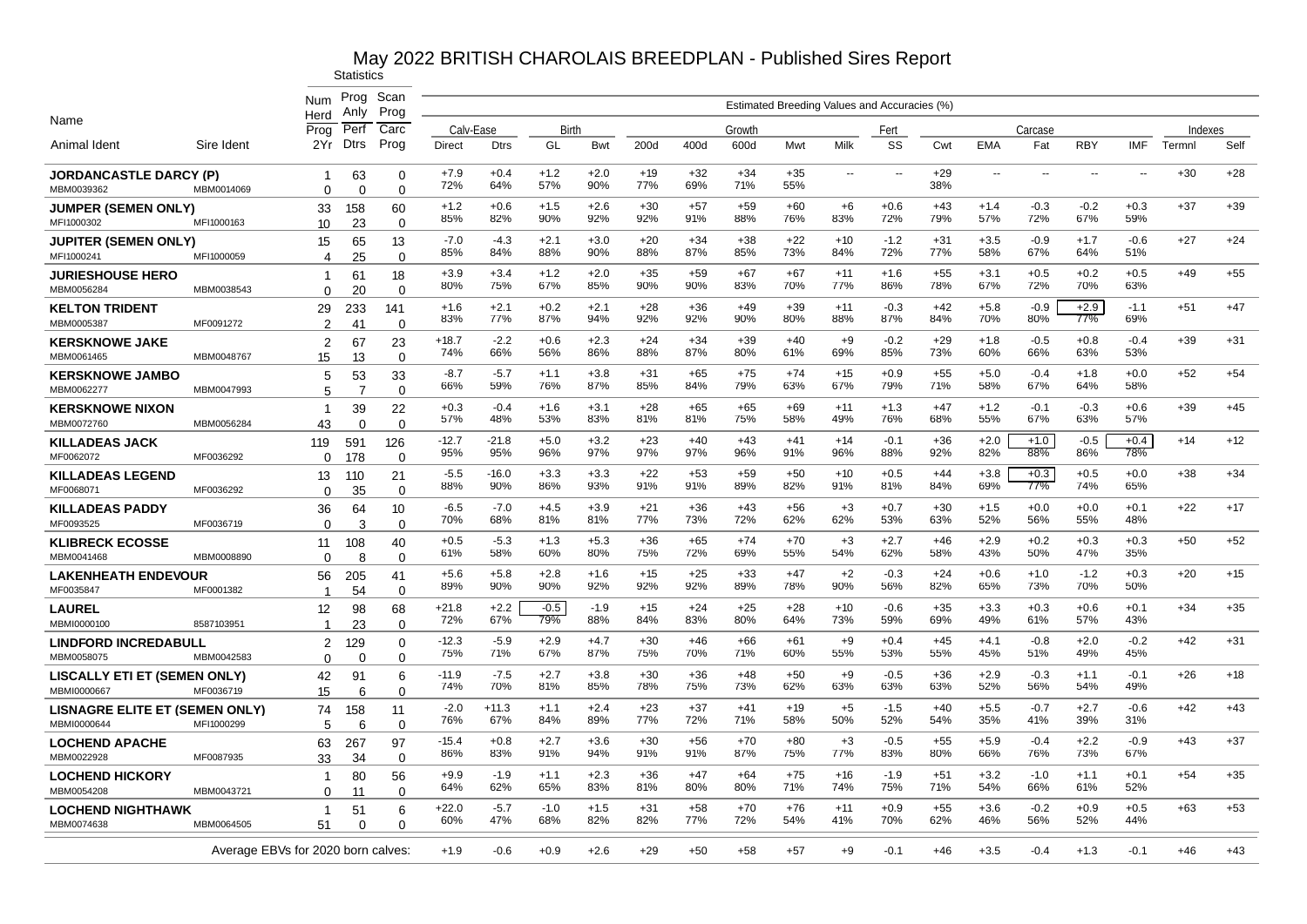# May 2022 BRITISH CHAROLAIS BREEDPLAN - Published Sires Report

| Name | | Statistics | | | Estimated Breeding Values and Accuracies (%) | | | | | | | | | | | | | | | | | | |
|---|---|---|---|---|---|---|---|---|---|---|---|---|---|---|---|---|---|---|---|---|---|---|---|
| | | Num Herd Prog | Prog Anly Perf | Scan Prog Carc | Calv-Ease | | Birth | | Growth | | | | | Fert | Carcase | | | | | | Indexes | |
| Animal Ident | Sire Ident | 2Yr | Dtrs | Prog | Direct | Dtrs | GL | Bwt | 200d | 400d | 600d | Mwt | Milk | SS | Cwt | EMA | Fat | RBY | IMF | Termnl | Self |
| **JORDANCASTLE DARCY (P)** | | 1 | 63 | 0 | +7.9 | +0.4 | +1.2 | +2.0 | +19 | +32 | +34 | +35 | -- | -- | +29 | -- | -- | -- | -- | +30 | +28 |
| MBM0039362 | MBM0014069 | 0 | 0 | 0 | 72% | 64% | 57% | 90% | 77% | 69% | 71% | 55% | | | 38% | | | | | | |
| **JUMPER (SEMEN ONLY)** | | 33 | 158 | 60 | +1.2 | +0.6 | +1.5 | +2.6 | +30 | +57 | +59 | +60 | +6 | +0.6 | +43 | +1.4 | -0.3 | -0.2 | +0.3 | +37 | +39 |
| MFI1000302 | MFI1000163 | 10 | 23 | 0 | 85% | 82% | 90% | 92% | 92% | 91% | 88% | 76% | 83% | 72% | 79% | 57% | 72% | 67% | 59% | | |
| **JUPITER (SEMEN ONLY)** | | 15 | 65 | 13 | -7.0 | -4.3 | +2.1 | +3.0 | +20 | +34 | +38 | +22 | +10 | -1.2 | +31 | +3.5 | -0.9 | +1.7 | -0.6 | +27 | +24 |
| MFI1000241 | MFI1000059 | 4 | 25 | 0 | 85% | 84% | 88% | 90% | 88% | 87% | 85% | 73% | 84% | 72% | 77% | 58% | 67% | 64% | 51% | | |
| **JURIESHOUSE HERO** | | 1 | 61 | 18 | +3.9 | +3.4 | +1.2 | +2.0 | +35 | +59 | +67 | +67 | +11 | +1.6 | +55 | +3.1 | +0.5 | +0.2 | +0.5 | +49 | +55 |
| MBM0056284 | MBM0038543 | 0 | 20 | 0 | 80% | 75% | 67% | 85% | 90% | 90% | 83% | 70% | 77% | 86% | 78% | 67% | 72% | 70% | 63% | | |
| **KELTON TRIDENT** | | 29 | 233 | 141 | +1.6 | +2.1 | +0.2 | +2.1 | +28 | +36 | +49 | +39 | +11 | -0.3 | +42 | +5.8 | -0.9 | +2.9 | -1.1 | +51 | +47 |
| MBM0005387 | MF0091272 | 2 | 41 | 0 | 83% | 77% | 87% | 94% | 92% | 92% | 90% | 80% | 88% | 87% | 84% | 70% | 80% | 77% | 69% | | |
| **KERSKNOWE JAKE** | | 2 | 67 | 23 | +18.7 | -2.2 | +0.6 | +2.3 | +24 | +34 | +39 | +40 | +9 | -0.2 | +29 | +1.8 | -0.5 | +0.8 | -0.4 | +39 | +31 |
| MBM0061465 | MBM0048767 | 15 | 13 | 0 | 74% | 66% | 56% | 86% | 88% | 87% | 80% | 61% | 69% | 85% | 73% | 60% | 66% | 63% | 53% | | |
| **KERSKNOWE JAMBO** | | 5 | 53 | 33 | -8.7 | -5.7 | +1.1 | +3.8 | +31 | +65 | +75 | +74 | +15 | +0.9 | +55 | +5.0 | -0.4 | +1.8 | +0.0 | +52 | +54 |
| MBM0062277 | MBM0047993 | 5 | 7 | 0 | 66% | 59% | 76% | 87% | 85% | 84% | 79% | 63% | 67% | 79% | 71% | 58% | 67% | 64% | 58% | | |
| **KERSKNOWE NIXON** | | 1 | 39 | 22 | +0.3 | -0.4 | +1.6 | +3.1 | +28 | +65 | +65 | +69 | +11 | +1.3 | +47 | +1.2 | -0.1 | -0.3 | +0.6 | +39 | +45 |
| MBM0072760 | MBM0056284 | 43 | 0 | 0 | 57% | 48% | 53% | 83% | 81% | 81% | 75% | 58% | 49% | 76% | 68% | 55% | 67% | 63% | 57% | | |
| **KILLADEAS JACK** | | 119 | 591 | 126 | -12.7 | -21.8 | +5.0 | +3.2 | +23 | +40 | +43 | +41 | +14 | -0.1 | +36 | +2.0 | +1.0 | -0.5 | +0.4 | +14 | +12 |
| MF0062072 | MF0036292 | 0 | 178 | 0 | 95% | 95% | 96% | 97% | 97% | 97% | 96% | 91% | 96% | 88% | 92% | 82% | 88% | 86% | 78% | | |
| **KILLADEAS LEGEND** | | 13 | 110 | 21 | -5.5 | -16.0 | +3.3 | +3.3 | +22 | +53 | +59 | +50 | +10 | +0.5 | +44 | +3.8 | +0.3 | +0.5 | +0.0 | +38 | +34 |
| MF0068071 | MF0036292 | 0 | 35 | 0 | 88% | 90% | 86% | 93% | 91% | 91% | 89% | 82% | 91% | 81% | 84% | 69% | 77% | 74% | 65% | | |
| **KILLADEAS PADDY** | | 36 | 64 | 10 | -6.5 | -7.0 | +4.5 | +3.9 | +21 | +36 | +43 | +56 | +3 | +0.7 | +30 | +1.5 | +0.0 | +0.0 | +0.1 | +22 | +17 |
| MF0093525 | MF0036719 | 0 | 3 | 0 | 70% | 68% | 81% | 81% | 77% | 73% | 72% | 62% | 62% | 53% | 63% | 52% | 56% | 55% | 48% | | |
| **KLIBRECK ECOSSE** | | 11 | 108 | 40 | +0.5 | -5.3 | +1.3 | +5.3 | +36 | +65 | +74 | +70 | +3 | +2.7 | +46 | +2.9 | +0.2 | +0.3 | +0.3 | +50 | +52 |
| MBM0041468 | MBM0008890 | 0 | 8 | 0 | 61% | 58% | 60% | 80% | 75% | 72% | 69% | 55% | 54% | 62% | 58% | 43% | 50% | 47% | 35% | | |
| **LAKENHEATH ENDEVOUR** | | 56 | 205 | 41 | +5.6 | +5.8 | +2.8 | +1.6 | +15 | +25 | +33 | +47 | +2 | -0.3 | +24 | +0.6 | +1.0 | -1.2 | +0.3 | +20 | +15 |
| MF0035847 | MF0001382 | 1 | 54 | 0 | 89% | 90% | 90% | 92% | 92% | 92% | 89% | 78% | 90% | 56% | 82% | 65% | 73% | 70% | 50% | | |
| **LAUREL** | | 12 | 98 | 68 | +21.8 | +2.2 | -0.5 | -1.9 | +15 | +24 | +25 | +28 | +10 | -0.6 | +35 | +3.3 | +0.3 | +0.6 | +0.1 | +34 | +35 |
| MBMI0000100 | 8587103951 | 1 | 23 | 0 | 72% | 67% | 79% | 88% | 84% | 83% | 80% | 64% | 73% | 59% | 69% | 49% | 61% | 57% | 43% | | |
| **LINDFORD INCREDABULL** | | 2 | 129 | 0 | -12.3 | -5.9 | +2.9 | +4.7 | +30 | +46 | +66 | +61 | +9 | +0.4 | +45 | +4.1 | -0.8 | +2.0 | -0.2 | +42 | +31 |
| MBM0058075 | MBM0042583 | 0 | 0 | 0 | 75% | 71% | 67% | 87% | 75% | 70% | 71% | 60% | 55% | 53% | 55% | 45% | 51% | 49% | 45% | | |
| **LISCALLY ETI ET (SEMEN ONLY)** | | 42 | 91 | 6 | -11.9 | -7.5 | +2.7 | +3.8 | +30 | +36 | +48 | +50 | +9 | -0.5 | +36 | +2.9 | -0.3 | +1.1 | -0.1 | +26 | +18 |
| MBMI0000667 | MF0036719 | 15 | 6 | 0 | 74% | 70% | 81% | 85% | 78% | 75% | 73% | 62% | 63% | 63% | 63% | 52% | 56% | 54% | 49% | | |
| **LISNAGRE ELITE ET (SEMEN ONLY)** | | 74 | 158 | 11 | -2.0 | +11.3 | +1.1 | +2.4 | +23 | +37 | +41 | +19 | +5 | -1.5 | +40 | +5.5 | -0.7 | +2.7 | -0.6 | +42 | +43 |
| MBMI0000644 | MFI1000299 | 5 | 6 | 0 | 76% | 67% | 84% | 89% | 77% | 72% | 71% | 58% | 50% | 52% | 54% | 35% | 41% | 39% | 31% | | |
| **LOCHEND APACHE** | | 63 | 267 | 97 | -15.4 | +0.8 | +2.7 | +3.6 | +30 | +56 | +70 | +80 | +3 | -0.5 | +55 | +5.9 | -0.4 | +2.2 | -0.9 | +43 | +37 |
| MBM0022928 | MF0087935 | 33 | 34 | 0 | 86% | 83% | 91% | 94% | 91% | 91% | 87% | 75% | 77% | 83% | 80% | 66% | 76% | 73% | 67% | | |
| **LOCHEND HICKORY** | | 1 | 80 | 56 | +9.9 | -1.9 | +1.1 | +2.3 | +36 | +47 | +64 | +75 | +16 | -1.9 | +51 | +3.2 | -1.0 | +1.1 | +0.1 | +54 | +35 |
| MBM0054208 | MBM0043721 | 0 | 11 | 0 | 64% | 62% | 65% | 83% | 81% | 80% | 80% | 71% | 74% | 75% | 71% | 54% | 66% | 61% | 52% | | |
| **LOCHEND NIGHTHAWK** | | 1 | 51 | 6 | +22.0 | -5.7 | -1.0 | +1.5 | +31 | +58 | +70 | +76 | +11 | +0.9 | +55 | +3.6 | -0.2 | +0.9 | +0.5 | +63 | +53 |
| MBM0074638 | MBM0064505 | 51 | 0 | 0 | 60% | 47% | 68% | 82% | 82% | 77% | 72% | 54% | 41% | 70% | 62% | 46% | 56% | 52% | 44% | | |
| Average EBVs for 2020 born calves: | | | | | +1.9 | -0.6 | +0.9 | +2.6 | +29 | +50 | +58 | +57 | +9 | -0.1 | +46 | +3.5 | -0.4 | +1.3 | -0.1 | +46 | +43 |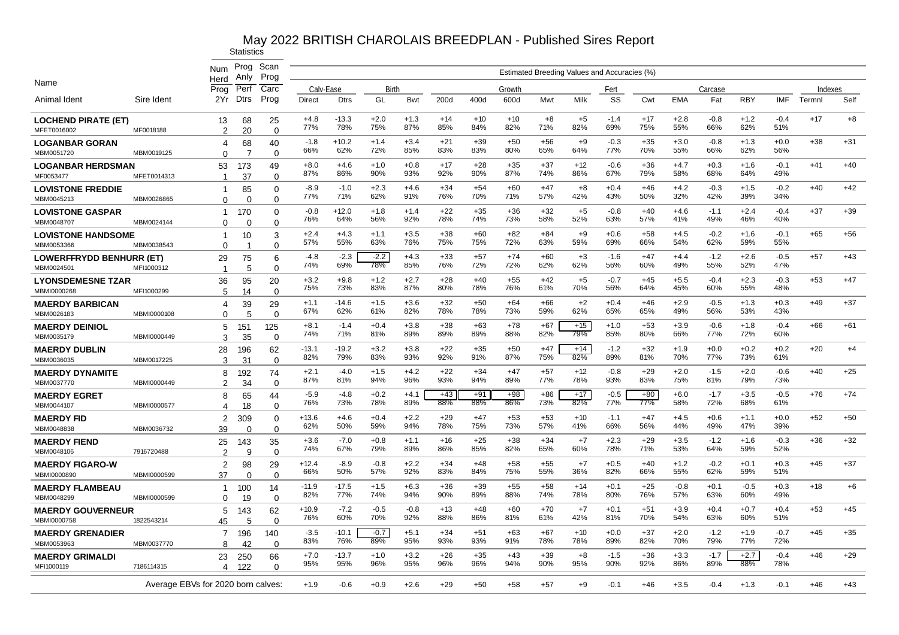# May 2022 BRITISH CHAROLAIS BREEDPLAN - Published Sires Report

| Name | | Statistics | | | Estimated Breeding Values and Accuracies (%) | | | | | | | | | | | | | | | | | | |
|---|---|---|---|---|---|---|---|---|---|---|---|---|---|---|---|---|---|---|---|---|---|---|---|
| | | Num Herd | Prog Anly | Scan Prog | Calv-Ease | | Birth | | Growth | | | | | Fert | Carcase | | | | | | Indexes | |
| Animal Ident | Sire Ident | Prog 2Yr | Perf Dtrs | Carc Prog | Direct | Dtrs | GL | Bwt | 200d | 400d | 600d | Mwt | Milk | SS | Cwt | EMA | Fat | RBY | IMF | Termnl | Self |
| **LOCHEND PIRATE (ET)** | | 13 | 68 | 25 | +4.8 | -13.3 | +2.0 | +1.3 | +14 | +10 | +10 | +8 | +5 | -1.4 | +17 | +2.8 | -0.8 | +1.2 | -0.4 | +17 | +8 |
| MFET0016002 | MF0018188 | 2 | 20 | 0 | 77% | 78% | 75% | 87% | 85% | 84% | 82% | 71% | 82% | 69% | 75% | 55% | 66% | 62% | 51% | | |
| **LOGANBAR GORAN** | | 4 | 68 | 40 | -1.8 | +10.2 | +1.4 | +3.4 | +21 | +39 | +50 | +56 | +9 | -0.3 | +35 | +3.0 | -0.8 | +1.3 | +0.0 | +38 | +31 |
| MBM0051720 | MBM0019125 | 0 | 7 | 0 | 66% | 62% | 72% | 85% | 83% | 83% | 80% | 65% | 64% | 77% | 70% | 55% | 66% | 62% | 56% | | |
| **LOGANBAR HERDSMAN** | | 53 | 173 | 49 | +8.0 | +4.6 | +1.0 | +0.8 | +17 | +28 | +35 | +37 | +12 | -0.6 | +36 | +4.7 | +0.3 | +1.6 | -0.1 | +41 | +40 |
| MF0053477 | MFET0014313 | 1 | 37 | 0 | 87% | 86% | 90% | 93% | 92% | 90% | 87% | 74% | 86% | 67% | 79% | 58% | 68% | 64% | 49% | | |
| **LOVISTONE FREDDIE** | | 1 | 85 | 0 | -8.9 | -1.0 | +2.3 | +4.6 | +34 | +54 | +60 | +47 | +8 | +0.4 | +46 | +4.2 | -0.3 | +1.5 | -0.2 | +40 | +42 |
| MBM0045213 | MBM0026865 | 0 | 0 | 0 | 77% | 71% | 62% | 91% | 76% | 70% | 71% | 57% | 42% | 43% | 50% | 32% | 42% | 39% | 34% | | |
| **LOVISTONE GASPAR** | | 1 | 170 | 0 | -0.8 | +12.0 | +1.8 | +1.4 | +22 | +35 | +36 | +32 | +5 | -0.8 | +40 | +4.6 | -1.1 | +2.4 | -0.4 | +37 | +39 |
| MBM0048707 | MBM0024144 | 0 | 0 | 0 | 76% | 64% | 56% | 92% | 78% | 74% | 73% | 58% | 52% | 63% | 57% | 41% | 49% | 46% | 40% | | |
| **LOVISTONE HANDSOME** | | 1 | 10 | 3 | +2.4 | +4.3 | +1.1 | +3.5 | +38 | +60 | +82 | +84 | +9 | +0.6 | +58 | +4.5 | -0.2 | +1.6 | -0.1 | +65 | +56 |
| MBM0053366 | MBM0038543 | 0 | 1 | 0 | 57% | 55% | 63% | 76% | 75% | 75% | 72% | 63% | 59% | 69% | 66% | 54% | 62% | 59% | 55% | | |
| **LOWERFFRYDD BENHURR (ET)** | | 29 | 75 | 6 | -4.8 | -2.3 | -2.2 | +4.3 | +33 | +57 | +74 | +60 | +3 | -1.6 | +47 | +4.4 | -1.2 | +2.6 | -0.5 | +57 | +43 |
| MBM0024501 | MFI1000312 | 1 | 5 | 0 | 74% | 69% | 78% | 85% | 76% | 72% | 72% | 62% | 62% | 56% | 60% | 49% | 55% | 52% | 47% | | |
| **LYONSDEMESNE TZAR** | | 36 | 95 | 20 | +3.2 | +9.8 | +1.2 | +2.7 | +28 | +40 | +55 | +42 | +5 | -0.7 | +45 | +5.5 | -0.4 | +2.3 | -0.3 | +53 | +47 |
| MBMI0000268 | MFI1000299 | 5 | 14 | 0 | 75% | 73% | 83% | 87% | 80% | 78% | 76% | 61% | 70% | 56% | 64% | 45% | 60% | 55% | 48% | | |
| **MAERDY BARBICAN** | | 4 | 39 | 29 | +1.1 | -14.6 | +1.5 | +3.6 | +32 | +50 | +64 | +66 | +2 | +0.4 | +46 | +2.9 | -0.5 | +1.3 | +0.3 | +49 | +37 |
| MBM0026183 | MBMI0000108 | 0 | 5 | 0 | 67% | 62% | 61% | 82% | 78% | 78% | 73% | 59% | 62% | 65% | 65% | 49% | 56% | 53% | 43% | | |
| **MAERDY DEINIOL** | | 5 | 151 | 125 | +8.1 | -1.4 | +0.4 | +3.8 | +38 | +63 | +78 | +67 | +15 | +1.0 | +53 | +3.9 | -0.6 | +1.8 | -0.4 | +66 | +61 |
| MBM0035179 | MBMI0000449 | 3 | 35 | 0 | 74% | 71% | 81% | 89% | 89% | 89% | 88% | 82% | 79% | 85% | 80% | 66% | 77% | 72% | 60% | | |
| **MAERDY DUBLIN** | | 28 | 196 | 62 | -13.1 | -19.2 | +3.2 | +3.8 | +22 | +35 | +50 | +47 | +14 | -1.2 | +32 | +1.9 | +0.0 | +0.2 | +0.2 | +20 | +4 |
| MBM0036035 | MBM0017225 | 3 | 31 | 0 | 82% | 79% | 83% | 93% | 92% | 91% | 87% | 75% | 82% | 89% | 81% | 70% | 77% | 73% | 61% | | |
| **MAERDY DYNAMITE** | | 8 | 192 | 74 | +2.1 | -4.0 | +1.5 | +4.2 | +22 | +34 | +47 | +57 | +12 | -0.8 | +29 | +2.0 | -1.5 | +2.0 | -0.6 | +40 | +25 |
| MBM0037770 | MBMI0000449 | 2 | 34 | 0 | 87% | 81% | 94% | 96% | 93% | 94% | 89% | 77% | 78% | 93% | 83% | 75% | 81% | 79% | 73% | | |
| **MAERDY EGRET** | | 8 | 65 | 44 | -5.9 | -4.8 | +0.2 | +4.1 | +43 | +91 | +98 | +86 | +17 | -0.5 | +80 | +6.0 | -1.7 | +3.5 | -0.5 | +76 | +74 |
| MBM0044107 | MBMI0000577 | 4 | 18 | 0 | 76% | 73% | 78% | 89% | 88% | 88% | 86% | 73% | 82% | 77% | 77% | 58% | 72% | 68% | 61% | | |
| **MAERDY FID** | | 2 | 309 | 0 | +13.6 | +4.6 | +0.4 | +2.2 | +29 | +47 | +53 | +53 | +10 | -1.1 | +47 | +4.5 | +0.6 | +1.1 | +0.0 | +52 | +50 |
| MBM0048838 | MBM0036732 | 39 | 0 | 0 | 62% | 50% | 59% | 94% | 78% | 75% | 73% | 57% | 41% | 66% | 56% | 44% | 49% | 47% | 39% | | |
| **MAERDY FIEND** | | 25 | 143 | 35 | +3.6 | -7.0 | +0.8 | +1.1 | +16 | +25 | +38 | +34 | +7 | +2.3 | +29 | +3.5 | -1.2 | +1.6 | -0.3 | +36 | +32 |
| MBM0048106 | 7916720488 | 2 | 9 | 0 | 74% | 67% | 79% | 89% | 86% | 85% | 82% | 65% | 60% | 78% | 71% | 53% | 64% | 59% | 52% | | |
| **MAERDY FIGARO-W** | | 2 | 98 | 29 | +12.4 | -8.9 | -0.8 | +2.2 | +34 | +48 | +58 | +55 | +7 | +0.5 | +40 | +1.2 | -0.2 | +0.1 | +0.3 | +45 | +37 |
| MBMI0000890 | MBMI0000599 | 37 | 0 | 0 | 66% | 50% | 57% | 92% | 83% | 84% | 75% | 55% | 36% | 82% | 66% | 55% | 62% | 59% | 51% | | |
| **MAERDY FLAMBEAU** | | 1 | 100 | 14 | -11.9 | -17.5 | +1.5 | +6.3 | +36 | +39 | +55 | +58 | +14 | +0.1 | +25 | -0.8 | +0.1 | -0.5 | +0.3 | +18 | +6 |
| MBM0048299 | MBMI0000599 | 0 | 19 | 0 | 82% | 77% | 74% | 94% | 90% | 89% | 88% | 74% | 78% | 80% | 76% | 57% | 63% | 60% | 49% | | |
| **MAERDY GOUVERNEUR** | | 5 | 143 | 62 | +10.9 | -7.2 | -0.5 | -0.8 | +13 | +48 | +60 | +70 | +7 | +0.1 | +51 | +3.9 | +0.4 | +0.7 | +0.4 | +53 | +45 |
| MBMI0000758 | 1822543214 | 45 | 5 | 0 | 76% | 60% | 70% | 92% | 88% | 86% | 81% | 61% | 42% | 81% | 70% | 54% | 63% | 60% | 51% | | |
| **MAERDY GRENADIER** | | 7 | 196 | 140 | -3.5 | -10.1 | -0.7 | +5.1 | +34 | +51 | +63 | +67 | +10 | +0.0 | +37 | +2.0 | -1.2 | +1.9 | -0.7 | +45 | +35 |
| MBM0053963 | MBM0037770 | 8 | 42 | 0 | 83% | 76% | 89% | 95% | 93% | 93% | 91% | 78% | 78% | 89% | 82% | 70% | 79% | 77% | 72% | | |
| **MAERDY GRIMALDI** | | 23 | 250 | 66 | +7.0 | -13.7 | +1.0 | +3.2 | +26 | +35 | +43 | +39 | +8 | -1.5 | +36 | +3.3 | -1.7 | +2.7 | -0.4 | +46 | +29 |
| MFI1000119 | 7186114315 | 4 | 122 | 0 | 95% | 95% | 96% | 95% | 96% | 96% | 94% | 90% | 95% | 90% | 92% | 86% | 89% | 88% | 78% | | |
| Average EBVs for 2020 born calves: | | | | | +1.9 | -0.6 | +0.9 | +2.6 | +29 | +50 | +58 | +57 | +9 | -0.1 | +46 | +3.5 | -0.4 | +1.3 | -0.1 | +46 | +43 |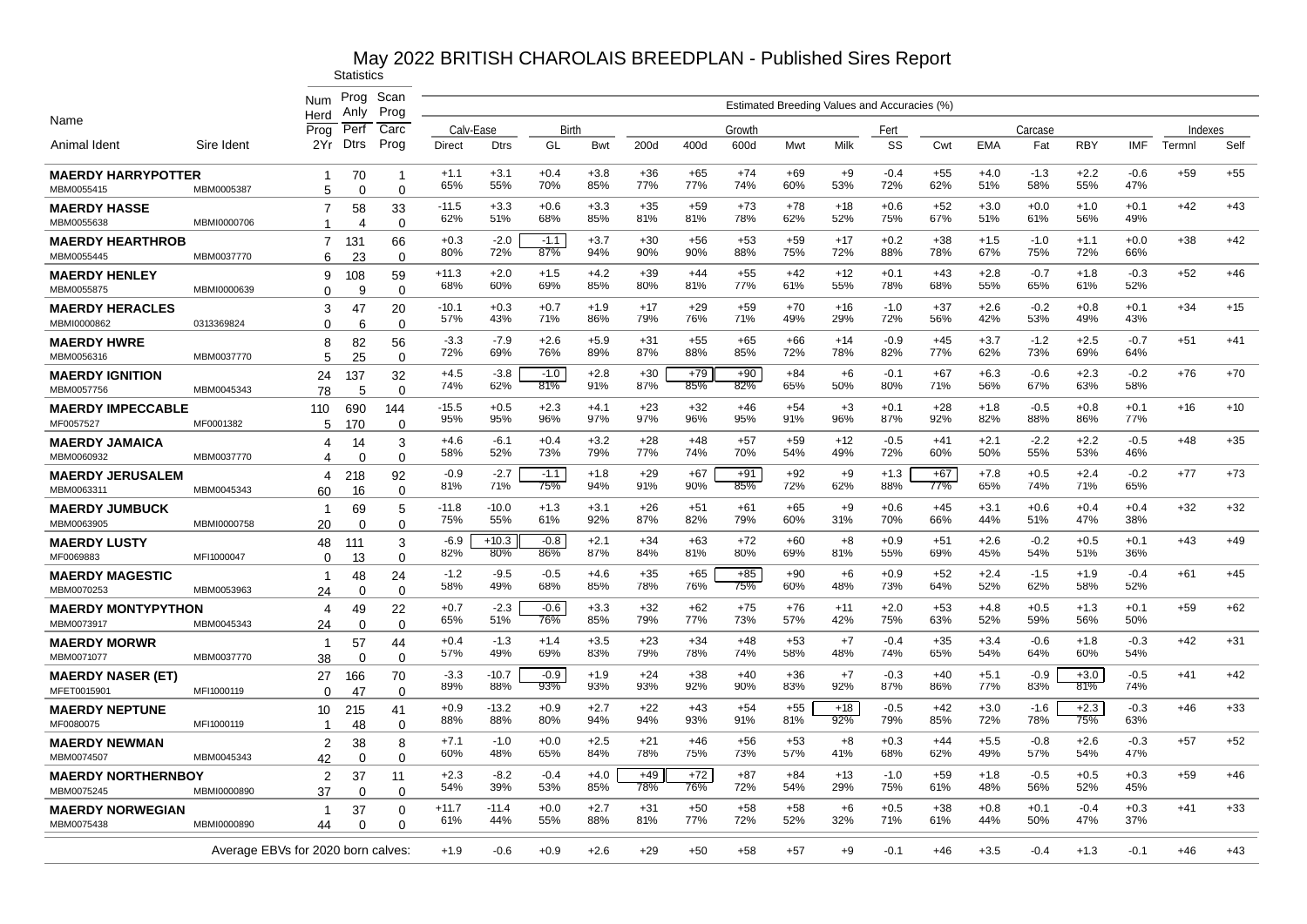# May 2022 BRITISH CHAROLAIS BREEDPLAN - Published Sires Report

Statistics

Estimated Breeding Values and Accuracies (%)

| Name / Animal Ident | Sire Ident | Num Herd Prog / 2Yr | Prog Anly Perf / Dtrs | Scan Prog Carc / Prog | Calv-Ease Direct | Calv-Ease Dtrs | Birth GL | Birth Bwt | Growth 200d | Growth 400d | Growth 600d | Growth Mwt | Milk | Fert SS | Carcase Cwt | Carcase EMA | Carcase Fat | Carcase RBY | Carcase IMF | Indexes Termnl | Indexes Self |
|---|---|---|---|---|---|---|---|---|---|---|---|---|---|---|---|---|---|---|---|---|---|
| **MAERDY HARRYPOTTER** | | 1 | 70 | 1 | +1.1 | +3.1 | +0.4 | +3.8 | +36 | +65 | +74 | +69 | +9 | -0.4 | +55 | +4.0 | -1.3 | +2.2 | -0.6 | +59 | +55 |
| MBM0055415 | MBM0005387 | 5 | 0 | 0 | 65% | 55% | 70% | 85% | 77% | 77% | 74% | 60% | 53% | 72% | 62% | 51% | 58% | 55% | 47% | | |
| **MAERDY HASSE** | | 7 | 58 | 33 | -11.5 | +3.3 | +0.6 | +3.3 | +35 | +59 | +73 | +78 | +18 | +0.6 | +52 | +3.0 | +0.0 | +1.0 | +0.1 | +42 | +43 |
| MBM0055638 | MBMI0000706 | 1 | 4 | 0 | 62% | 51% | 68% | 85% | 81% | 81% | 78% | 62% | 52% | 75% | 67% | 51% | 61% | 56% | 49% | | |
| **MAERDY HEARTHROB** | | 7 | 131 | 66 | +0.3 | -2.0 | -1.1 | +3.7 | +30 | +56 | +53 | +59 | +17 | +0.2 | +38 | +1.5 | -1.0 | +1.1 | +0.0 | +38 | +42 |
| MBM0055445 | MBM0037770 | 6 | 23 | 0 | 80% | 72% | 87% | 94% | 90% | 90% | 88% | 75% | 72% | 88% | 78% | 67% | 75% | 72% | 66% | | |
| **MAERDY HENLEY** | | 9 | 108 | 59 | +11.3 | +2.0 | +1.5 | +4.2 | +39 | +44 | +55 | +42 | +12 | +0.1 | +43 | +2.8 | -0.7 | +1.8 | -0.3 | +52 | +46 |
| MBM0055875 | MBMI0000639 | 0 | 9 | 0 | 68% | 60% | 69% | 85% | 80% | 81% | 77% | 61% | 55% | 78% | 68% | 55% | 65% | 61% | 52% | | |
| **MAERDY HERACLES** | | 3 | 47 | 20 | -10.1 | +0.3 | +0.7 | +1.9 | +17 | +29 | +59 | +70 | +16 | -1.0 | +37 | +2.6 | -0.2 | +0.8 | +0.1 | +34 | +15 |
| MBMI0000862 | 0313369824 | 0 | 6 | 0 | 57% | 43% | 71% | 86% | 79% | 76% | 71% | 49% | 29% | 72% | 56% | 42% | 53% | 49% | 43% | | |
| **MAERDY HWRE** | | 8 | 82 | 56 | -3.3 | -7.9 | +2.6 | +5.9 | +31 | +55 | +65 | +66 | +14 | -0.9 | +45 | +3.7 | -1.2 | +2.5 | -0.7 | +51 | +41 |
| MBM0056316 | MBM0037770 | 5 | 25 | 0 | 72% | 69% | 76% | 89% | 87% | 88% | 85% | 72% | 78% | 82% | 77% | 62% | 73% | 69% | 64% | | |
| **MAERDY IGNITION** | | 24 | 137 | 32 | +4.5 | -3.8 | -1.0 | +2.8 | +30 | +79 | +90 | +84 | +6 | -0.1 | +67 | +6.3 | -0.6 | +2.3 | -0.2 | +76 | +70 |
| MBM0057756 | MBM0045343 | 78 | 5 | 0 | 74% | 62% | 81% | 91% | 87% | 85% | 82% | 65% | 50% | 80% | 71% | 56% | 67% | 63% | 58% | | |
| **MAERDY IMPECCABLE** | | 110 | 690 | 144 | -15.5 | +0.5 | +2.3 | +4.1 | +23 | +32 | +46 | +54 | +3 | +0.1 | +28 | +1.8 | -0.5 | +0.8 | +0.1 | +16 | +10 |
| MF0057527 | MF0001382 | 5 | 170 | 0 | 95% | 95% | 96% | 97% | 97% | 96% | 95% | 91% | 96% | 87% | 92% | 82% | 88% | 86% | 77% | | |
| **MAERDY JAMAICA** | | 4 | 14 | 3 | +4.6 | -6.1 | +0.4 | +3.2 | +28 | +48 | +57 | +59 | +12 | -0.5 | +41 | +2.1 | -2.2 | +2.2 | -0.5 | +48 | +35 |
| MBM0060932 | MBM0037770 | 4 | 0 | 0 | 58% | 52% | 73% | 79% | 77% | 74% | 70% | 54% | 49% | 72% | 60% | 50% | 55% | 53% | 46% | | |
| **MAERDY JERUSALEM** | | 4 | 218 | 92 | -0.9 | -2.7 | -1.1 | +1.8 | +29 | +67 | +91 | +92 | +9 | +1.3 | +67 | +7.8 | +0.5 | +2.4 | -0.2 | +77 | +73 |
| MBM0063311 | MBM0045343 | 60 | 16 | 0 | 81% | 71% | 75% | 94% | 91% | 90% | 85% | 72% | 62% | 88% | 77% | 65% | 74% | 71% | 65% | | |
| **MAERDY JUMBUCK** | | 1 | 69 | 5 | -11.8 | -10.0 | +1.3 | +3.1 | +26 | +51 | +61 | +65 | +9 | +0.6 | +45 | +3.1 | +0.6 | +0.4 | +0.4 | +32 | +32 |
| MBM0063905 | MBMI0000758 | 20 | 0 | 0 | 75% | 55% | 61% | 92% | 87% | 82% | 79% | 60% | 31% | 70% | 66% | 44% | 51% | 47% | 38% | | |
| **MAERDY LUSTY** | | 48 | 111 | 3 | -6.9 | +10.3 | -0.8 | +2.1 | +34 | +63 | +72 | +60 | +8 | +0.9 | +51 | +2.6 | -0.2 | +0.5 | +0.1 | +43 | +49 |
| MF0069883 | MFI1000047 | 0 | 13 | 0 | 82% | 80% | 86% | 87% | 84% | 81% | 80% | 69% | 81% | 55% | 69% | 45% | 54% | 51% | 36% | | |
| **MAERDY MAGESTIC** | | 1 | 48 | 24 | -1.2 | -9.5 | -0.5 | +4.6 | +35 | +65 | +85 | +90 | +6 | +0.9 | +52 | +2.4 | -1.5 | +1.9 | -0.4 | +61 | +45 |
| MBM0070253 | MBM0053963 | 24 | 0 | 0 | 58% | 49% | 68% | 85% | 78% | 76% | 75% | 60% | 48% | 73% | 64% | 52% | 62% | 58% | 52% | | |
| **MAERDY MONTYPYTHON** | | 4 | 49 | 22 | +0.7 | -2.3 | -0.6 | +3.3 | +32 | +62 | +75 | +76 | +11 | +2.0 | +53 | +4.8 | +0.5 | +1.3 | +0.1 | +59 | +62 |
| MBM0073917 | MBM0045343 | 24 | 0 | 0 | 65% | 51% | 76% | 85% | 79% | 77% | 73% | 57% | 42% | 75% | 63% | 52% | 59% | 56% | 50% | | |
| **MAERDY MORWR** | | 1 | 57 | 44 | +0.4 | -1.3 | +1.4 | +3.5 | +23 | +34 | +48 | +53 | +7 | -0.4 | +35 | +3.4 | -0.6 | +1.8 | -0.3 | +42 | +31 |
| MBM0071077 | MBM0037770 | 38 | 0 | 0 | 57% | 49% | 69% | 83% | 79% | 78% | 74% | 58% | 48% | 74% | 65% | 54% | 64% | 60% | 54% | | |
| **MAERDY NASER (ET)** | | 27 | 166 | 70 | -3.3 | -10.7 | -0.9 | +1.9 | +24 | +38 | +40 | +36 | +7 | -0.3 | +40 | +5.1 | -0.9 | +3.0 | -0.5 | +41 | +42 |
| MFET0015901 | MFI1000119 | 0 | 47 | 0 | 89% | 88% | 93% | 93% | 93% | 92% | 90% | 83% | 92% | 87% | 86% | 77% | 83% | 81% | 74% | | |
| **MAERDY NEPTUNE** | | 10 | 215 | 41 | +0.9 | -13.2 | +0.9 | +2.7 | +22 | +43 | +54 | +55 | +18 | -0.5 | +42 | +3.0 | -1.6 | +2.3 | -0.3 | +46 | +33 |
| MF0080075 | MFI1000119 | 1 | 48 | 0 | 88% | 88% | 80% | 94% | 94% | 93% | 91% | 81% | 92% | 79% | 85% | 72% | 78% | 75% | 63% | | |
| **MAERDY NEWMAN** | | 2 | 38 | 8 | +7.1 | -1.0 | +0.0 | +2.5 | +21 | +46 | +56 | +53 | +8 | +0.3 | +44 | +5.5 | -0.8 | +2.6 | -0.3 | +57 | +52 |
| MBM0074507 | MBM0045343 | 42 | 0 | 0 | 60% | 48% | 65% | 84% | 78% | 75% | 73% | 57% | 41% | 68% | 62% | 49% | 57% | 54% | 47% | | |
| **MAERDY NORTHERNBOY** | | 2 | 37 | 11 | +2.3 | -8.2 | -0.4 | +4.0 | +49 | +72 | +87 | +84 | +13 | -1.0 | +59 | +1.8 | -0.5 | +0.5 | +0.3 | +59 | +46 |
| MBM0075245 | MBMI0000890 | 37 | 0 | 0 | 54% | 39% | 53% | 85% | 78% | 76% | 72% | 54% | 29% | 75% | 61% | 48% | 56% | 52% | 45% | | |
| **MAERDY NORWEGIAN** | | 1 | 37 | 0 | +11.7 | -11.4 | +0.0 | +2.7 | +31 | +50 | +58 | +58 | +6 | +0.5 | +38 | +0.8 | +0.1 | -0.4 | +0.3 | +41 | +33 |
| MBM0075438 | MBMI0000890 | 44 | 0 | 0 | 61% | 44% | 55% | 88% | 81% | 77% | 72% | 52% | 32% | 71% | 61% | 44% | 50% | 47% | 37% | | |
| Average EBVs for 2020 born calves: | | | | | +1.9 | -0.6 | +0.9 | +2.6 | +29 | +50 | +58 | +57 | +9 | -0.1 | +46 | +3.5 | -0.4 | +1.3 | -0.1 | +46 | +43 |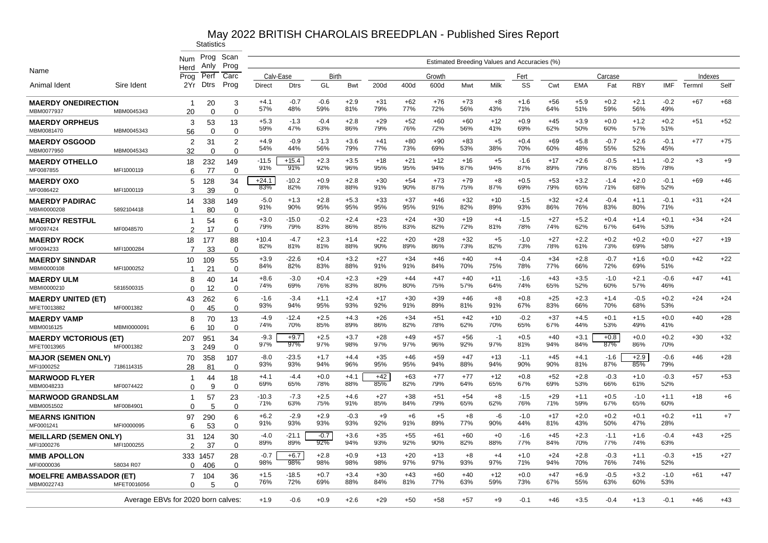# May 2022 BRITISH CHAROLAIS BREEDPLAN - Published Sires Report

| Name | | Statistics | | | Estimated Breeding Values and Accuracies (%) | | | | | | | | | | | | | | | | | | |
|---|---|---|---|---|---|---|---|---|---|---|---|---|---|---|---|---|---|---|---|---|---|---|---|
| | | Num Herd | Prog Anly | Scan Prog | Calv-Ease | | Birth | | Growth | | | | | Fert | Carcase | | | | | | Indexes | |
| Animal Ident | Sire Ident | Prog 2Yr | Perf Dtrs | Carc Prog | Direct | Dtrs | GL | Bwt | 200d | 400d | 600d | Mwt | Milk | SS | Cwt | EMA | Fat | RBY | IMF | Termnl | Self |
| **MAERDY ONEDIRECTION** | | 1 | 20 | 3 | +4.1 | -0.7 | -0.6 | +2.9 | +31 | +62 | +76 | +73 | +8 | +1.6 | +56 | +5.9 | +0.2 | +2.1 | -0.2 | +67 | +68 |
| MBM0077937 | MBM0045343 | 20 | 0 | 0 | 57% | 48% | 59% | 81% | 79% | 77% | 72% | 56% | 43% | 71% | 64% | 51% | 59% | 56% | 49% | | |
| **MAERDY ORPHEUS** | | 3 | 53 | 13 | +5.3 | -1.3 | -0.4 | +2.8 | +29 | +52 | +60 | +60 | +12 | +0.9 | +45 | +3.9 | +0.0 | +1.2 | +0.2 | +51 | +52 |
| MBM0081470 | MBM0045343 | 56 | 0 | 0 | 59% | 47% | 63% | 86% | 79% | 76% | 72% | 56% | 41% | 69% | 62% | 50% | 60% | 57% | 51% | | |
| **MAERDY OSGOOD** | | 2 | 31 | 2 | +4.9 | -0.9 | -1.3 | +3.6 | +41 | +80 | +90 | +83 | +5 | +0.4 | +69 | +5.8 | -0.7 | +2.6 | -0.1 | +77 | +75 |
| MBM0077950 | MBM0045343 | 32 | 0 | 0 | 54% | 44% | 56% | 79% | 77% | 73% | 69% | 53% | 38% | 70% | 60% | 48% | 55% | 52% | 45% | | |
| **MAERDY OTHELLO** | | 18 | 232 | 149 | -11.5 | +15.4 | +2.3 | +3.5 | +18 | +21 | +12 | +16 | +5 | -1.6 | +17 | +2.6 | -0.5 | +1.1 | -0.2 | +3 | +9 |
| MF0087855 | MFI1000119 | 6 | 77 | 0 | 91% | 91% | 92% | 96% | 95% | 95% | 94% | 87% | 94% | 87% | 89% | 79% | 87% | 85% | 78% | | |
| **MAERDY OXO** | | 5 | 128 | 34 | +24.1 | -10.2 | +0.9 | +2.8 | +30 | +54 | +73 | +79 | +8 | +0.5 | +53 | +3.2 | -1.4 | +2.0 | -0.1 | +69 | +46 |
| MF0086422 | MFI1000119 | 3 | 39 | 0 | 83% | 82% | 78% | 88% | 91% | 90% | 87% | 75% | 87% | 69% | 79% | 65% | 71% | 68% | 52% | | |
| **MAERDY PADIRAC** | | 14 | 338 | 149 | -5.0 | +1.3 | +2.8 | +5.3 | +33 | +37 | +46 | +32 | +10 | -1.5 | +32 | +2.4 | -0.4 | +1.1 | -0.1 | +31 | +24 |
| MBMI0000208 | 5892104418 | 1 | 80 | 0 | 91% | 90% | 95% | 95% | 95% | 95% | 91% | 82% | 89% | 93% | 86% | 76% | 83% | 80% | 71% | | |
| **MAERDY RESTFUL** | | 1 | 54 | 6 | +3.0 | -15.0 | -0.2 | +2.4 | +23 | +24 | +30 | +19 | +4 | -1.5 | +27 | +5.2 | +0.4 | +1.4 | +0.1 | +34 | +24 |
| MF0097424 | MF0048570 | 2 | 17 | 0 | 79% | 79% | 83% | 86% | 85% | 83% | 82% | 72% | 81% | 78% | 74% | 62% | 67% | 64% | 53% | | |
| **MAERDY ROCK** | | 18 | 177 | 88 | +10.4 | -4.7 | +2.3 | +1.4 | +22 | +20 | +28 | +32 | +5 | -1.0 | +27 | +2.2 | +0.2 | +0.2 | +0.0 | +27 | +19 |
| MF0094233 | MFI1000284 | 7 | 33 | 0 | 82% | 81% | 81% | 88% | 90% | 89% | 86% | 73% | 82% | 73% | 78% | 61% | 73% | 69% | 58% | | |
| **MAERDY SINNDAR** | | 10 | 109 | 55 | +3.9 | -22.6 | +0.4 | +3.2 | +27 | +34 | +46 | +40 | +4 | -0.4 | +34 | +2.8 | -0.7 | +1.6 | +0.0 | +42 | +22 |
| MBMI0000108 | MFI1000252 | 1 | 21 | 0 | 84% | 82% | 83% | 88% | 91% | 91% | 84% | 70% | 75% | 78% | 77% | 66% | 72% | 69% | 51% | | |
| **MAERDY ULM** | | 8 | 40 | 14 | +8.6 | -3.0 | +0.4 | +2.3 | +29 | +44 | +47 | +40 | +11 | -1.6 | +43 | +3.5 | -1.0 | +2.1 | -0.6 | +47 | +41 |
| MBMI0000210 | 5816500315 | 0 | 12 | 0 | 74% | 69% | 76% | 83% | 80% | 80% | 75% | 57% | 64% | 74% | 65% | 52% | 60% | 57% | 46% | | |
| **MAERDY UNITED (ET)** | | 43 | 262 | 6 | -1.6 | -3.4 | +1.1 | +2.4 | +17 | +30 | +39 | +46 | +8 | +0.8 | +25 | +2.3 | +1.4 | -0.5 | +0.2 | +24 | +24 |
| MFET0013882 | MF0001382 | 0 | 45 | 0 | 93% | 94% | 95% | 93% | 92% | 91% | 89% | 81% | 91% | 67% | 83% | 66% | 70% | 68% | 53% | | |
| **MAERDY VAMP** | | 8 | 70 | 13 | -4.9 | -12.4 | +2.5 | +4.3 | +26 | +34 | +51 | +42 | +10 | -0.2 | +37 | +4.5 | +0.1 | +1.5 | +0.0 | +40 | +28 |
| MBM0016125 | MBMI0000091 | 6 | 10 | 0 | 74% | 70% | 85% | 89% | 86% | 82% | 78% | 62% | 70% | 65% | 67% | 44% | 53% | 49% | 41% | | |
| **MAERDY VICTORIOUS (ET)** | | 207 | 951 | 34 | -9.3 | +9.7 | +2.5 | +3.7 | +28 | +49 | +57 | +56 | -1 | +0.5 | +40 | +3.1 | +0.8 | +0.0 | +0.2 | +30 | +32 |
| MFET0013965 | MF0001382 | 3 | 249 | 0 | 97% | 97% | 97% | 98% | 97% | 97% | 96% | 92% | 97% | 81% | 94% | 84% | 87% | 86% | 70% | | |
| **MAJOR (SEMEN ONLY)** | | 70 | 358 | 107 | -8.0 | -23.5 | +1.7 | +4.4 | +35 | +46 | +59 | +47 | +13 | -1.1 | +45 | +4.1 | -1.6 | +2.9 | -0.6 | +46 | +28 |
| MFI1000252 | 7186114315 | 28 | 81 | 0 | 93% | 93% | 94% | 96% | 95% | 95% | 94% | 88% | 94% | 90% | 90% | 81% | 87% | 85% | 79% | | |
| **MARWOOD FLYER** | | 1 | 44 | 18 | +4.1 | -4.4 | +0.0 | +4.1 | +42 | +63 | +77 | +77 | +12 | +0.8 | +52 | +2.8 | -0.3 | +1.0 | -0.3 | +57 | +53 |
| MBM0048233 | MF0074422 | 0 | 9 | 0 | 69% | 65% | 78% | 88% | 85% | 82% | 79% | 64% | 65% | 67% | 69% | 53% | 66% | 61% | 52% | | |
| **MARWOOD GRANDSLAM** | | 1 | 57 | 23 | -10.3 | -7.3 | +2.5 | +4.6 | +27 | +38 | +51 | +54 | +8 | -1.5 | +29 | +1.1 | +0.5 | -1.0 | +1.1 | +18 | +6 |
| MBM0051502 | MF0084901 | 0 | 5 | 0 | 71% | 63% | 75% | 91% | 85% | 84% | 79% | 65% | 62% | 76% | 71% | 59% | 67% | 65% | 60% | | |
| **MEARNS IGNITION** | | 97 | 290 | 6 | +6.2 | -2.9 | +2.9 | -0.3 | +9 | +6 | +5 | +8 | -6 | -1.0 | +17 | +2.0 | +0.2 | +0.1 | +0.2 | +11 | +7 |
| MF0001241 | MFI0000095 | 6 | 53 | 0 | 91% | 93% | 93% | 93% | 92% | 91% | 89% | 77% | 90% | 44% | 81% | 43% | 50% | 47% | 28% | | |
| **MEILLARD (SEMEN ONLY)** | | 31 | 124 | 30 | -4.0 | -21.1 | -0.7 | +3.6 | +35 | +55 | +61 | +60 | +0 | -1.6 | +45 | +2.3 | -1.1 | +1.6 | -0.4 | +43 | +25 |
| MFI1000276 | MFI1000255 | 2 | 37 | 0 | 89% | 89% | 92% | 94% | 93% | 92% | 90% | 82% | 88% | 77% | 84% | 70% | 77% | 74% | 63% | | |
| **MMB APOLLON** | | 333 | 1457 | 28 | -0.7 | +6.7 | +2.8 | +0.9 | +13 | +20 | +13 | +8 | +4 | +1.0 | +24 | +2.8 | -0.3 | +1.1 | -0.3 | +15 | +27 |
| MFI0000036 | 58034 R07 | 0 | 406 | 0 | 98% | 98% | 98% | 98% | 98% | 97% | 97% | 93% | 97% | 71% | 94% | 70% | 76% | 74% | 52% | | |
| **MOELFRE AMBASSADOR (ET)** | | 7 | 104 | 36 | +1.5 | -18.5 | +0.7 | +3.4 | +30 | +43 | +60 | +40 | +12 | +0.0 | +47 | +6.9 | -0.5 | +3.2 | -1.0 | +61 | +47 |
| MBM0022743 | MFET0016056 | 0 | 5 | 0 | 76% | 72% | 69% | 88% | 84% | 81% | 77% | 63% | 59% | 73% | 67% | 55% | 63% | 60% | 53% | | |
| Average EBVs for 2020 born calves: | | | | | +1.9 | -0.6 | +0.9 | +2.6 | +29 | +50 | +58 | +57 | +9 | -0.1 | +46 | +3.5 | -0.4 | +1.3 | -0.1 | +46 | +43 |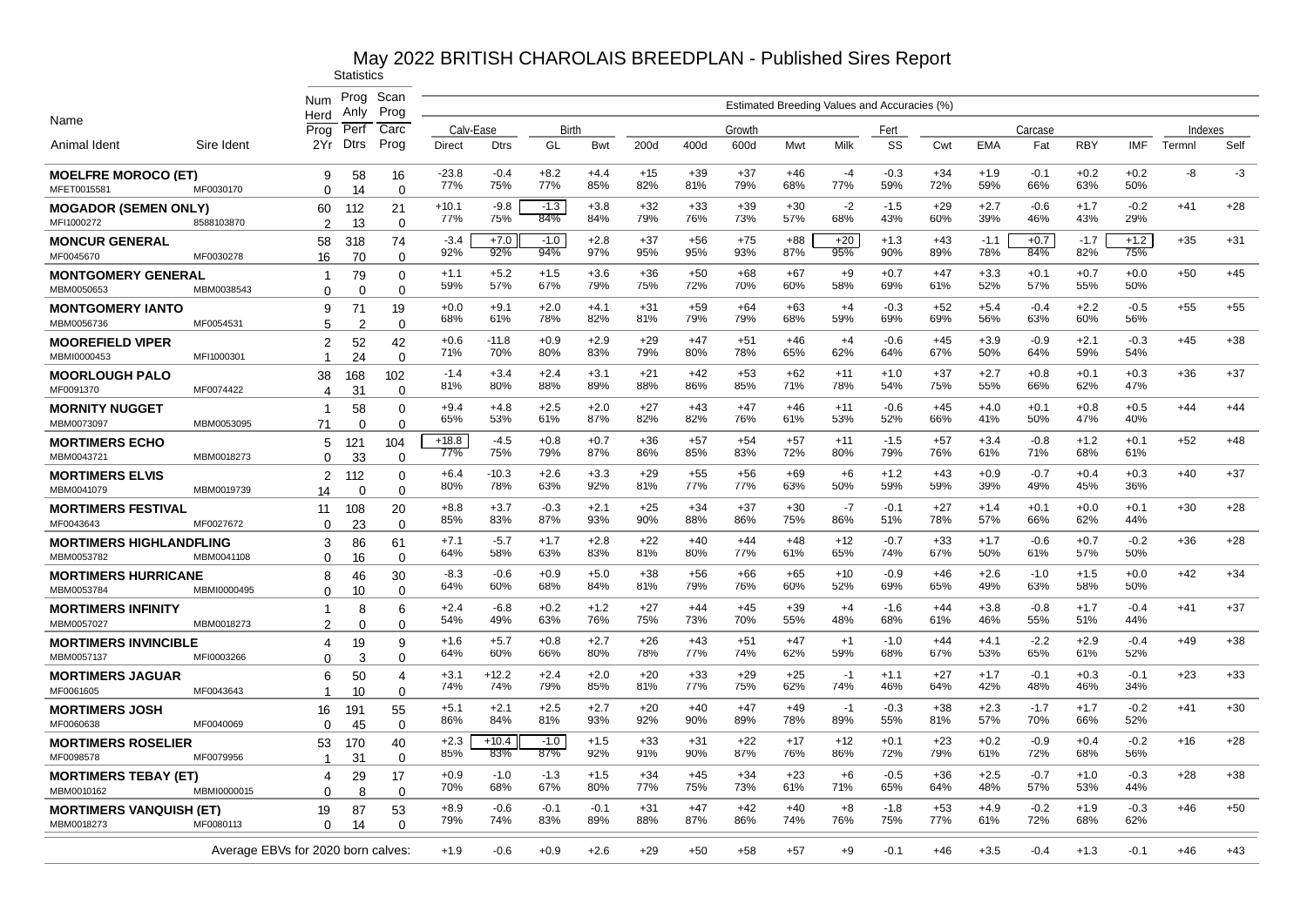# May 2022 BRITISH CHAROLAIS BREEDPLAN - Published Sires Report

| Name | | Statistics | | | Estimated Breeding Values and Accuracies (%) | | | | | | | | | | | | | | | | | | |
|---|---|---|---|---|---|---|---|---|---|---|---|---|---|---|---|---|---|---|---|---|---|---|---|
| | | Num Herd Prog | Prog Anly Perf | Scan Prog Carc | Calv-Ease | | Birth | | Growth | | | | | Fert | Carcase | | | | | | Indexes | |
| Animal Ident | Sire Ident | 2Yr | Dtrs | Prog | Direct | Dtrs | GL | Bwt | 200d | 400d | 600d | Mwt | Milk | SS | Cwt | EMA | Fat | RBY | IMF | Termnl | Self |
| **MOELFRE MOROCO (ET)** | | 9 | 58 | 16 | -23.8 | -0.4 | +8.2 | +4.4 | +15 | +39 | +37 | +46 | -4 | -0.3 | +34 | +1.9 | -0.1 | +0.2 | +0.2 | -8 | -3 |
| MFET0015581 | MF0030170 | 0 | 14 | 0 | 77% | 75% | 77% | 85% | 82% | 81% | 79% | 68% | 77% | 59% | 72% | 59% | 66% | 63% | 50% | | |
| **MOGADOR (SEMEN ONLY)** | | 60 | 112 | 21 | +10.1 | -9.8 | -1.3 | +3.8 | +32 | +33 | +39 | +30 | -2 | -1.5 | +29 | +2.7 | -0.6 | +1.7 | -0.2 | +41 | +28 |
| MFI1000272 | 8588103870 | 2 | 13 | 0 | 77% | 75% | 84% | 84% | 79% | 76% | 73% | 57% | 68% | 43% | 60% | 39% | 46% | 43% | 29% | | |
| **MONCUR GENERAL** | | 58 | 318 | 74 | -3.4 | +7.0 | -1.0 | +2.8 | +37 | +56 | +75 | +88 | +20 | +1.3 | +43 | -1.1 | +0.7 | -1.7 | +1.2 | +35 | +31 |
| MF0045670 | MF0030278 | 16 | 70 | 0 | 92% | 92% | 94% | 97% | 95% | 95% | 93% | 87% | 95% | 90% | 89% | 78% | 84% | 82% | 75% | | |
| **MONTGOMERY GENERAL** | | 1 | 79 | 0 | +1.1 | +5.2 | +1.5 | +3.6 | +36 | +50 | +68 | +67 | +9 | +0.7 | +47 | +3.3 | +0.1 | +0.7 | +0.0 | +50 | +45 |
| MBM0050653 | MBM0038543 | 0 | 0 | 0 | 59% | 57% | 67% | 79% | 75% | 72% | 70% | 60% | 58% | 69% | 61% | 52% | 57% | 55% | 50% | | |
| **MONTGOMERY IANTO** | | 9 | 71 | 19 | +0.0 | +9.1 | +2.0 | +4.1 | +31 | +59 | +64 | +63 | +4 | -0.3 | +52 | +5.4 | -0.4 | +2.2 | -0.5 | +55 | +55 |
| MBM0056736 | MF0054531 | 5 | 2 | 0 | 68% | 61% | 78% | 82% | 81% | 79% | 79% | 68% | 59% | 69% | 69% | 56% | 63% | 60% | 56% | | |
| **MOOREFIELD VIPER** | | 2 | 52 | 42 | +0.6 | -11.8 | +0.9 | +2.9 | +29 | +47 | +51 | +46 | +4 | -0.6 | +45 | +3.9 | -0.9 | +2.1 | -0.3 | +45 | +38 |
| MBMI0000453 | MFI1000301 | 1 | 24 | 0 | 71% | 70% | 80% | 83% | 79% | 80% | 78% | 65% | 62% | 64% | 67% | 50% | 64% | 59% | 54% | | |
| **MOORLOUGH PALO** | | 38 | 168 | 102 | -1.4 | +3.4 | +2.4 | +3.1 | +21 | +42 | +53 | +62 | +11 | +1.0 | +37 | +2.7 | +0.8 | +0.1 | +0.3 | +36 | +37 |
| MF0091370 | MF0074422 | 4 | 31 | 0 | 81% | 80% | 88% | 89% | 88% | 86% | 85% | 71% | 78% | 54% | 75% | 55% | 66% | 62% | 47% | | |
| **MORNITY NUGGET** | | 1 | 58 | 0 | +9.4 | +4.8 | +2.5 | +2.0 | +27 | +43 | +47 | +46 | +11 | -0.6 | +45 | +4.0 | +0.1 | +0.8 | +0.5 | +44 | +44 |
| MBM0073097 | MBM0053095 | 71 | 0 | 0 | 65% | 53% | 61% | 87% | 82% | 82% | 76% | 61% | 53% | 52% | 66% | 41% | 50% | 47% | 40% | | |
| **MORTIMERS ECHO** | | 5 | 121 | 104 | +18.8 | -4.5 | +0.8 | +0.7 | +36 | +57 | +54 | +57 | +11 | -1.5 | +57 | +3.4 | -0.8 | +1.2 | +0.1 | +52 | +48 |
| MBM0043721 | MBM0018273 | 0 | 33 | 0 | 77% | 75% | 79% | 87% | 86% | 85% | 83% | 72% | 80% | 79% | 76% | 61% | 71% | 68% | 61% | | |
| **MORTIMERS ELVIS** | | 2 | 112 | 0 | +6.4 | -10.3 | +2.6 | +3.3 | +29 | +55 | +56 | +69 | +6 | +1.2 | +43 | +0.9 | -0.7 | +0.4 | +0.3 | +40 | +37 |
| MBM0041079 | MBM0019739 | 14 | 0 | 0 | 80% | 78% | 63% | 92% | 81% | 77% | 77% | 63% | 50% | 59% | 59% | 39% | 49% | 45% | 36% | | |
| **MORTIMERS FESTIVAL** | | 11 | 108 | 20 | +8.8 | +3.7 | -0.3 | +2.1 | +25 | +34 | +37 | +30 | -7 | -0.1 | +27 | +1.4 | +0.1 | +0.0 | +0.1 | +30 | +28 |
| MF0043643 | MF0027672 | 0 | 23 | 0 | 85% | 83% | 87% | 93% | 90% | 88% | 86% | 75% | 86% | 51% | 78% | 57% | 66% | 62% | 44% | | |
| **MORTIMERS HIGHLANDFLING** | | 3 | 86 | 61 | +7.1 | -5.7 | +1.7 | +2.8 | +22 | +40 | +44 | +48 | +12 | -0.7 | +33 | +1.7 | -0.6 | +0.7 | -0.2 | +36 | +28 |
| MBM0053782 | MBM0041108 | 0 | 16 | 0 | 64% | 58% | 63% | 83% | 81% | 80% | 77% | 61% | 65% | 74% | 67% | 50% | 61% | 57% | 50% | | |
| **MORTIMERS HURRICANE** | | 8 | 46 | 30 | -8.3 | -0.6 | +0.9 | +5.0 | +38 | +56 | +66 | +65 | +10 | -0.9 | +46 | +2.6 | -1.0 | +1.5 | +0.0 | +42 | +34 |
| MBM0053784 | MBMI0000495 | 0 | 10 | 0 | 64% | 60% | 68% | 84% | 81% | 79% | 76% | 60% | 52% | 69% | 65% | 49% | 63% | 58% | 50% | | |
| **MORTIMERS INFINITY** | | 1 | 8 | 6 | +2.4 | -6.8 | +0.2 | +1.2 | +27 | +44 | +45 | +39 | +4 | -1.6 | +44 | +3.8 | -0.8 | +1.7 | -0.4 | +41 | +37 |
| MBM0057027 | MBM0018273 | 2 | 0 | 0 | 54% | 49% | 63% | 76% | 75% | 73% | 70% | 55% | 48% | 68% | 61% | 46% | 55% | 51% | 44% | | |
| **MORTIMERS INVINCIBLE** | | 4 | 19 | 9 | +1.6 | +5.7 | +0.8 | +2.7 | +26 | +43 | +51 | +47 | +1 | -1.0 | +44 | +4.1 | -2.2 | +2.9 | -0.4 | +49 | +38 |
| MBM0057137 | MFI0003266 | 0 | 3 | 0 | 64% | 60% | 66% | 80% | 78% | 77% | 74% | 62% | 59% | 68% | 67% | 53% | 65% | 61% | 52% | | |
| **MORTIMERS JAGUAR** | | 6 | 50 | 4 | +3.1 | +12.2 | +2.4 | +2.0 | +20 | +33 | +29 | +25 | -1 | +1.1 | +27 | +1.7 | -0.1 | +0.3 | -0.1 | +23 | +33 |
| MF0061605 | MF0043643 | 1 | 10 | 0 | 74% | 74% | 79% | 85% | 81% | 77% | 75% | 62% | 74% | 46% | 64% | 42% | 48% | 46% | 34% | | |
| **MORTIMERS JOSH** | | 16 | 191 | 55 | +5.1 | +2.1 | +2.5 | +2.7 | +20 | +40 | +47 | +49 | -1 | -0.3 | +38 | +2.3 | -1.7 | +1.7 | -0.2 | +41 | +30 |
| MF0060638 | MF0040069 | 0 | 45 | 0 | 86% | 84% | 81% | 93% | 92% | 90% | 89% | 78% | 89% | 55% | 81% | 57% | 70% | 66% | 52% | | |
| **MORTIMERS ROSELIER** | | 53 | 170 | 40 | +2.3 | +10.4 | -1.0 | +1.5 | +33 | +31 | +22 | +17 | +12 | +0.1 | +23 | +0.2 | -0.9 | +0.4 | -0.2 | +16 | +28 |
| MF0098578 | MF0079956 | 1 | 31 | 0 | 85% | 83% | 87% | 92% | 91% | 90% | 87% | 76% | 86% | 72% | 79% | 61% | 72% | 68% | 56% | | |
| **MORTIMERS TEBAY (ET)** | | 4 | 29 | 17 | +0.9 | -1.0 | -1.3 | +1.5 | +34 | +45 | +34 | +23 | +6 | -0.5 | +36 | +2.5 | -0.7 | +1.0 | -0.3 | +28 | +38 |
| MBM0010162 | MBMI0000015 | 0 | 8 | 0 | 70% | 68% | 67% | 80% | 77% | 75% | 73% | 61% | 71% | 65% | 64% | 48% | 57% | 53% | 44% | | |
| **MORTIMERS VANQUISH (ET)** | | 19 | 87 | 53 | +8.9 | -0.6 | -0.1 | -0.1 | +31 | +47 | +42 | +40 | +8 | -1.8 | +53 | +4.9 | -0.2 | +1.9 | -0.3 | +46 | +50 |
| MBM0018273 | MF0080113 | 0 | 14 | 0 | 79% | 74% | 83% | 89% | 88% | 87% | 86% | 74% | 76% | 75% | 77% | 61% | 72% | 68% | 62% | | |
| Average EBVs for 2020 born calves: | | | | | +1.9 | -0.6 | +0.9 | +2.6 | +29 | +50 | +58 | +57 | +9 | -0.1 | +46 | +3.5 | -0.4 | +1.3 | -0.1 | +46 | +43 |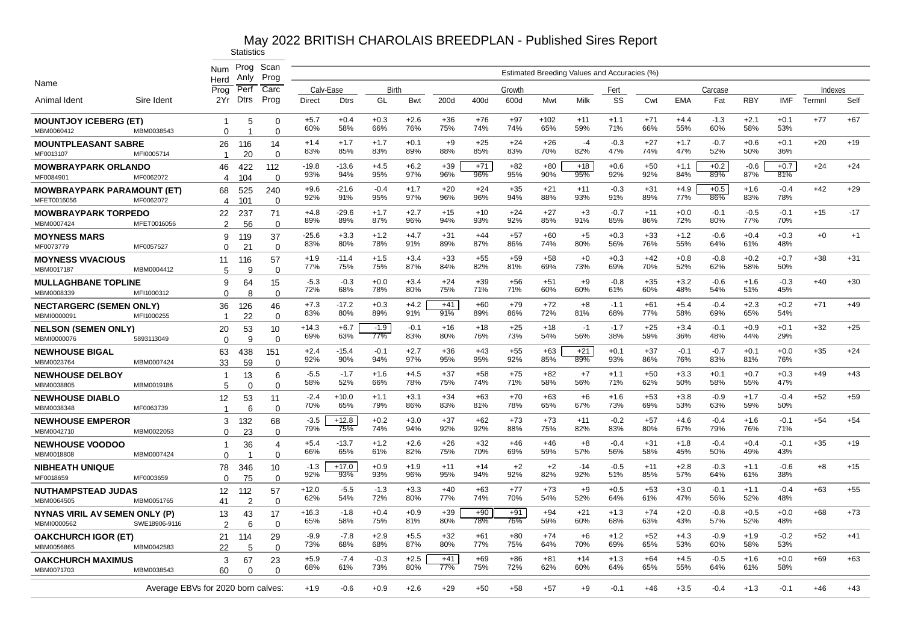# May 2022 BRITISH CHAROLAIS BREEDPLAN - Published Sires Report

Statistics

| Name | | Num Herd | Prog Anly | Scan Prog | Estimated Breeding Values and Accuracies (%) | | | | | | | | | | | | | | | | | |
|---|---|---|---|---|---|---|---|---|---|---|---|---|---|---|---|---|---|---|---|---|---|---|
| | | Prog | Perf | Carc | Calv-Ease | | Birth | | Growth | | | | | Fert | Carcase | | | | | | Indexes | |
| Animal Ident | Sire Ident | 2Yr | Dtrs | Prog | Direct | Dtrs | GL | Bwt | 200d | 400d | 600d | Mwt | Milk | SS | Cwt | EMA | Fat | RBY | IMF | Termnl | Self |
| **MOUNTJOY ICEBERG (ET)** | | 1 | 5 | 0 | +5.7 | +0.4 | +0.3 | +2.6 | +36 | +76 | +97 | +102 | +11 | +1.1 | +71 | +4.4 | -1.3 | +2.1 | +0.1 | +77 | +67 |
| MBM0060412 | MBM0038543 | 0 | 1 | 0 | 60% | 58% | 66% | 76% | 75% | 74% | 74% | 65% | 59% | 71% | 66% | 55% | 60% | 58% | 53% | | |
| **MOUNTPLEASANT SABRE** | | 26 | 116 | 14 | +1.4 | +1.7 | +1.7 | +0.1 | +9 | +25 | +24 | +26 | -4 | -0.3 | +27 | +1.7 | -0.7 | +0.6 | +0.1 | +20 | +19 |
| MF0013107 | MFI0005714 | 1 | 20 | 0 | 83% | 85% | 83% | 89% | 88% | 85% | 83% | 70% | 82% | 47% | 74% | 47% | 52% | 50% | 36% | | |
| **MOWBRAYPARK ORLANDO** | | 46 | 422 | 112 | -19.8 | -13.6 | +4.5 | +6.2 | +39 | +71 | +82 | +80 | +18 | +0.6 | +50 | +1.1 | +0.2 | -0.6 | +0.7 | +24 | +24 |
| MF0084901 | MF0062072 | 4 | 104 | 0 | 93% | 94% | 95% | 97% | 96% | 96% | 95% | 90% | 95% | 92% | 92% | 84% | 89% | 87% | 81% | | |
| **MOWBRAYPARK PARAMOUNT (ET)** | | 68 | 525 | 240 | +9.6 | -21.6 | -0.4 | +1.7 | +20 | +24 | +35 | +21 | +11 | -0.3 | +31 | +4.9 | +0.5 | +1.6 | -0.4 | +42 | +29 |
| MFET0016056 | MF0062072 | 4 | 101 | 0 | 92% | 91% | 95% | 97% | 96% | 96% | 94% | 88% | 93% | 91% | 89% | 77% | 86% | 83% | 78% | | |
| **MOWBRAYPARK TORPEDO** | | 22 | 237 | 71 | +4.8 | -29.6 | +1.7 | +2.7 | +15 | +10 | +24 | +27 | +3 | -0.7 | +11 | +0.0 | -0.1 | -0.5 | -0.1 | +15 | -17 |
| MBM0007424 | MFET0016056 | 2 | 56 | 0 | 89% | 89% | 87% | 96% | 94% | 93% | 92% | 85% | 91% | 85% | 86% | 72% | 80% | 77% | 70% | | |
| **MOYNESS MARS** | | 9 | 119 | 37 | -25.6 | +3.3 | +1.2 | +4.7 | +31 | +44 | +57 | +60 | +5 | +0.3 | +33 | +1.2 | -0.6 | +0.4 | +0.3 | +0 | +1 |
| MF0073779 | MF0057527 | 0 | 21 | 0 | 83% | 80% | 78% | 91% | 89% | 87% | 86% | 74% | 80% | 56% | 76% | 55% | 64% | 61% | 48% | | |
| **MOYNESS VIVACIOUS** | | 11 | 116 | 57 | +1.9 | -11.4 | +1.5 | +3.4 | +33 | +55 | +59 | +58 | +0 | +0.3 | +42 | +0.8 | -0.8 | +0.2 | +0.7 | +38 | +31 |
| MBM0017187 | MBM0004412 | 5 | 9 | 0 | 77% | 75% | 75% | 87% | 84% | 82% | 81% | 69% | 73% | 69% | 70% | 52% | 62% | 58% | 50% | | |
| **MULLAGHBANE TOPLINE** | | 9 | 64 | 15 | -5.3 | -0.3 | +0.0 | +3.4 | +24 | +39 | +56 | +51 | +9 | -0.8 | +35 | +3.2 | -0.6 | +1.6 | -0.3 | +40 | +30 |
| MBM0008339 | MFI1000312 | 0 | 8 | 0 | 72% | 68% | 78% | 80% | 75% | 71% | 71% | 60% | 60% | 61% | 60% | 48% | 54% | 51% | 45% | | |
| **NECTARGERC (SEMEN ONLY)** | | 36 | 126 | 46 | +7.3 | -17.2 | +0.3 | +4.2 | +41 | +60 | +79 | +72 | +8 | -1.1 | +61 | +5.4 | -0.4 | +2.3 | +0.2 | +71 | +49 |
| MBMI0000091 | MFI1000255 | 1 | 22 | 0 | 83% | 80% | 89% | 91% | 91% | 89% | 86% | 72% | 81% | 68% | 77% | 58% | 69% | 65% | 54% | | |
| **NELSON (SEMEN ONLY)** | | 20 | 53 | 10 | +14.3 | +6.7 | -1.9 | -0.1 | +16 | +18 | +25 | +18 | -1 | -1.7 | +25 | +3.4 | -0.1 | +0.9 | +0.1 | +32 | +25 |
| MBMI0000076 | 5893113049 | 0 | 9 | 0 | 69% | 63% | 77% | 83% | 80% | 76% | 73% | 54% | 56% | 38% | 59% | 36% | 48% | 44% | 29% | | |
| **NEWHOUSE BIGAL** | | 63 | 438 | 151 | +2.4 | -15.4 | -0.1 | +2.7 | +36 | +43 | +55 | +63 | +21 | +0.1 | +37 | -0.1 | -0.7 | +0.1 | +0.0 | +35 | +24 |
| MBM0023764 | MBM0007424 | 33 | 59 | 0 | 92% | 90% | 94% | 97% | 95% | 95% | 92% | 85% | 89% | 93% | 86% | 76% | 83% | 81% | 76% | | |
| **NEWHOUSE DELBOY** | | 1 | 13 | 6 | -5.5 | -1.7 | +1.6 | +4.5 | +37 | +58 | +75 | +82 | +7 | +1.1 | +50 | +3.3 | +0.1 | +0.7 | +0.3 | +49 | +43 |
| MBM0038805 | MBM0019186 | 5 | 0 | 0 | 58% | 52% | 66% | 78% | 75% | 74% | 71% | 58% | 56% | 71% | 62% | 50% | 58% | 55% | 47% | | |
| **NEWHOUSE DIABLO** | | 12 | 53 | 11 | -2.4 | +10.0 | +1.1 | +3.1 | +34 | +63 | +70 | +63 | +6 | +1.6 | +53 | +3.8 | -0.9 | +1.7 | -0.4 | +52 | +59 |
| MBM0038348 | MF0063739 | 1 | 6 | 0 | 70% | 65% | 79% | 86% | 83% | 81% | 78% | 65% | 67% | 73% | 69% | 53% | 63% | 59% | 50% | | |
| **NEWHOUSE EMPEROR** | | 3 | 132 | 68 | -3.5 | +12.8 | +0.2 | +3.0 | +37 | +62 | +73 | +73 | +11 | -0.2 | +57 | +4.6 | -0.4 | +1.6 | -0.1 | +54 | +54 |
| MBM0042710 | MBM0022053 | 0 | 23 | 0 | 79% | 75% | 74% | 94% | 92% | 92% | 88% | 75% | 82% | 83% | 80% | 67% | 79% | 76% | 71% | | |
| **NEWHOUSE VOODOO** | | 1 | 36 | 4 | +5.4 | -13.7 | +1.2 | +2.6 | +26 | +32 | +46 | +46 | +8 | -0.4 | +31 | +1.8 | -0.4 | +0.4 | -0.1 | +35 | +19 |
| MBM0018808 | MBM0007424 | 0 | 1 | 0 | 66% | 65% | 61% | 82% | 75% | 70% | 69% | 59% | 57% | 56% | 58% | 45% | 50% | 49% | 43% | | |
| **NIBHEATH UNIQUE** | | 78 | 346 | 10 | -1.3 | +17.0 | +0.9 | +1.9 | +11 | +14 | +2 | +2 | -14 | -0.5 | +11 | +2.8 | -0.3 | +1.1 | -0.6 | +8 | +15 |
| MF0018659 | MF0003659 | 0 | 75 | 0 | 92% | 93% | 93% | 96% | 95% | 94% | 92% | 82% | 92% | 51% | 85% | 57% | 64% | 61% | 38% | | |
| **NUTHAMPSTEAD JUDAS** | | 12 | 112 | 57 | +12.0 | -5.5 | -1.3 | +3.3 | +40 | +63 | +77 | +73 | +9 | +0.5 | +53 | +3.0 | -0.1 | +1.1 | -0.4 | +63 | +55 |
| MBM0064505 | MBM0051765 | 41 | 2 | 0 | 62% | 54% | 72% | 80% | 77% | 74% | 70% | 54% | 52% | 64% | 61% | 47% | 56% | 52% | 48% | | |
| **NYNAS VIRIL AV SEMEN ONLY (P)** | | 13 | 43 | 17 | +16.3 | -1.8 | +0.4 | +0.9 | +39 | +90 | +91 | +94 | +21 | +1.3 | +74 | +2.0 | -0.8 | +0.5 | +0.0 | +68 | +73 |
| MBMI0000562 | SWE18906-9116 | 2 | 6 | 0 | 65% | 58% | 75% | 81% | 80% | 78% | 76% | 59% | 60% | 68% | 63% | 43% | 57% | 52% | 48% | | |
| **OAKCHURCH IGOR (ET)** | | 21 | 114 | 29 | -9.9 | -7.8 | +2.9 | +5.5 | +32 | +61 | +80 | +74 | +6 | +1.2 | +52 | +4.3 | -0.9 | +1.9 | -0.2 | +52 | +41 |
| MBM0056865 | MBM0042583 | 22 | 5 | 0 | 73% | 68% | 68% | 87% | 80% | 77% | 75% | 64% | 70% | 69% | 65% | 53% | 60% | 58% | 53% | | |
| **OAKCHURCH MAXIMUS** | | 3 | 67 | 23 | +5.9 | -7.4 | -0.3 | +2.5 | +41 | +69 | +86 | +81 | +14 | +1.3 | +64 | +4.5 | -0.5 | +1.6 | +0.0 | +69 | +63 |
| MBM0071703 | MBM0038543 | 60 | 0 | 0 | 68% | 61% | 73% | 80% | 77% | 75% | 72% | 62% | 60% | 64% | 65% | 55% | 64% | 61% | 58% | | |
| Average EBVs for 2020 born calves: | | | | | +1.9 | -0.6 | +0.9 | +2.6 | +29 | +50 | +58 | +57 | +9 | -0.1 | +46 | +3.5 | -0.4 | +1.3 | -0.1 | +46 | +43 |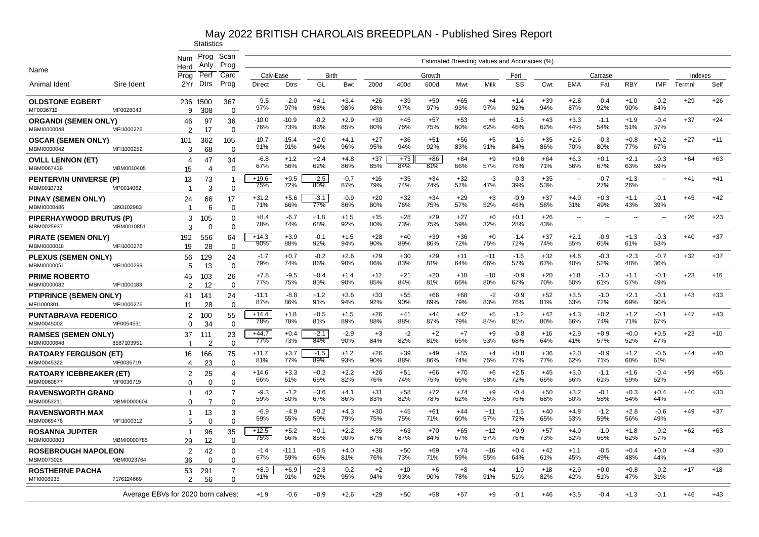# May 2022 BRITISH CHAROLAIS BREEDPLAN - Published Sires Report

| Name | | Statistics | | | Estimated Breeding Values and Accuracies (%) | | | | | | | | | | | | | | | | | | |
|---|---|---|---|---|---|---|---|---|---|---|---|---|---|---|---|---|---|---|---|---|---|---|---|
| | | Num Herd | Prog Anly | Scan Prog | Calv-Ease | | Birth | | Growth | | | | | Fert | Carcase | | | | | | Indexes | |
| | | Prog | Perf | Carc | | | | | | | | | | | | | | | | | | |
| Animal Ident | Sire Ident | 2Yr | Dtrs | Prog | Direct | Dtrs | GL | Bwt | 200d | 400d | 600d | Mwt | Milk | SS | Cwt | EMA | Fat | RBY | IMF | Termnl | Self |
| **OLDSTONE EGBERT** | | 236 | 1500 | 367 | -9.5 | -2.0 | +4.1 | +3.4 | +26 | +39 | +50 | +65 | +4 | +1.4 | +39 | +2.8 | -0.4 | +1.0 | -0.2 | +29 | +26 |
| MF0036719 | MF0028043 | 9 | 308 | 0 | 97% | 97% | 98% | 98% | 98% | 97% | 97% | 93% | 97% | 92% | 94% | 87% | 92% | 90% | 84% | | |
| **ORGANDI (SEMEN ONLY)** | | 46 | 97 | 36 | -10.0 | -10.9 | -0.2 | +2.9 | +30 | +45 | +57 | +53 | +6 | -1.5 | +43 | +3.3 | -1.1 | +1.9 | -0.4 | +37 | +24 |
| MBMI0000048 | MFI1000276 | 2 | 17 | 0 | 76% | 73% | 83% | 85% | 80% | 76% | 75% | 60% | 62% | 46% | 62% | 44% | 54% | 51% | 37% | | |
| **OSCAR (SEMEN ONLY)** | | 101 | 362 | 105 | -10.7 | -15.4 | +2.0 | +4.1 | +27 | +36 | +51 | +56 | +5 | -1.6 | +35 | +2.6 | -0.3 | +0.8 | +0.2 | +27 | +11 |
| MBMI0000042 | MFI1000252 | 3 | 68 | 0 | 91% | 91% | 94% | 96% | 95% | 94% | 92% | 83% | 91% | 84% | 86% | 70% | 80% | 77% | 67% | | |
| **OVILL LENNON (ET)** | | 4 | 47 | 34 | -6.8 | +1.2 | +2.4 | +4.8 | +37 | +73 | +86 | +84 | +9 | +0.6 | +64 | +6.3 | +0.1 | +2.1 | -0.3 | +64 | +63 |
| MBM0067439 | MBM0010405 | 15 | 4 | 0 | 67% | 56% | 62% | 86% | 85% | 84% | 81% | 66% | 57% | 76% | 71% | 56% | 67% | 63% | 59% | | |
| **PENTERVIN UNIVERSE (P)** | | 13 | 73 | 1 | +19.6 | +9.5 | -2.5 | -0.7 | +16 | +35 | +34 | +32 | -3 | -0.3 | +35 | -- | -0.7 | +1.3 | -- | +41 | +41 |
| MBM0010732 | MP0014062 | 1 | 3 | 0 | 75% | 72% | 80% | 87% | 79% | 74% | 74% | 57% | 47% | 39% | 53% | | 27% | 26% | | | |
| **PINAY (SEMEN ONLY)** | | 24 | 66 | 17 | +31.2 | +5.6 | -3.1 | -0.9 | +20 | +32 | +34 | +29 | +3 | -0.9 | +37 | +4.0 | +0.3 | +1.1 | -0.1 | +45 | +42 |
| MBMI0000486 | 1893102983 | 1 | 6 | 0 | 71% | 66% | 77% | 86% | 80% | 76% | 75% | 57% | 52% | 46% | 58% | 31% | 49% | 43% | 39% | | |
| **PIPERHAYWOOD BRUTUS (P)** | | 3 | 105 | 0 | +8.4 | -6.7 | +1.8 | +1.5 | +15 | +28 | +29 | +27 | +0 | +0.1 | +26 | -- | -- | -- | -- | +26 | +23 |
| MBM0025937 | MBM0010851 | 3 | 0 | 0 | 78% | 74% | 68% | 92% | 80% | 73% | 75% | 59% | 32% | 28% | 43% | | | | | | |
| **PIRATE (SEMEN ONLY)** | | 192 | 556 | 64 | +14.3 | +3.9 | -0.1 | +1.5 | +28 | +40 | +39 | +36 | +0 | -1.4 | +37 | +2.1 | -0.9 | +1.3 | -0.3 | +40 | +37 |
| MBMI0000018 | MFI1000276 | 19 | 28 | 0 | 90% | 88% | 92% | 94% | 90% | 89% | 86% | 72% | 75% | 72% | 74% | 55% | 65% | 61% | 53% | | |
| **PLEXUS (SEMEN ONLY)** | | 56 | 129 | 24 | -1.7 | +0.7 | -0.2 | +2.6 | +29 | +30 | +29 | +11 | +11 | -1.6 | +32 | +4.6 | -0.3 | +2.3 | -0.7 | +32 | +37 |
| MBMI0000051 | MFI1000299 | 5 | 13 | 0 | 79% | 74% | 86% | 90% | 86% | 83% | 81% | 64% | 66% | 57% | 67% | 40% | 52% | 48% | 36% | | |
| **PRIME ROBERTO** | | 45 | 103 | 26 | +7.8 | -9.5 | +0.4 | +1.4 | +12 | +21 | +20 | +18 | +10 | -0.9 | +20 | +1.8 | -1.0 | +1.1 | -0.1 | +23 | +16 |
| MBMI0000082 | MFI1000183 | 2 | 12 | 0 | 77% | 75% | 83% | 90% | 85% | 84% | 81% | 66% | 80% | 67% | 70% | 50% | 61% | 57% | 49% | | |
| **PTIPRINCE (SEMEN ONLY)** | | 41 | 141 | 24 | -11.1 | -8.8 | +1.2 | +3.6 | +33 | +55 | +66 | +68 | -2 | -0.9 | +52 | +3.5 | -1.0 | +2.1 | -0.1 | +43 | +33 |
| MFI1000301 | MFI1000276 | 11 | 28 | 0 | 87% | 86% | 91% | 94% | 92% | 90% | 89% | 79% | 83% | 76% | 81% | 63% | 72% | 69% | 60% | | |
| **PUNTABRAVA FEDERICO** | | 2 | 100 | 55 | +14.4 | +1.8 | +0.5 | +1.5 | +26 | +41 | +44 | +42 | +5 | -1.2 | +42 | +4.3 | +0.2 | +1.2 | -0.1 | +47 | +43 |
| MBM0045002 | MF0054531 | 0 | 34 | 0 | 78% | 78% | 81% | 89% | 88% | 88% | 87% | 79% | 84% | 81% | 80% | 66% | 74% | 71% | 67% | | |
| **RAMSES (SEMEN ONLY)** | | 37 | 111 | 23 | +44.7 | +0.4 | -2.1 | -2.9 | +3 | -2 | +2 | +7 | +9 | -0.8 | +16 | +2.9 | +0.9 | +0.0 | +0.5 | +23 | +10 |
| MBMI0000648 | 8587103951 | 1 | 2 | 0 | 77% | 73% | 84% | 90% | 84% | 82% | 81% | 65% | 53% | 68% | 64% | 41% | 57% | 52% | 47% | | |
| **RATOARY FERGUSON (ET)** | | 16 | 166 | 75 | +11.7 | +3.7 | -1.5 | +1.2 | +26 | +39 | +49 | +55 | +4 | +0.8 | +36 | +2.0 | -0.9 | +1.2 | -0.5 | +44 | +40 |
| MBM0045322 | MF0036719 | 4 | 23 | 0 | 81% | 77% | 89% | 93% | 90% | 88% | 86% | 74% | 75% | 77% | 77% | 62% | 71% | 68% | 61% | | |
| **RATOARY ICEBREAKER (ET)** | | 2 | 25 | 4 | +14.6 | +3.3 | +0.2 | +2.2 | +26 | +51 | +66 | +70 | +6 | +2.5 | +45 | +3.0 | -1.1 | +1.6 | -0.4 | +59 | +55 |
| MBM0060877 | MF0036719 | 0 | 0 | 0 | 66% | 61% | 65% | 82% | 76% | 74% | 75% | 65% | 58% | 72% | 66% | 56% | 61% | 59% | 52% | | |
| **RAVENSWORTH GRAND** | | 1 | 42 | 7 | -9.3 | -1.2 | +3.6 | +4.1 | +31 | +58 | +72 | +74 | +9 | -0.4 | +50 | +3.2 | -0.1 | +0.3 | +0.4 | +40 | +33 |
| MBM0053211 | MBMI0000604 | 0 | 7 | 0 | 59% | 50% | 67% | 86% | 83% | 82% | 78% | 62% | 55% | 76% | 68% | 50% | 58% | 54% | 44% | | |
| **RAVENSWORTH MAX** | | 1 | 13 | 3 | -6.9 | -4.9 | -0.2 | +4.3 | +30 | +45 | +61 | +44 | +11 | -1.5 | +40 | +4.8 | -1.2 | +2.8 | -0.6 | +49 | +37 |
| MBM0069476 | MFI1000312 | 5 | 0 | 0 | 59% | 55% | 59% | 79% | 75% | 75% | 71% | 60% | 57% | 72% | 65% | 53% | 59% | 56% | 49% | | |
| **ROSANNA JUPITER** | | 1 | 96 | 35 | +12.5 | +5.2 | +0.1 | +2.2 | +35 | +63 | +70 | +65 | +12 | +0.9 | +57 | +4.0 | -1.0 | +1.8 | -0.2 | +62 | +63 |
| MBMI0000803 | MBMI0000785 | 29 | 12 | 0 | 75% | 66% | 85% | 90% | 87% | 87% | 84% | 67% | 57% | 76% | 73% | 52% | 66% | 62% | 57% | | |
| **ROSEBROUGH NAPOLEON** | | 2 | 42 | 0 | -1.4 | -11.1 | +0.5 | +4.0 | +38 | +50 | +69 | +74 | +16 | +0.4 | +42 | +1.1 | -0.5 | +0.4 | +0.0 | +44 | +30 |
| MBM0073028 | MBM0023764 | 36 | 0 | 0 | 67% | 59% | 65% | 81% | 76% | 73% | 71% | 59% | 55% | 64% | 61% | 45% | 49% | 48% | 44% | | |
| **ROSTHERNE PACHA** | | 53 | 291 | 7 | +8.9 | +6.9 | +2.3 | -0.2 | +2 | +10 | +6 | +8 | +4 | -1.0 | +18 | +2.9 | +0.0 | +0.8 | -0.2 | +17 | +18 |
| MFI0008935 | 7176124669 | 2 | 56 | 0 | 91% | 91% | 92% | 95% | 94% | 93% | 90% | 78% | 91% | 51% | 82% | 42% | 51% | 47% | 31% | | |
| Average EBVs for 2020 born calves: | | | | | +1.9 | -0.6 | +0.9 | +2.6 | +29 | +50 | +58 | +57 | +9 | -0.1 | +46 | +3.5 | -0.4 | +1.3 | -0.1 | +46 | +43 |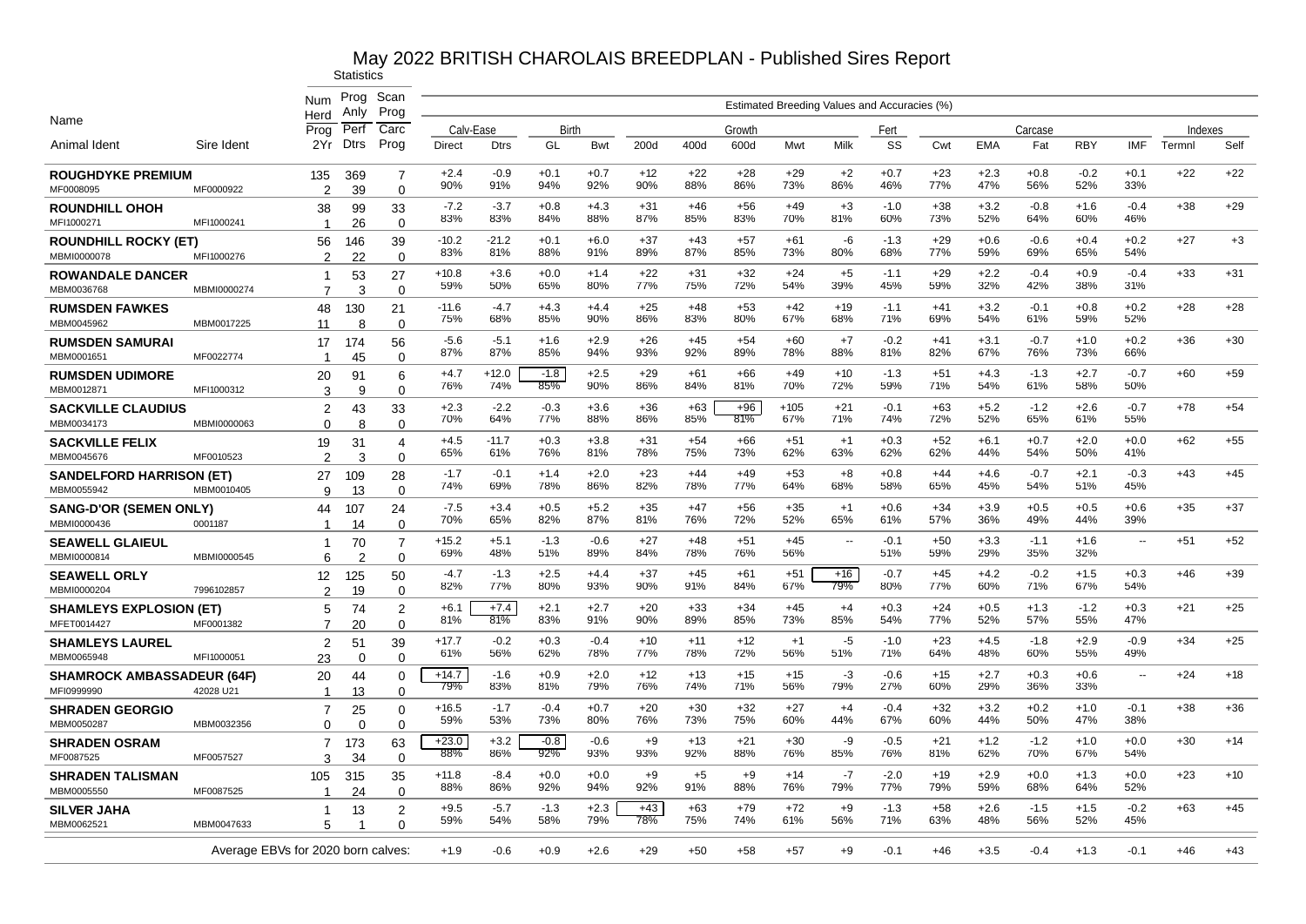# May 2022 BRITISH CHAROLAIS BREEDPLAN - Published Sires Report

| Name | | Statistics | | | Estimated Breeding Values and Accuracies (%) | | | | | | | | | | | | | | | | | | |
|---|---|---|---|---|---|---|---|---|---|---|---|---|---|---|---|---|---|---|---|---|---|---|---|
| | | Num Herd Prog | Prog Anly Perf | Scan Prog Carc | Calv-Ease | | Birth | | Growth | | | | | Fert | Carcase | | | | | | Indexes | |
| Animal Ident | Sire Ident | 2Yr | Dtrs | Prog | Direct | Dtrs | GL | Bwt | 200d | 400d | 600d | Mwt | Milk | SS | Cwt | EMA | Fat | RBY | IMF | Termnl | Self |
| **ROUGHDYKE PREMIUM** | | 135 | 369 | 7 | +2.4 | -0.9 | +0.1 | +0.7 | +12 | +22 | +28 | +29 | +2 | +0.7 | +23 | +2.3 | +0.8 | -0.2 | +0.1 | +22 | +22 |
| MF0008095 | MF0000922 | 2 | 39 | 0 | 90% | 91% | 94% | 92% | 90% | 88% | 86% | 73% | 86% | 46% | 77% | 47% | 56% | 52% | 33% | | |
| **ROUNDHILL OHOH** | | 38 | 99 | 33 | -7.2 | -3.7 | +0.8 | +4.3 | +31 | +46 | +56 | +49 | +3 | -1.0 | +38 | +3.2 | -0.8 | +1.6 | -0.4 | +38 | +29 |
| MFI1000271 | MFI1000241 | 1 | 26 | 0 | 83% | 83% | 84% | 88% | 87% | 85% | 83% | 70% | 81% | 60% | 73% | 52% | 64% | 60% | 46% | | |
| **ROUNDHILL ROCKY (ET)** | | 56 | 146 | 39 | -10.2 | -21.2 | +0.1 | +6.0 | +37 | +43 | +57 | +61 | -6 | -1.3 | +29 | +0.6 | -0.6 | +0.4 | +0.2 | +27 | +3 |
| MBMI0000078 | MFI1000276 | 2 | 22 | 0 | 83% | 81% | 88% | 91% | 89% | 87% | 85% | 73% | 80% | 68% | 77% | 59% | 69% | 65% | 54% | | |
| **ROWANDALE DANCER** | | 1 | 53 | 27 | +10.8 | +3.6 | +0.0 | +1.4 | +22 | +31 | +32 | +24 | +5 | -1.1 | +29 | +2.2 | -0.4 | +0.9 | -0.4 | +33 | +31 |
| MBM0036768 | MBMI0000274 | 7 | 3 | 0 | 59% | 50% | 65% | 80% | 77% | 75% | 72% | 54% | 39% | 45% | 59% | 32% | 42% | 38% | 31% | | |
| **RUMSDEN FAWKES** | | 48 | 130 | 21 | -11.6 | -4.7 | +4.3 | +4.4 | +25 | +48 | +53 | +42 | +19 | -1.1 | +41 | +3.2 | -0.1 | +0.8 | +0.2 | +28 | +28 |
| MBM0045962 | MBM0017225 | 11 | 8 | 0 | 75% | 68% | 85% | 90% | 86% | 83% | 80% | 67% | 68% | 71% | 69% | 54% | 61% | 59% | 52% | | |
| **RUMSDEN SAMURAI** | | 17 | 174 | 56 | -5.6 | -5.1 | +1.6 | +2.9 | +26 | +45 | +54 | +60 | +7 | -0.2 | +41 | +3.1 | -0.7 | +1.0 | +0.2 | +36 | +30 |
| MBM0001651 | MF0022774 | 1 | 45 | 0 | 87% | 87% | 85% | 94% | 93% | 92% | 89% | 78% | 88% | 81% | 82% | 67% | 76% | 73% | 66% | | |
| **RUMSDEN UDIMORE** | | 20 | 91 | 6 | +4.7 | +12.0 | -1.8 | +2.5 | +29 | +61 | +66 | +49 | +10 | -1.3 | +51 | +4.3 | -1.3 | +2.7 | -0.7 | +60 | +59 |
| MBM0012871 | MFI1000312 | 3 | 9 | 0 | 76% | 74% | 85% | 90% | 86% | 84% | 81% | 70% | 72% | 59% | 71% | 54% | 61% | 58% | 50% | | |
| **SACKVILLE CLAUDIUS** | | 2 | 43 | 33 | +2.3 | -2.2 | -0.3 | +3.6 | +36 | +63 | +96 | +105 | +21 | -0.1 | +63 | +5.2 | -1.2 | +2.6 | -0.7 | +78 | +54 |
| MBM0034173 | MBMI0000063 | 0 | 8 | 0 | 70% | 64% | 77% | 88% | 86% | 85% | 81% | 67% | 71% | 74% | 72% | 52% | 65% | 61% | 55% | | |
| **SACKVILLE FELIX** | | 19 | 31 | 4 | +4.5 | -11.7 | +0.3 | +3.8 | +31 | +54 | +66 | +51 | +1 | +0.3 | +52 | +6.1 | +0.7 | +2.0 | +0.0 | +62 | +55 |
| MBM0045676 | MF0010523 | 2 | 3 | 0 | 65% | 61% | 76% | 81% | 78% | 75% | 73% | 62% | 63% | 62% | 62% | 44% | 54% | 50% | 41% | | |
| **SANDELFORD HARRISON (ET)** | | 27 | 109 | 28 | -1.7 | -0.1 | +1.4 | +2.0 | +23 | +44 | +49 | +53 | +8 | +0.8 | +44 | +4.6 | -0.7 | +2.1 | -0.3 | +43 | +45 |
| MBM0055942 | MBM0010405 | 9 | 13 | 0 | 74% | 69% | 78% | 86% | 82% | 78% | 77% | 64% | 68% | 58% | 65% | 45% | 54% | 51% | 45% | | |
| **SANG-D'OR (SEMEN ONLY)** | | 44 | 107 | 24 | -7.5 | +3.4 | +0.5 | +5.2 | +35 | +47 | +56 | +35 | +1 | +0.6 | +34 | +3.9 | +0.5 | +0.5 | +0.6 | +35 | +37 |
| MBMI0000436 | 0001187 | 1 | 14 | 0 | 70% | 65% | 82% | 87% | 81% | 76% | 72% | 52% | 65% | 61% | 57% | 36% | 49% | 44% | 39% | | |
| **SEAWELL GLAIEUL** | | 1 | 70 | 7 | +15.2 | +5.1 | -1.3 | -0.6 | +27 | +48 | +51 | +45 | -- | -0.1 | +50 | +3.3 | -1.1 | +1.6 | -- | +51 | +52 |
| MBMI0000814 | MBMI0000545 | 6 | 2 | 0 | 69% | 48% | 51% | 89% | 84% | 78% | 76% | 56% | | 51% | 59% | 29% | 35% | 32% | | | |
| **SEAWELL ORLY** | | 12 | 125 | 50 | -4.7 | -1.3 | +2.5 | +4.4 | +37 | +45 | +61 | +51 | +16 | -0.7 | +45 | +4.2 | -0.2 | +1.5 | +0.3 | +46 | +39 |
| MBMI0000204 | 7996102857 | 2 | 19 | 0 | 82% | 77% | 80% | 93% | 90% | 91% | 84% | 67% | 79% | 80% | 77% | 60% | 71% | 67% | 54% | | |
| **SHAMLEYS EXPLOSION (ET)** | | 5 | 74 | 2 | +6.1 | +7.4 | +2.1 | +2.7 | +20 | +33 | +34 | +45 | +4 | +0.3 | +24 | +0.5 | +1.3 | -1.2 | +0.3 | +21 | +25 |
| MFET0014427 | MF0001382 | 7 | 20 | 0 | 81% | 81% | 83% | 91% | 90% | 89% | 85% | 73% | 85% | 54% | 77% | 52% | 57% | 55% | 47% | | |
| **SHAMLEYS LAUREL** | | 2 | 51 | 39 | +17.7 | -0.2 | +0.3 | -0.4 | +10 | +11 | +12 | +1 | -5 | -1.0 | +23 | +4.5 | -1.8 | +2.9 | -0.9 | +34 | +25 |
| MBM0065948 | MFI1000051 | 23 | 0 | 0 | 61% | 56% | 62% | 78% | 77% | 78% | 72% | 56% | 51% | 71% | 64% | 48% | 60% | 55% | 49% | | |
| **SHAMROCK AMBASSADEUR (64F)** | | 20 | 44 | 0 | +14.7 | -1.6 | +0.9 | +2.0 | +12 | +13 | +15 | +15 | -3 | -0.6 | +15 | +2.7 | +0.3 | +0.6 | -- | +24 | +18 |
| MFI0999990 | 42028 U21 | 1 | 13 | 0 | 79% | 83% | 81% | 79% | 76% | 74% | 71% | 56% | 79% | 27% | 60% | 29% | 36% | 33% | | | |
| **SHRADEN GEORGIO** | | 7 | 25 | 0 | +16.5 | -1.7 | -0.4 | +0.7 | +20 | +30 | +32 | +27 | +4 | -0.4 | +32 | +3.2 | +0.2 | +1.0 | -0.1 | +38 | +36 |
| MBM0050287 | MBM0032356 | 0 | 0 | 0 | 59% | 53% | 73% | 80% | 76% | 73% | 75% | 60% | 44% | 67% | 60% | 44% | 50% | 47% | 38% | | |
| **SHRADEN OSRAM** | | 7 | 173 | 63 | +23.0 | +3.2 | -0.8 | -0.6 | +9 | +13 | +21 | +30 | -9 | -0.5 | +21 | +1.2 | -1.2 | +1.0 | +0.0 | +30 | +14 |
| MF0087525 | MF0057527 | 3 | 34 | 0 | 88% | 86% | 92% | 93% | 93% | 92% | 88% | 76% | 85% | 76% | 81% | 62% | 70% | 67% | 54% | | |
| **SHRADEN TALISMAN** | | 105 | 315 | 35 | +11.8 | -8.4 | +0.0 | +0.0 | +9 | +5 | +9 | +14 | -7 | -2.0 | +19 | +2.9 | +0.0 | +1.3 | +0.0 | +23 | +10 |
| MBM0005550 | MF0087525 | 1 | 24 | 0 | 88% | 86% | 92% | 94% | 92% | 91% | 88% | 76% | 79% | 77% | 79% | 59% | 68% | 64% | 52% | | |
| **SILVER JAHA** | | 1 | 13 | 2 | +9.5 | -5.7 | -1.3 | +2.3 | +43 | +63 | +79 | +72 | +9 | -1.3 | +58 | +2.6 | -1.5 | +1.5 | -0.2 | +63 | +45 |
| MBM0062521 | MBM0047633 | 5 | 1 | 0 | 59% | 54% | 58% | 79% | 78% | 75% | 74% | 61% | 56% | 71% | 63% | 48% | 56% | 52% | 45% | | |
| Average EBVs for 2020 born calves: | | | | | +1.9 | -0.6 | +0.9 | +2.6 | +29 | +50 | +58 | +57 | +9 | -0.1 | +46 | +3.5 | -0.4 | +1.3 | -0.1 | +46 | +43 |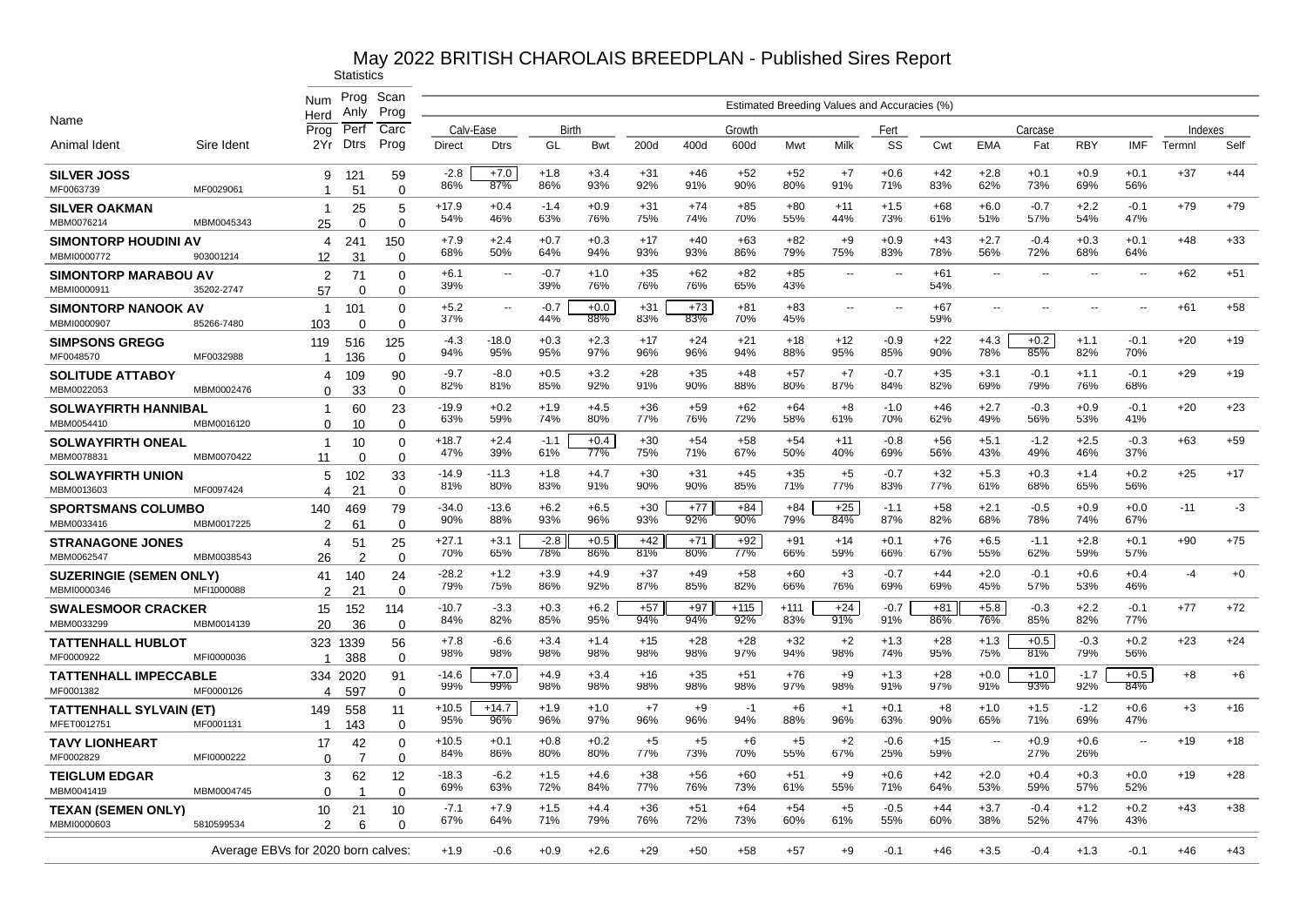# May 2022 BRITISH CHAROLAIS BREEDPLAN - Published Sires Report

| Name | | Statistics | | | Estimated Breeding Values and Accuracies (%) | | | | | | | | | | | | | | | | | | |
|---|---|---|---|---|---|---|---|---|---|---|---|---|---|---|---|---|---|---|---|---|---|---|---|
| | | Num Herd Prog | Prog Anly Perf | Scan Prog Carc | Calv-Ease | | Birth | | Growth | | | | | Fert | Carcase | | | | | Indexes | |
| Animal Ident | Sire Ident | 2Yr | Dtrs | Prog | Direct | Dtrs | GL | Bwt | 200d | 400d | 600d | Mwt | Milk | SS | Cwt | EMA | Fat | RBY | IMF | Termnl | Self |
| **SILVER JOSS** | | 9 | 121 | 59 | -2.8 | +7.0 | +1.8 | +3.4 | +31 | +46 | +52 | +52 | +7 | +0.6 | +42 | +2.8 | +0.1 | +0.9 | +0.1 | +37 | +44 |
| MF0063739 | MF0029061 | 1 | 51 | 0 | 86% | 87% | 86% | 93% | 92% | 91% | 90% | 80% | 91% | 71% | 83% | 62% | 73% | 69% | 56% | | |
| **SILVER OAKMAN** | | 1 | 25 | 5 | +17.9 | +0.4 | -1.4 | +0.9 | +31 | +74 | +85 | +80 | +11 | +1.5 | +68 | +6.0 | -0.7 | +2.2 | -0.1 | +79 | +79 |
| MBM0076214 | MBM0045343 | 25 | 0 | 0 | 54% | 46% | 63% | 76% | 75% | 74% | 70% | 55% | 44% | 73% | 61% | 51% | 57% | 54% | 47% | | |
| **SIMONTORP HOUDINI AV** | | 4 | 241 | 150 | +7.9 | +2.4 | +0.7 | +0.3 | +17 | +40 | +63 | +82 | +9 | +0.9 | +43 | +2.7 | -0.4 | +0.3 | +0.1 | +48 | +33 |
| MBMI0000772 | 903001214 | 12 | 31 | 0 | 68% | 50% | 64% | 94% | 93% | 93% | 86% | 79% | 75% | 83% | 78% | 56% | 72% | 68% | 64% | | |
| **SIMONTORP MARABOU AV** | | 2 | 71 | 0 | +6.1 | -- | -0.7 | +1.0 | +35 | +62 | +82 | +85 | -- | -- | +61 | -- | -- | -- | -- | +62 | +51 |
| MBMI0000911 | 35202-2747 | 57 | 0 | 0 | 39% | | 39% | 76% | 76% | 76% | 65% | 43% | | | 54% | | | | | | |
| **SIMONTORP NANOOK AV** | | 1 | 101 | 0 | +5.2 | -- | -0.7 | +0.0 | +31 | +73 | +81 | +83 | -- | -- | +67 | -- | -- | -- | -- | +61 | +58 |
| MBMI0000907 | 85266-7480 | 103 | 0 | 0 | 37% | | 44% | 88% | 83% | 83% | 70% | 45% | | | 59% | | | | | | |
| **SIMPSONS GREGG** | | 119 | 516 | 125 | -4.3 | -18.0 | +0.3 | +2.3 | +17 | +24 | +21 | +18 | +12 | -0.9 | +22 | +4.3 | +0.2 | +1.1 | -0.1 | +20 | +19 |
| MF0048570 | MF0032988 | 1 | 136 | 0 | 94% | 95% | 95% | 97% | 96% | 96% | 94% | 88% | 95% | 85% | 90% | 78% | 85% | 82% | 70% | | |
| **SOLITUDE ATTABOY** | | 4 | 109 | 90 | -9.7 | -8.0 | +0.5 | +3.2 | +28 | +35 | +48 | +57 | +7 | -0.7 | +35 | +3.1 | -0.1 | +1.1 | -0.1 | +29 | +19 |
| MBM0022053 | MBM0002476 | 0 | 33 | 0 | 82% | 81% | 85% | 92% | 91% | 90% | 88% | 80% | 87% | 84% | 82% | 69% | 79% | 76% | 68% | | |
| **SOLWAYFIRTH HANNIBAL** | | 1 | 60 | 23 | -19.9 | +0.2 | +1.9 | +4.5 | +36 | +59 | +62 | +64 | +8 | -1.0 | +46 | +2.7 | -0.3 | +0.9 | -0.1 | +20 | +23 |
| MBM0054410 | MBM0016120 | 0 | 10 | 0 | 63% | 59% | 74% | 80% | 77% | 76% | 72% | 58% | 61% | 70% | 62% | 49% | 56% | 53% | 41% | | |
| **SOLWAYFIRTH ONEAL** | | 1 | 10 | 0 | +18.7 | +2.4 | -1.1 | +0.4 | +30 | +54 | +58 | +54 | +11 | -0.8 | +56 | +5.1 | -1.2 | +2.5 | -0.3 | +63 | +59 |
| MBM0078831 | MBM0070422 | 11 | 0 | 0 | 47% | 39% | 61% | 77% | 75% | 71% | 67% | 50% | 40% | 69% | 56% | 43% | 49% | 46% | 37% | | |
| **SOLWAYFIRTH UNION** | | 5 | 102 | 33 | -14.9 | -11.3 | +1.8 | +4.7 | +30 | +31 | +45 | +35 | +5 | -0.7 | +32 | +5.3 | +0.3 | +1.4 | +0.2 | +25 | +17 |
| MBM0013603 | MF0097424 | 4 | 21 | 0 | 81% | 80% | 83% | 91% | 90% | 90% | 85% | 71% | 77% | 83% | 77% | 61% | 68% | 65% | 56% | | |
| **SPORTSMANS COLUMBO** | | 140 | 469 | 79 | -34.0 | -13.6 | +6.2 | +6.5 | +30 | +77 | +84 | +84 | +25 | -1.1 | +58 | +2.1 | -0.5 | +0.9 | +0.0 | -11 | -3 |
| MBM0033416 | MBM0017225 | 2 | 61 | 0 | 90% | 88% | 93% | 96% | 93% | 92% | 90% | 79% | 84% | 87% | 82% | 68% | 78% | 74% | 67% | | |
| **STRANAGONE JONES** | | 4 | 51 | 25 | +27.1 | +3.1 | -2.8 | +0.5 | +42 | +71 | +92 | +91 | +14 | +0.1 | +76 | +6.5 | -1.1 | +2.8 | +0.1 | +90 | +75 |
| MBM0062547 | MBM0038543 | 26 | 2 | 0 | 70% | 65% | 78% | 86% | 81% | 80% | 77% | 66% | 59% | 66% | 67% | 55% | 62% | 59% | 57% | | |
| **SUZERINGIE (SEMEN ONLY)** | | 41 | 140 | 24 | -28.2 | +1.2 | +3.9 | +4.9 | +37 | +49 | +58 | +60 | +3 | -0.7 | +44 | +2.0 | -0.1 | +0.6 | +0.4 | -4 | +0 |
| MBMI0000346 | MFI1000088 | 2 | 21 | 0 | 79% | 75% | 86% | 92% | 87% | 85% | 82% | 66% | 76% | 69% | 69% | 45% | 57% | 53% | 46% | | |
| **SWALESMOOR CRACKER** | | 15 | 152 | 114 | -10.7 | -3.3 | +0.3 | +6.2 | +57 | +97 | +115 | +111 | +24 | -0.7 | +81 | +5.8 | -0.3 | +2.2 | -0.1 | +77 | +72 |
| MBM0033299 | MBM0014139 | 20 | 36 | 0 | 84% | 82% | 85% | 95% | 94% | 94% | 92% | 83% | 91% | 91% | 86% | 76% | 85% | 82% | 77% | | |
| **TATTENHALL HUBLOT** | | 323 | 1339 | 56 | +7.8 | -6.6 | +3.4 | +1.4 | +15 | +28 | +28 | +32 | +2 | +1.3 | +28 | +1.3 | +0.5 | -0.3 | +0.2 | +23 | +24 |
| MF0000922 | MFI0000036 | 1 | 388 | 0 | 98% | 98% | 98% | 98% | 98% | 98% | 97% | 94% | 98% | 74% | 95% | 75% | 81% | 79% | 56% | | |
| **TATTENHALL IMPECCABLE** | | 334 | 2020 | 91 | -14.6 | +7.0 | +4.9 | +3.4 | +16 | +35 | +51 | +76 | +9 | +1.3 | +28 | +0.0 | +1.0 | -1.7 | +0.5 | +8 | +6 |
| MF0001382 | MF0000126 | 4 | 597 | 0 | 99% | 99% | 98% | 98% | 98% | 98% | 98% | 97% | 98% | 91% | 97% | 91% | 93% | 92% | 84% | | |
| **TATTENHALL SYLVAIN (ET)** | | 149 | 558 | 11 | +10.5 | +14.7 | +1.9 | +1.0 | +7 | +9 | -1 | +6 | +1 | +0.1 | +8 | +1.0 | +1.5 | -1.2 | +0.6 | +3 | +16 |
| MFET0012751 | MF0001131 | 1 | 143 | 0 | 95% | 96% | 96% | 97% | 96% | 96% | 94% | 88% | 96% | 63% | 90% | 65% | 71% | 69% | 47% | | |
| **TAVY LIONHEART** | | 17 | 42 | 0 | +10.5 | +0.1 | +0.8 | +0.2 | +5 | +5 | +6 | +5 | +2 | -0.6 | +15 | -- | +0.9 | +0.6 | -- | +19 | +18 |
| MF0002829 | MFI0000222 | 0 | 7 | 0 | 84% | 86% | 80% | 80% | 77% | 73% | 70% | 55% | 67% | 25% | 59% | | 27% | 26% | | | |
| **TEIGLUM EDGAR** | | 3 | 62 | 12 | -18.3 | -6.2 | +1.5 | +4.6 | +38 | +56 | +60 | +51 | +9 | +0.6 | +42 | +2.0 | +0.4 | +0.3 | +0.0 | +19 | +28 |
| MBM0041419 | MBM0004745 | 0 | 1 | 0 | 69% | 63% | 72% | 84% | 77% | 76% | 73% | 61% | 55% | 71% | 64% | 53% | 59% | 57% | 52% | | |
| **TEXAN (SEMEN ONLY)** | | 10 | 21 | 10 | -7.1 | +7.9 | +1.5 | +4.4 | +36 | +51 | +64 | +54 | +5 | -0.5 | +44 | +3.7 | -0.4 | +1.2 | +0.2 | +43 | +38 |
| MBMI0000603 | 5810599534 | 2 | 6 | 0 | 67% | 64% | 71% | 79% | 76% | 72% | 73% | 60% | 61% | 55% | 60% | 38% | 52% | 47% | 43% | | |
| | Average EBVs for 2020 born calves: | | | | +1.9 | -0.6 | +0.9 | +2.6 | +29 | +50 | +58 | +57 | +9 | -0.1 | +46 | +3.5 | -0.4 | +1.3 | -0.1 | +46 | +43 |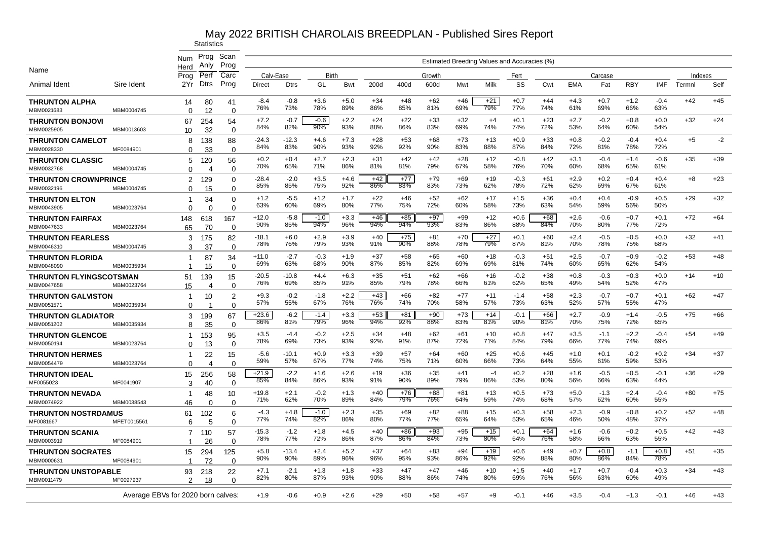# May 2022 BRITISH CHAROLAIS BREEDPLAN - Published Sires Report

| Name | | Statistics | | | Estimated Breeding Values and Accuracies (%) | | | | | | | | | | | | | | | | | | |
|---|---|---|---|---|---|---|---|---|---|---|---|---|---|---|---|---|---|---|---|---|---|---|---|
| | | Num Herd | Prog Anly | Scan Prog | Calv-Ease | | Birth | | Growth | | | | | Fert | Carcase | | | | | | Indexes | |
| Animal Ident | Sire Ident | Prog 2Yr | Perf Dtrs | Carc Prog | Direct | Dtrs | GL | Bwt | 200d | 400d | 600d | Mwt | Milk | SS | Cwt | EMA | Fat | RBY | IMF | Termnl | Self |
| **THRUNTON ALPHA** | | 14 | 80 | 41 | -8.4 | -0.8 | +3.6 | +5.0 | +34 | +48 | +62 | +46 | +21 | +0.7 | +44 | +4.3 | +0.7 | +1.2 | -0.4 | +42 | +45 |
| MBM0021683 | MBM0004745 | 0 | 12 | 0 | 76% | 73% | 78% | 89% | 86% | 85% | 81% | 69% | 79% | 77% | 74% | 61% | 69% | 66% | 63% | | |
| **THRUNTON BONJOVI** | | 67 | 254 | 54 | +7.2 | -0.7 | -0.6 | +2.2 | +24 | +22 | +33 | +32 | +4 | +0.1 | +23 | +2.7 | -0.2 | +0.8 | +0.0 | +32 | +24 |
| MBM0025905 | MBM0013603 | 10 | 32 | 0 | 84% | 82% | 90% | 93% | 88% | 86% | 83% | 69% | 74% | 74% | 72% | 53% | 64% | 60% | 54% | | |
| **THRUNTON CAMELOT** | | 8 | 138 | 88 | -24.3 | -12.3 | +4.6 | +7.3 | +28 | +53 | +68 | +73 | +13 | +0.9 | +33 | +0.8 | -0.2 | -0.4 | +0.4 | +5 | -2 |
| MBM0028330 | MF0084901 | 0 | 33 | 0 | 84% | 83% | 90% | 93% | 92% | 92% | 90% | 83% | 88% | 87% | 84% | 72% | 81% | 78% | 72% | | |
| **THRUNTON CLASSIC** | | 5 | 120 | 56 | +0.2 | +0.4 | +2.7 | +2.3 | +31 | +42 | +42 | +28 | +12 | -0.8 | +42 | +3.1 | -0.4 | +1.4 | -0.6 | +35 | +39 |
| MBM0032768 | MBM0004745 | 0 | 4 | 0 | 70% | 65% | 71% | 86% | 81% | 81% | 79% | 67% | 58% | 76% | 70% | 60% | 68% | 65% | 61% | | |
| **THRUNTON CROWNPRINCE** | | 2 | 129 | 0 | -28.4 | -2.0 | +3.5 | +4.6 | +42 | +77 | +79 | +69 | +19 | -0.3 | +61 | +2.9 | +0.2 | +0.4 | +0.4 | +8 | +23 |
| MBM0032196 | MBM0004745 | 0 | 15 | 0 | 85% | 85% | 75% | 92% | 86% | 83% | 83% | 73% | 62% | 78% | 72% | 62% | 69% | 67% | 61% | | |
| **THRUNTON ELTON** | | 1 | 34 | 0 | +1.2 | -5.5 | +1.2 | +1.7 | +22 | +46 | +52 | +62 | +17 | +1.5 | +36 | +0.4 | +0.4 | -0.9 | +0.5 | +29 | +32 |
| MBM0043905 | MBM0023764 | 0 | 0 | 0 | 63% | 60% | 69% | 80% | 77% | 75% | 72% | 60% | 58% | 73% | 63% | 54% | 59% | 56% | 50% | | |
| **THRUNTON FAIRFAX** | | 148 | 618 | 167 | +12.0 | -5.8 | -1.0 | +3.3 | +46 | +85 | +97 | +99 | +12 | +0.6 | +68 | +2.6 | -0.6 | +0.7 | +0.1 | +72 | +64 |
| MBM0047633 | MBM0023764 | 65 | 70 | 0 | 90% | 85% | 94% | 96% | 94% | 94% | 93% | 83% | 86% | 88% | 84% | 70% | 80% | 77% | 72% | | |
| **THRUNTON FEARLESS** | | 3 | 175 | 82 | -18.1 | +6.0 | +2.9 | +3.9 | +40 | +75 | +81 | +70 | +27 | +0.1 | +60 | +2.4 | -0.5 | +0.5 | +0.0 | +32 | +41 |
| MBM0046310 | MBM0004745 | 3 | 37 | 0 | 78% | 76% | 79% | 93% | 91% | 90% | 88% | 78% | 79% | 87% | 81% | 70% | 78% | 75% | 68% | | |
| **THRUNTON FLORIDA** | | 1 | 87 | 34 | +11.0 | -2.7 | -0.3 | +1.9 | +37 | +58 | +65 | +60 | +18 | -0.3 | +51 | +2.5 | -0.7 | +0.9 | -0.2 | +53 | +48 |
| MBM0048090 | MBM0035934 | 1 | 15 | 0 | 69% | 63% | 68% | 90% | 87% | 85% | 82% | 69% | 69% | 81% | 74% | 60% | 65% | 62% | 54% | | |
| **THRUNTON FLYINGSCOTSMAN** | | 51 | 139 | 15 | -20.5 | -10.8 | +4.4 | +6.3 | +35 | +51 | +62 | +66 | +16 | -0.2 | +38 | +0.8 | -0.3 | +0.3 | +0.0 | +14 | +10 |
| MBM0047658 | MBM0023764 | 15 | 4 | 0 | 76% | 69% | 85% | 91% | 85% | 79% | 78% | 66% | 61% | 62% | 65% | 49% | 54% | 52% | 47% | | |
| **THRUNTON GALVISTON** | | 1 | 10 | 2 | +9.3 | -0.2 | -1.8 | +2.2 | +43 | +66 | +82 | +77 | +11 | -1.4 | +58 | +2.3 | -0.7 | +0.7 | +0.1 | +62 | +47 |
| MBM0051571 | MBM0035934 | 0 | 1 | 0 | 57% | 55% | 67% | 76% | 76% | 74% | 70% | 58% | 57% | 73% | 63% | 52% | 57% | 55% | 47% | | |
| **THRUNTON GLADIATOR** | | 3 | 199 | 67 | +23.6 | -6.2 | -1.4 | +3.3 | +53 | +81 | +90 | +73 | +14 | -0.1 | +66 | +2.7 | -0.9 | +1.4 | -0.5 | +75 | +66 |
| MBM0051202 | MBM0035934 | 8 | 35 | 0 | 86% | 81% | 79% | 96% | 94% | 92% | 88% | 83% | 81% | 90% | 81% | 70% | 75% | 72% | 65% | | |
| **THRUNTON GLENCOE** | | 1 | 153 | 95 | +3.5 | -4.4 | -0.2 | +2.5 | +34 | +48 | +62 | +61 | +10 | +0.8 | +47 | +3.5 | -1.1 | +2.2 | -0.4 | +54 | +49 |
| MBM0050194 | MBM0023764 | 0 | 13 | 0 | 78% | 69% | 73% | 93% | 92% | 91% | 87% | 72% | 71% | 84% | 79% | 66% | 77% | 74% | 69% | | |
| **THRUNTON HERMES** | | 1 | 22 | 15 | -5.6 | -10.1 | +0.9 | +3.3 | +39 | +57 | +64 | +60 | +25 | +0.6 | +45 | +1.0 | +0.1 | -0.2 | +0.2 | +34 | +37 |
| MBM0054479 | MBM0023764 | 0 | 4 | 0 | 59% | 57% | 67% | 77% | 74% | 75% | 71% | 60% | 66% | 73% | 64% | 55% | 61% | 59% | 53% | | |
| **THRUNTON IDEAL** | | 15 | 256 | 58 | +21.9 | -2.2 | +1.6 | +2.6 | +19 | +36 | +35 | +41 | -4 | +0.2 | +28 | +1.6 | -0.5 | +0.5 | -0.1 | +36 | +29 |
| MF0055023 | MF0041907 | 3 | 40 | 0 | 85% | 84% | 86% | 93% | 91% | 90% | 89% | 79% | 86% | 53% | 80% | 56% | 66% | 63% | 44% | | |
| **THRUNTON NEVADA** | | 1 | 48 | 10 | +19.8 | +2.1 | -0.2 | +1.3 | +40 | +76 | +88 | +81 | +13 | +0.5 | +73 | +5.0 | -1.3 | +2.4 | -0.4 | +80 | +75 |
| MBM0074922 | MBM0038543 | 46 | 0 | 0 | 71% | 62% | 70% | 89% | 84% | 79% | 76% | 64% | 59% | 74% | 68% | 57% | 62% | 60% | 55% | | |
| **THRUNTON NOSTRDAMUS** | | 61 | 102 | 6 | -4.3 | +4.8 | -1.0 | +2.3 | +35 | +69 | +82 | +88 | +15 | +0.3 | +58 | +2.3 | -0.9 | +0.8 | +0.2 | +52 | +48 |
| MF0081667 | MFET0015561 | 6 | 5 | 0 | 77% | 74% | 82% | 86% | 80% | 77% | 77% | 65% | 64% | 53% | 65% | 46% | 50% | 48% | 37% | | |
| **THRUNTON SCANIA** | | 7 | 110 | 57 | -15.3 | -1.2 | +1.8 | +4.5 | +40 | +86 | +93 | +95 | +15 | +0.1 | +64 | +1.6 | -0.6 | +0.2 | +0.5 | +42 | +43 |
| MBM0003919 | MF0084901 | 1 | 26 | 0 | 78% | 77% | 72% | 86% | 87% | 86% | 84% | 73% | 80% | 64% | 76% | 58% | 66% | 63% | 55% | | |
| **THRUNTON SOCRATES** | | 15 | 294 | 125 | +5.8 | -13.4 | +2.4 | +5.2 | +37 | +64 | +83 | +94 | +19 | +0.6 | +49 | +0.7 | +0.8 | -1.1 | +0.8 | +51 | +35 |
| MBM0000631 | MF0084901 | 1 | 72 | 0 | 90% | 90% | 89% | 96% | 96% | 95% | 93% | 86% | 92% | 92% | 88% | 80% | 86% | 84% | 78% | | |
| **THRUNTON UNSTOPABLE** | | 93 | 218 | 22 | +7.1 | -2.1 | +1.3 | +1.8 | +33 | +47 | +47 | +46 | +10 | +1.5 | +40 | +1.7 | +0.7 | -0.4 | +0.3 | +34 | +43 |
| MBM0011479 | MF0097937 | 2 | 18 | 0 | 82% | 80% | 87% | 93% | 90% | 88% | 86% | 74% | 80% | 69% | 76% | 56% | 63% | 60% | 49% | | |
| Average EBVs for 2020 born calves: | | | | | +1.9 | -0.6 | +0.9 | +2.6 | +29 | +50 | +58 | +57 | +9 | -0.1 | +46 | +3.5 | -0.4 | +1.3 | -0.1 | +46 | +43 |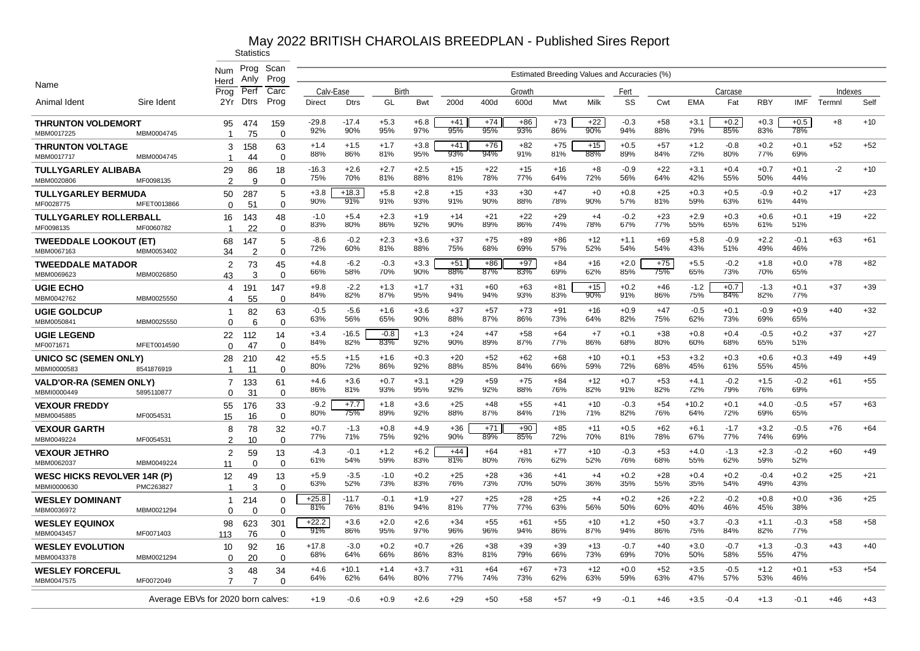# May 2022 BRITISH CHAROLAIS BREEDPLAN - Published Sires Report

| Name | | Statistics | | | Estimated Breeding Values and Accuracies (%) | | | | | | | | | | | | | | | | | | |
|---|---|---|---|---|---|---|---|---|---|---|---|---|---|---|---|---|---|---|---|---|---|---|---|
| | | Num Herd | Prog Anly | Scan Prog | Calv-Ease | | Birth | | Growth | | | | | Fert | Carcase | | | | | | Indexes | |
| Animal Ident | Sire Ident | Prog / 2Yr | Perf / Dtrs | Carc / Prog | Direct | Dtrs | GL | Bwt | 200d | 400d | 600d | Mwt | Milk | SS | Cwt | EMA | Fat | RBY | IMF | Termnl | Self |
| **THRUNTON VOLDEMORT** | | 95 | 474 | 159 | -29.8 | -17.4 | +5.3 | +6.8 | +41 | +74 | +86 | +73 | +22 | -0.3 | +58 | +3.1 | +0.2 | +0.3 | +0.5 | +8 | +10 |
| MBM0017225 | MBM0004745 | 1 | 75 | 0 | 92% | 90% | 95% | 97% | 95% | 95% | 93% | 86% | 90% | 94% | 88% | 79% | 85% | 83% | 78% | | |
| **THRUNTON VOLTAGE** | | 3 | 158 | 63 | +1.4 | +1.5 | +1.7 | +3.8 | +41 | +76 | +82 | +75 | +15 | +0.5 | +57 | +1.2 | -0.8 | +0.2 | +0.1 | +52 | +52 |
| MBM0017717 | MBM0004745 | 1 | 44 | 0 | 88% | 86% | 81% | 95% | 93% | 94% | 91% | 81% | 88% | 89% | 84% | 72% | 80% | 77% | 69% | | |
| **TULLYGARLEY ALIBABA** | | 29 | 86 | 18 | -16.3 | +2.6 | +2.7 | +2.5 | +15 | +22 | +15 | +16 | +8 | -0.9 | +22 | +3.1 | +0.4 | +0.7 | +0.1 | -2 | +10 |
| MBM0020806 | MF0098135 | 2 | 9 | 0 | 75% | 70% | 81% | 88% | 81% | 78% | 77% | 64% | 72% | 56% | 64% | 42% | 55% | 50% | 44% | | |
| **TULLYGARLEY BERMUDA** | | 50 | 287 | 5 | +3.8 | +18.3 | +5.8 | +2.8 | +15 | +33 | +30 | +47 | +0 | +0.8 | +25 | +0.3 | +0.5 | -0.9 | +0.2 | +17 | +23 |
| MF0028775 | MFET0013866 | 0 | 51 | 0 | 90% | 91% | 91% | 93% | 91% | 90% | 88% | 78% | 90% | 57% | 81% | 59% | 63% | 61% | 44% | | |
| **TULLYGARLEY ROLLERBALL** | | 16 | 143 | 48 | -1.0 | +5.4 | +2.3 | +1.9 | +14 | +21 | +22 | +29 | +4 | -0.2 | +23 | +2.9 | +0.3 | +0.6 | +0.1 | +19 | +22 |
| MF0098135 | MF0060782 | 1 | 22 | 0 | 83% | 80% | 86% | 92% | 90% | 89% | 86% | 74% | 78% | 67% | 77% | 55% | 65% | 61% | 51% | | |
| **TWEEDDALE LOOKOUT (ET)** | | 68 | 147 | 5 | -8.6 | -0.2 | +2.3 | +3.6 | +37 | +75 | +89 | +86 | +12 | +1.1 | +69 | +5.8 | -0.9 | +2.2 | -0.1 | +63 | +61 |
| MBM0067163 | MBM0053402 | 34 | 2 | 0 | 72% | 60% | 81% | 88% | 75% | 68% | 69% | 57% | 52% | 54% | 54% | 43% | 51% | 49% | 46% | | |
| **TWEEDDALE MATADOR** | | 2 | 73 | 45 | +4.8 | -6.2 | -0.3 | +3.3 | +51 | +86 | +97 | +84 | +16 | +2.0 | +75 | +5.5 | -0.2 | +1.8 | +0.0 | +78 | +82 |
| MBM0069623 | MBM0026850 | 43 | 3 | 0 | 66% | 58% | 70% | 90% | 88% | 87% | 83% | 69% | 62% | 85% | 75% | 65% | 73% | 70% | 65% | | |
| **UGIE ECHO** | | 4 | 191 | 147 | +9.8 | -2.2 | +1.3 | +1.7 | +31 | +60 | +63 | +81 | +15 | +0.2 | +46 | -1.2 | +0.7 | -1.3 | +0.1 | +37 | +39 |
| MBM0042762 | MBM0025550 | 4 | 55 | 0 | 84% | 82% | 87% | 95% | 94% | 94% | 93% | 83% | 90% | 91% | 86% | 75% | 84% | 82% | 77% | | |
| **UGIE GOLDCUP** | | 1 | 82 | 63 | -0.5 | -5.6 | +1.6 | +3.6 | +37 | +57 | +73 | +91 | +16 | +0.9 | +47 | -0.5 | +0.1 | -0.9 | +0.9 | +40 | +32 |
| MBM0050841 | MBM0025550 | 0 | 6 | 0 | 63% | 56% | 65% | 90% | 88% | 87% | 86% | 73% | 64% | 82% | 75% | 62% | 73% | 69% | 65% | | |
| **UGIE LEGEND** | | 22 | 112 | 14 | +3.4 | -16.5 | -0.8 | +1.3 | +24 | +47 | +58 | +64 | +7 | +0.1 | +38 | +0.8 | +0.4 | -0.5 | +0.2 | +37 | +27 |
| MF0071671 | MFET0014590 | 0 | 47 | 0 | 84% | 82% | 83% | 92% | 90% | 89% | 87% | 77% | 86% | 68% | 80% | 60% | 68% | 65% | 51% | | |
| **UNICO SC (SEMEN ONLY)** | | 28 | 210 | 42 | +5.5 | +1.5 | +1.6 | +0.3 | +20 | +52 | +62 | +68 | +10 | +0.1 | +53 | +3.2 | +0.3 | +0.6 | +0.3 | +49 | +49 |
| MBMI0000583 | 8541876919 | 1 | 11 | 0 | 80% | 72% | 86% | 92% | 88% | 85% | 84% | 66% | 59% | 72% | 68% | 45% | 61% | 55% | 45% | | |
| **VALD'OR-RA (SEMEN ONLY)** | | 7 | 133 | 61 | +4.6 | +3.6 | +0.7 | +3.1 | +29 | +59 | +75 | +84 | +12 | +0.7 | +53 | +4.1 | -0.2 | +1.5 | -0.2 | +61 | +55 |
| MBMI0000449 | 5895110877 | 0 | 31 | 0 | 86% | 81% | 93% | 95% | 92% | 92% | 88% | 76% | 82% | 91% | 82% | 72% | 79% | 76% | 69% | | |
| **VEXOUR FREDDY** | | 55 | 176 | 33 | -9.2 | +7.7 | +1.8 | +3.6 | +25 | +48 | +55 | +41 | +10 | -0.3 | +54 | +10.2 | +0.1 | +4.0 | -0.5 | +57 | +63 |
| MBM0045885 | MF0054531 | 15 | 16 | 0 | 80% | 75% | 89% | 92% | 88% | 87% | 84% | 71% | 71% | 82% | 76% | 64% | 72% | 69% | 65% | | |
| **VEXOUR GARTH** | | 8 | 78 | 32 | +0.7 | -1.3 | +0.8 | +4.9 | +36 | +71 | +90 | +85 | +11 | +0.5 | +62 | +6.1 | -1.7 | +3.2 | -0.5 | +76 | +64 |
| MBM0049224 | MF0054531 | 2 | 10 | 0 | 77% | 71% | 75% | 92% | 90% | 89% | 85% | 72% | 70% | 81% | 78% | 67% | 77% | 74% | 69% | | |
| **VEXOUR JETHRO** | | 2 | 59 | 13 | -4.3 | -0.1 | +1.2 | +6.2 | +44 | +64 | +81 | +77 | +10 | -0.3 | +53 | +4.0 | -1.3 | +2.3 | -0.2 | +60 | +49 |
| MBM0062037 | MBM0049224 | 11 | 0 | 0 | 61% | 54% | 59% | 83% | 81% | 80% | 76% | 62% | 52% | 76% | 68% | 55% | 62% | 59% | 52% | | |
| **WESC HICKS REVOLVER 14R (P)** | | 12 | 49 | 13 | +5.9 | -3.5 | -1.0 | +0.2 | +25 | +28 | +36 | +41 | +4 | +0.2 | +28 | +0.4 | +0.2 | -0.4 | +0.2 | +25 | +21 |
| MBMI0000630 | PMC263827 | 1 | 3 | 0 | 63% | 52% | 73% | 83% | 76% | 73% | 70% | 50% | 36% | 35% | 55% | 35% | 54% | 49% | 43% | | |
| **WESLEY DOMINANT** | | 1 | 214 | 0 | +25.8 | -11.7 | -0.1 | +1.9 | +27 | +25 | +28 | +25 | +4 | +0.2 | +26 | +2.2 | -0.2 | +0.8 | +0.0 | +36 | +25 |
| MBM0036972 | MBM0021294 | 0 | 0 | 0 | 81% | 76% | 81% | 94% | 81% | 77% | 77% | 63% | 56% | 50% | 60% | 40% | 46% | 45% | 38% | | |
| **WESLEY EQUINOX** | | 98 | 623 | 301 | +22.2 | +3.6 | +2.0 | +2.6 | +34 | +55 | +61 | +55 | +10 | +1.2 | +50 | +3.7 | -0.3 | +1.1 | -0.3 | +58 | +58 |
| MBM0043457 | MF0071403 | 113 | 76 | 0 | 91% | 86% | 95% | 97% | 96% | 96% | 94% | 86% | 87% | 94% | 86% | 75% | 84% | 82% | 77% | | |
| **WESLEY EVOLUTION** | | 10 | 92 | 16 | +17.8 | -3.0 | +0.2 | +0.7 | +26 | +38 | +39 | +39 | +13 | -0.7 | +40 | +3.0 | -0.7 | +1.3 | -0.3 | +43 | +40 |
| MBM0043378 | MBM0021294 | 0 | 20 | 0 | 68% | 64% | 66% | 86% | 83% | 81% | 79% | 66% | 73% | 69% | 70% | 50% | 58% | 55% | 47% | | |
| **WESLEY FORCEFUL** | | 3 | 48 | 34 | +4.6 | +10.1 | +1.4 | +3.7 | +31 | +64 | +67 | +73 | +12 | +0.0 | +52 | +3.5 | -0.5 | +1.2 | +0.1 | +53 | +54 |
| MBM0047575 | MF0072049 | 7 | 7 | 0 | 64% | 62% | 64% | 80% | 77% | 74% | 73% | 62% | 63% | 59% | 63% | 47% | 57% | 53% | 46% | | |
| Average EBVs for 2020 born calves: | | | | | +1.9 | -0.6 | +0.9 | +2.6 | +29 | +50 | +58 | +57 | +9 | -0.1 | +46 | +3.5 | -0.4 | +1.3 | -0.1 | +46 | +43 |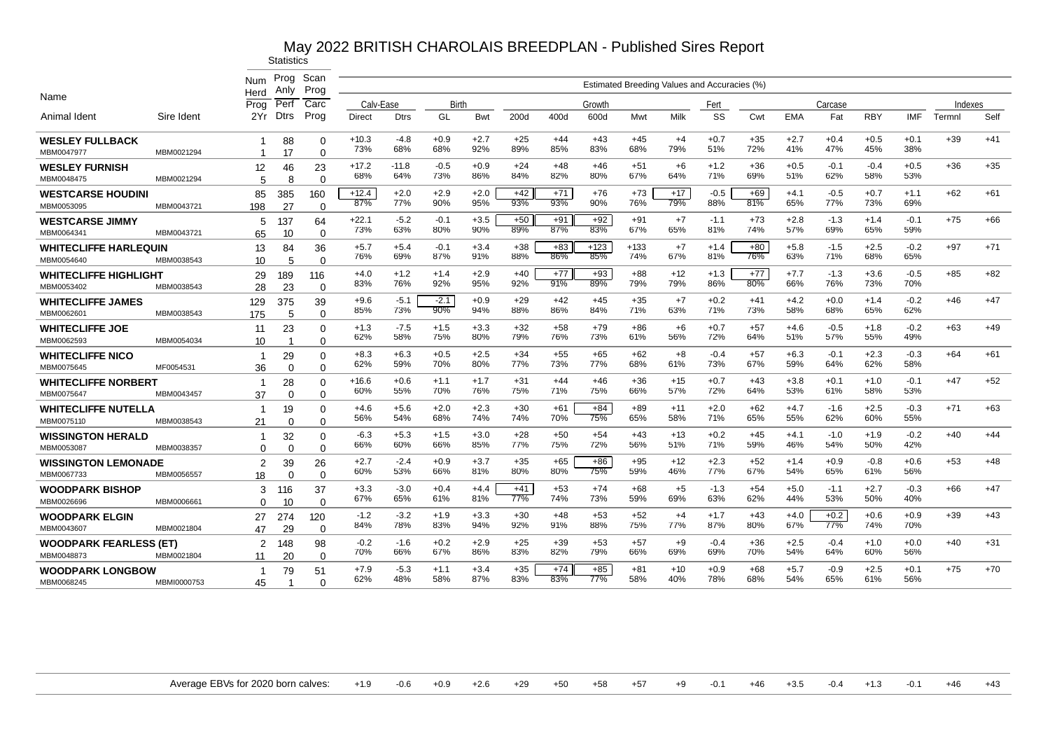# May 2022 BRITISH CHAROLAIS BREEDPLAN - Published Sires Report

| Name | | Statistics | | | Estimated Breeding Values and Accuracies (%) | | | | | | | | | | | | | | | | | |
|---|---|---|---|---|---|---|---|---|---|---|---|---|---|---|---|---|---|---|---|---|---|---|
| | | Num Herd | Prog Anly | Scan Prog | Calv-Ease | | Birth | | Growth | | | | | Fert | Carcase | | | | | Indexes | | |
| | | Prog | Perf | Carc | | | | | | | | | | | | | | | | | | |
| Animal Ident | Sire Ident | 2Yr | Dtrs | Prog | Direct | Dtrs | GL | Bwt | 200d | 400d | 600d | Mwt | Milk | SS | Cwt | EMA | Fat | RBY | IMF | Termnl | Self |
| **WESLEY FULLBACK** | | 1 | 88 | 0 | +10.3 | -4.8 | +0.9 | +2.7 | +25 | +44 | +43 | +45 | +4 | +0.7 | +35 | +2.7 | +0.4 | +0.5 | +0.1 | +39 | +41 |
| MBM0047977 | MBM0021294 | 1 | 17 | 0 | 73% | 68% | 68% | 92% | 89% | 85% | 83% | 68% | 79% | 51% | 72% | 41% | 47% | 45% | 38% | | |
| **WESLEY FURNISH** | | 12 | 46 | 23 | +17.2 | -11.8 | -0.5 | +0.9 | +24 | +48 | +46 | +51 | +6 | +1.2 | +36 | +0.5 | -0.1 | -0.4 | +0.5 | +36 | +35 |
| MBM0048475 | MBM0021294 | 5 | 8 | 0 | 68% | 64% | 73% | 86% | 84% | 82% | 80% | 67% | 64% | 71% | 69% | 51% | 62% | 58% | 53% | | |
| **WESTCARSE HOUDINI** | | 85 | 385 | 160 | +12.4 | +2.0 | +2.9 | +2.0 | +42 | +71 | +76 | +73 | +17 | -0.5 | +69 | +4.1 | -0.5 | +0.7 | +1.1 | +62 | +61 |
| MBM0053095 | MBM0043721 | 198 | 27 | 0 | 87% | 77% | 90% | 95% | 93% | 93% | 90% | 76% | 79% | 88% | 81% | 65% | 77% | 73% | 69% | | |
| **WESTCARSE JIMMY** | | 5 | 137 | 64 | +22.1 | -5.2 | -0.1 | +3.5 | +50 | +91 | +92 | +91 | +7 | -1.1 | +73 | +2.8 | -1.3 | +1.4 | -0.1 | +75 | +66 |
| MBM0064341 | MBM0043721 | 65 | 10 | 0 | 73% | 63% | 80% | 90% | 89% | 87% | 83% | 67% | 65% | 81% | 74% | 57% | 69% | 65% | 59% | | |
| **WHITECLIFFE HARLEQUIN** | | 13 | 84 | 36 | +5.7 | +5.4 | -0.1 | +3.4 | +38 | +83 | +123 | +133 | +7 | +1.4 | +80 | +5.8 | -1.5 | +2.5 | -0.2 | +97 | +71 |
| MBM0054640 | MBM0038543 | 10 | 5 | 0 | 76% | 69% | 87% | 91% | 88% | 86% | 85% | 74% | 67% | 81% | 76% | 63% | 71% | 68% | 65% | | |
| **WHITECLIFFE HIGHLIGHT** | | 29 | 189 | 116 | +4.0 | +1.2 | +1.4 | +2.9 | +40 | +77 | +93 | +88 | +12 | +1.3 | +77 | +7.7 | -1.3 | +3.6 | -0.5 | +85 | +82 |
| MBM0053402 | MBM0038543 | 28 | 23 | 0 | 83% | 76% | 92% | 95% | 92% | 91% | 89% | 79% | 79% | 86% | 80% | 66% | 76% | 73% | 70% | | |
| **WHITECLIFFE JAMES** | | 129 | 375 | 39 | +9.6 | -5.1 | -2.1 | +0.9 | +29 | +42 | +45 | +35 | +7 | +0.2 | +41 | +4.2 | +0.0 | +1.4 | -0.2 | +46 | +47 |
| MBM0062601 | MBM0038543 | 175 | 5 | 0 | 85% | 73% | 90% | 94% | 88% | 86% | 84% | 71% | 63% | 71% | 73% | 58% | 68% | 65% | 62% | | |
| **WHITECLIFFE JOE** | | 11 | 23 | 0 | +1.3 | -7.5 | +1.5 | +3.3 | +32 | +58 | +79 | +86 | +6 | +0.7 | +57 | +4.6 | -0.5 | +1.8 | -0.2 | +63 | +49 |
| MBM0062593 | MBM0054034 | 10 | 1 | 0 | 62% | 58% | 75% | 80% | 79% | 76% | 73% | 61% | 56% | 72% | 64% | 51% | 57% | 55% | 49% | | |
| **WHITECLIFFE NICO** | | 1 | 29 | 0 | +8.3 | +6.3 | +0.5 | +2.5 | +34 | +55 | +65 | +62 | +8 | -0.4 | +57 | +6.3 | -0.1 | +2.3 | -0.3 | +64 | +61 |
| MBM0075645 | MF0054531 | 36 | 0 | 0 | 62% | 59% | 70% | 80% | 77% | 73% | 77% | 68% | 61% | 73% | 67% | 59% | 64% | 62% | 58% | | |
| **WHITECLIFFE NORBERT** | | 1 | 28 | 0 | +16.6 | +0.6 | +1.1 | +1.7 | +31 | +44 | +46 | +36 | +15 | +0.7 | +43 | +3.8 | +0.1 | +1.0 | -0.1 | +47 | +52 |
| MBM0075647 | MBM0043457 | 37 | 0 | 0 | 60% | 55% | 70% | 76% | 75% | 71% | 75% | 66% | 57% | 72% | 64% | 53% | 61% | 58% | 53% | | |
| **WHITECLIFFE NUTELLA** | | 1 | 19 | 0 | +4.6 | +5.6 | +2.0 | +2.3 | +30 | +61 | +84 | +89 | +11 | +2.0 | +62 | +4.7 | -1.6 | +2.5 | -0.3 | +71 | +63 |
| MBM0075110 | MBM0038543 | 21 | 0 | 0 | 56% | 54% | 68% | 74% | 74% | 70% | 75% | 65% | 58% | 71% | 65% | 55% | 62% | 60% | 55% | | |
| **WISSINGTON HERALD** | | 1 | 32 | 0 | -6.3 | +5.3 | +1.5 | +3.0 | +28 | +50 | +54 | +43 | +13 | +0.2 | +45 | +4.1 | -1.0 | +1.9 | -0.2 | +40 | +44 |
| MBM0053087 | MBM0038357 | 0 | 0 | 0 | 66% | 60% | 66% | 85% | 77% | 75% | 72% | 56% | 51% | 71% | 59% | 46% | 54% | 50% | 42% | | |
| **WISSINGTON LEMONADE** | | 2 | 39 | 26 | +2.7 | -2.4 | +0.9 | +3.7 | +35 | +65 | +86 | +95 | +12 | +2.3 | +52 | +1.4 | +0.9 | -0.8 | +0.6 | +53 | +48 |
| MBM0067733 | MBM0056557 | 18 | 0 | 0 | 60% | 53% | 66% | 81% | 80% | 80% | 75% | 59% | 46% | 77% | 67% | 54% | 65% | 61% | 56% | | |
| **WOODPARK BISHOP** | | 3 | 116 | 37 | +3.3 | -3.0 | +0.4 | +4.4 | +41 | +53 | +74 | +68 | +5 | -1.3 | +54 | +5.0 | -1.1 | +2.7 | -0.3 | +66 | +47 |
| MBM0026696 | MBM0006661 | 0 | 10 | 0 | 67% | 65% | 61% | 81% | 77% | 74% | 73% | 59% | 69% | 63% | 62% | 44% | 53% | 50% | 40% | | |
| **WOODPARK ELGIN** | | 27 | 274 | 120 | -1.2 | -3.2 | +1.9 | +3.3 | +30 | +48 | +53 | +52 | +4 | +1.7 | +43 | +4.0 | +0.2 | +0.6 | +0.9 | +39 | +43 |
| MBM0043607 | MBM0021804 | 47 | 29 | 0 | 84% | 78% | 83% | 94% | 92% | 91% | 88% | 75% | 77% | 87% | 80% | 67% | 77% | 74% | 70% | | |
| **WOODPARK FEARLESS (ET)** | | 2 | 148 | 98 | -0.2 | -1.6 | +0.2 | +2.9 | +25 | +39 | +53 | +57 | +9 | -0.4 | +36 | +2.5 | -0.4 | +1.0 | +0.0 | +40 | +31 |
| MBM0048873 | MBM0021804 | 11 | 20 | 0 | 70% | 66% | 67% | 86% | 83% | 82% | 79% | 66% | 69% | 69% | 70% | 54% | 64% | 60% | 56% | | |
| **WOODPARK LONGBOW** | | 1 | 79 | 51 | +7.9 | -5.3 | +1.1 | +3.4 | +35 | +74 | +85 | +81 | +10 | +0.9 | +68 | +5.7 | -0.9 | +2.5 | +0.1 | +75 | +70 |
| MBM0068245 | MBMI0000753 | 45 | 1 | 0 | 62% | 48% | 58% | 87% | 83% | 83% | 77% | 58% | 40% | 78% | 68% | 54% | 65% | 61% | 56% | | |
| Average EBVs for 2020 born calves: | | | | | +1.9 | -0.6 | +0.9 | +2.6 | +29 | +50 | +58 | +57 | +9 | -0.1 | +46 | +3.5 | -0.4 | +1.3 | -0.1 | +46 | +43 |